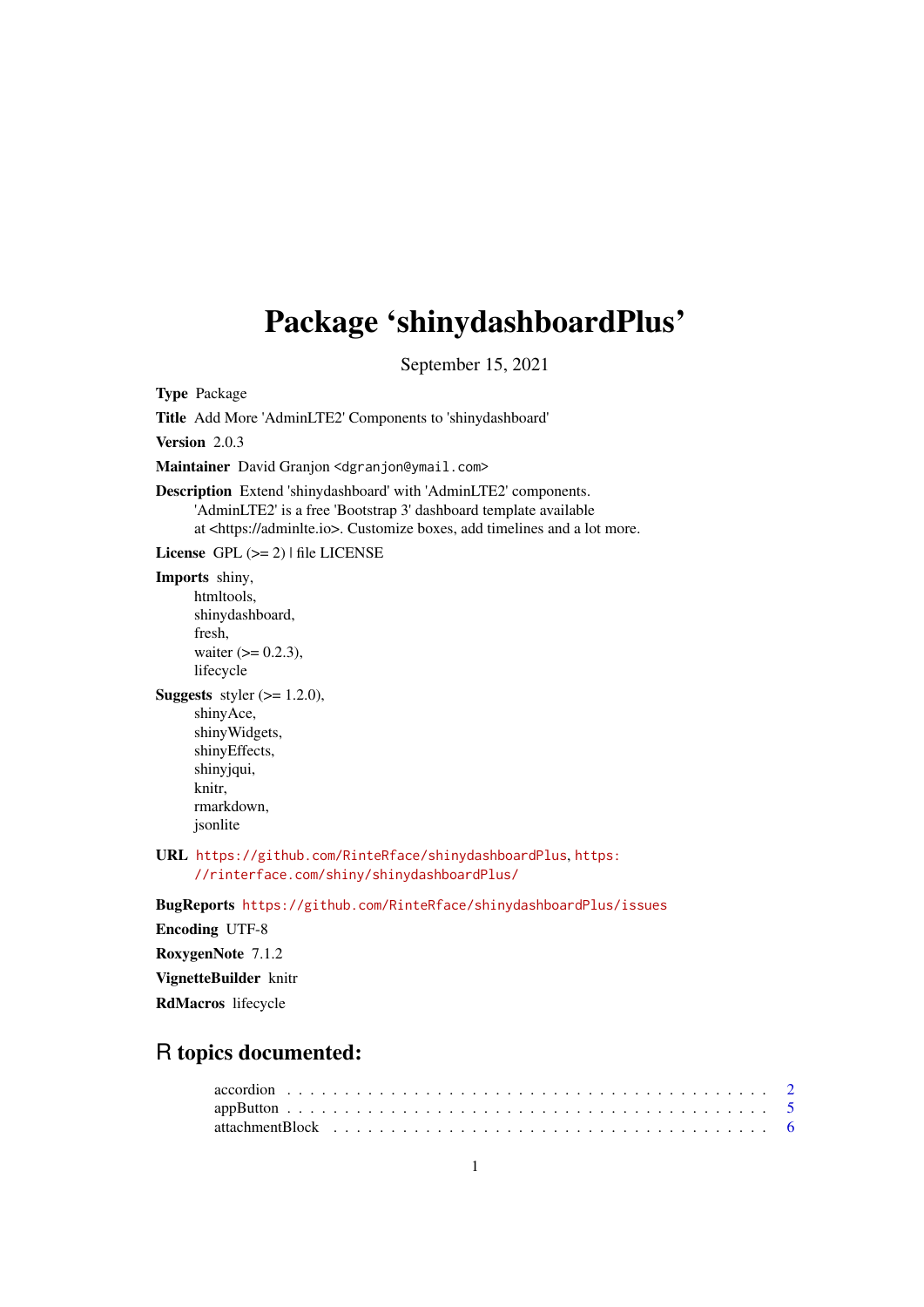# Package 'shinydashboardPlus'

September 15, 2021

**Type** Package

**Title** Add More 'AdminLTE2' Components to 'shinydashboard'

**Version** 2.0.3

**Maintainer** David Granjon <dgranjon@ymail.com>

**Description** Extend 'shinydashboard' with 'AdminLTE2' components.
'AdminLTE2' is a free 'Bootstrap 3' dashboard template available
at <https://adminlte.io>. Customize boxes, add timelines and a lot more.

**License** GPL (>= 2) | file LICENSE

**Imports** shiny,
htmltools,
shinydashboard,
fresh,
waiter (>= 0.2.3),
lifecycle

**Suggests** styler (>= 1.2.0),
shinyAce,
shinyWidgets,
shinyEffects,
shinyjqui,
knitr,
rmarkdown,
jsonlite

**URL** https://github.com/RinteRface/shinydashboardPlus, https://rinterface.com/shiny/shinydashboardPlus/

**BugReports** https://github.com/RinteRface/shinydashboardPlus/issues

**Encoding** UTF-8

**RoxygenNote** 7.1.2

**VignetteBuilder** knitr

**RdMacros** lifecycle

## R topics documented:

accordion . . . . . . . . . . . . . . . . . . . . . . . . . . . . . . . . . . . . . . . . . 2
appButton . . . . . . . . . . . . . . . . . . . . . . . . . . . . . . . . . . . . . . . . . 5
attachmentBlock . . . . . . . . . . . . . . . . . . . . . . . . . . . . . . . . . . . . . . 6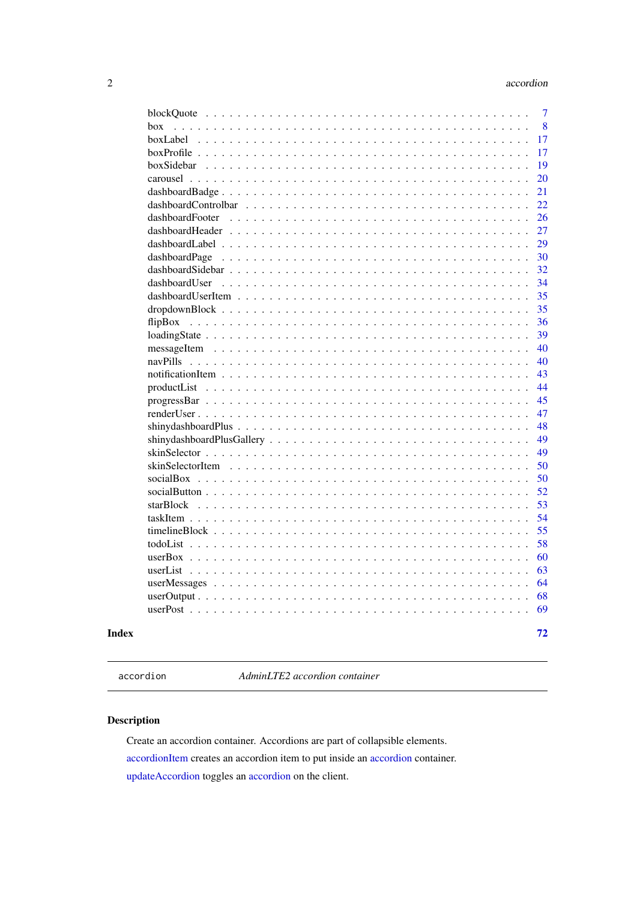blockQuote . . . . . . . . . . . . . . . . . . . . . . . . . . . . . . . . . . . . . . . 7
box . . . . . . . . . . . . . . . . . . . . . . . . . . . . . . . . . . . . . . . . . . . 8
boxLabel . . . . . . . . . . . . . . . . . . . . . . . . . . . . . . . . . . . . . . . . 17
boxProfile . . . . . . . . . . . . . . . . . . . . . . . . . . . . . . . . . . . . . . . 17
boxSidebar . . . . . . . . . . . . . . . . . . . . . . . . . . . . . . . . . . . . . . . 19
carousel . . . . . . . . . . . . . . . . . . . . . . . . . . . . . . . . . . . . . . . . 20
dashboardBadge . . . . . . . . . . . . . . . . . . . . . . . . . . . . . . . . . . . . . 21
dashboardControlbar . . . . . . . . . . . . . . . . . . . . . . . . . . . . . . . . . . 22
dashboardFooter . . . . . . . . . . . . . . . . . . . . . . . . . . . . . . . . . . . . 26
dashboardHeader . . . . . . . . . . . . . . . . . . . . . . . . . . . . . . . . . . . . 27
dashboardLabel . . . . . . . . . . . . . . . . . . . . . . . . . . . . . . . . . . . . . 29
dashboardPage . . . . . . . . . . . . . . . . . . . . . . . . . . . . . . . . . . . . . 30
dashboardSidebar . . . . . . . . . . . . . . . . . . . . . . . . . . . . . . . . . . . . 32
dashboardUser . . . . . . . . . . . . . . . . . . . . . . . . . . . . . . . . . . . . . 34
dashboardUserItem . . . . . . . . . . . . . . . . . . . . . . . . . . . . . . . . . . . 35
dropdownBlock . . . . . . . . . . . . . . . . . . . . . . . . . . . . . . . . . . . . . 35
flipBox . . . . . . . . . . . . . . . . . . . . . . . . . . . . . . . . . . . . . . . . . 36
loadingState . . . . . . . . . . . . . . . . . . . . . . . . . . . . . . . . . . . . . . 39
messageItem . . . . . . . . . . . . . . . . . . . . . . . . . . . . . . . . . . . . . . 40
navPills . . . . . . . . . . . . . . . . . . . . . . . . . . . . . . . . . . . . . . . . 40
notificationItem . . . . . . . . . . . . . . . . . . . . . . . . . . . . . . . . . . . . 43
productList . . . . . . . . . . . . . . . . . . . . . . . . . . . . . . . . . . . . . . 44
progressBar . . . . . . . . . . . . . . . . . . . . . . . . . . . . . . . . . . . . . . 45
renderUser . . . . . . . . . . . . . . . . . . . . . . . . . . . . . . . . . . . . . . . 47
shinydashboardPlus . . . . . . . . . . . . . . . . . . . . . . . . . . . . . . . . . . . 48
shinydashboardPlusGallery . . . . . . . . . . . . . . . . . . . . . . . . . . . . . . . 49
skinSelector . . . . . . . . . . . . . . . . . . . . . . . . . . . . . . . . . . . . . . 49
skinSelectorItem . . . . . . . . . . . . . . . . . . . . . . . . . . . . . . . . . . . . 50
socialBox . . . . . . . . . . . . . . . . . . . . . . . . . . . . . . . . . . . . . . . 50
socialButton . . . . . . . . . . . . . . . . . . . . . . . . . . . . . . . . . . . . . . 52
starBlock . . . . . . . . . . . . . . . . . . . . . . . . . . . . . . . . . . . . . . . . 53
taskItem . . . . . . . . . . . . . . . . . . . . . . . . . . . . . . . . . . . . . . . . 54
timelineBlock . . . . . . . . . . . . . . . . . . . . . . . . . . . . . . . . . . . . . . 55
todoList . . . . . . . . . . . . . . . . . . . . . . . . . . . . . . . . . . . . . . . . 58
userBox . . . . . . . . . . . . . . . . . . . . . . . . . . . . . . . . . . . . . . . . 60
userList . . . . . . . . . . . . . . . . . . . . . . . . . . . . . . . . . . . . . . . . 63
userMessages . . . . . . . . . . . . . . . . . . . . . . . . . . . . . . . . . . . . . . 64
userOutput . . . . . . . . . . . . . . . . . . . . . . . . . . . . . . . . . . . . . . . 68
userPost . . . . . . . . . . . . . . . . . . . . . . . . . . . . . . . . . . . . . . . . 69

**Index** **72**

---

`accordion` *AdminLTE2 accordion container*

---

## Description

Create an accordion container. Accordions are part of collapsible elements.

accordionItem creates an accordion item to put inside an accordion container.

updateAccordion toggles an accordion on the client.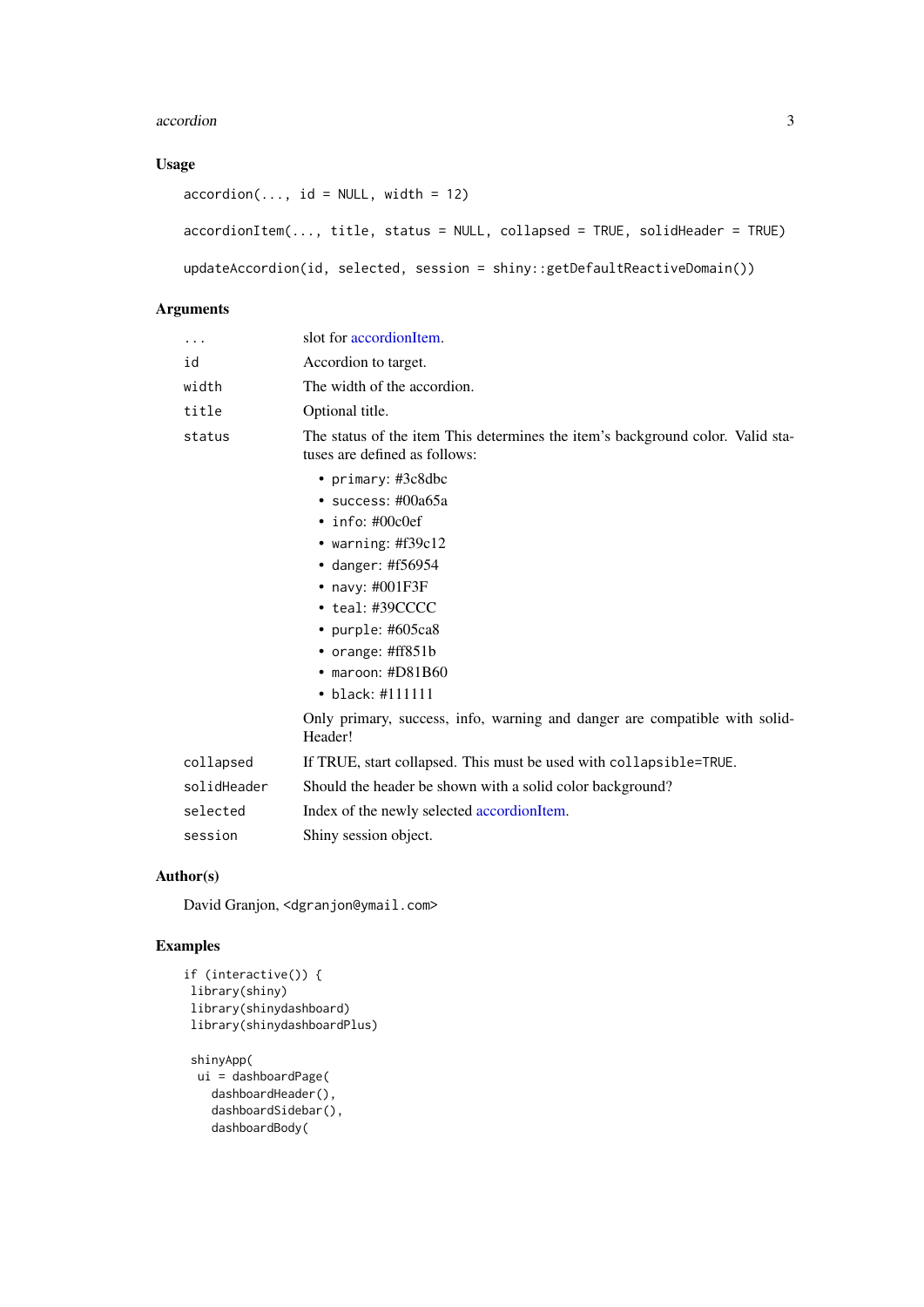### Usage

```
accordion(..., id = NULL, width = 12)

accordionItem(..., title, status = NULL, collapsed = TRUE, solidHeader = TRUE)

updateAccordion(id, selected, session = shiny::getDefaultReactiveDomain())
```

### Arguments

| | |
|---|---|
| `...` | slot for accordionItem. |
| `id` | Accordion to target. |
| `width` | The width of the accordion. |
| `title` | Optional title. |
| `status` | The status of the item This determines the item's background color. Valid statuses are defined as follows:<br>• `primary`: #3c8dbc<br>• `success`: #00a65a<br>• `info`: #00c0ef<br>• `warning`: #f39c12<br>• `danger`: #f56954<br>• `navy`: #001F3F<br>• `teal`: #39CCCC<br>• `purple`: #605ca8<br>• `orange`: #ff851b<br>• `maroon`: #D81B60<br>• `black`: #111111<br><br>Only primary, success, info, warning and danger are compatible with solidHeader! |
| `collapsed` | If TRUE, start collapsed. This must be used with `collapsible=TRUE`. |
| `solidHeader` | Should the header be shown with a solid color background? |
| `selected` | Index of the newly selected accordionItem. |
| `session` | Shiny session object. |

### Author(s)

David Granjon, `<dgranjon@ymail.com>`

### Examples

```
if (interactive()) {
 library(shiny)
 library(shinydashboard)
 library(shinydashboardPlus)

 shinyApp(
  ui = dashboardPage(
    dashboardHeader(),
    dashboardSidebar(),
    dashboardBody(
```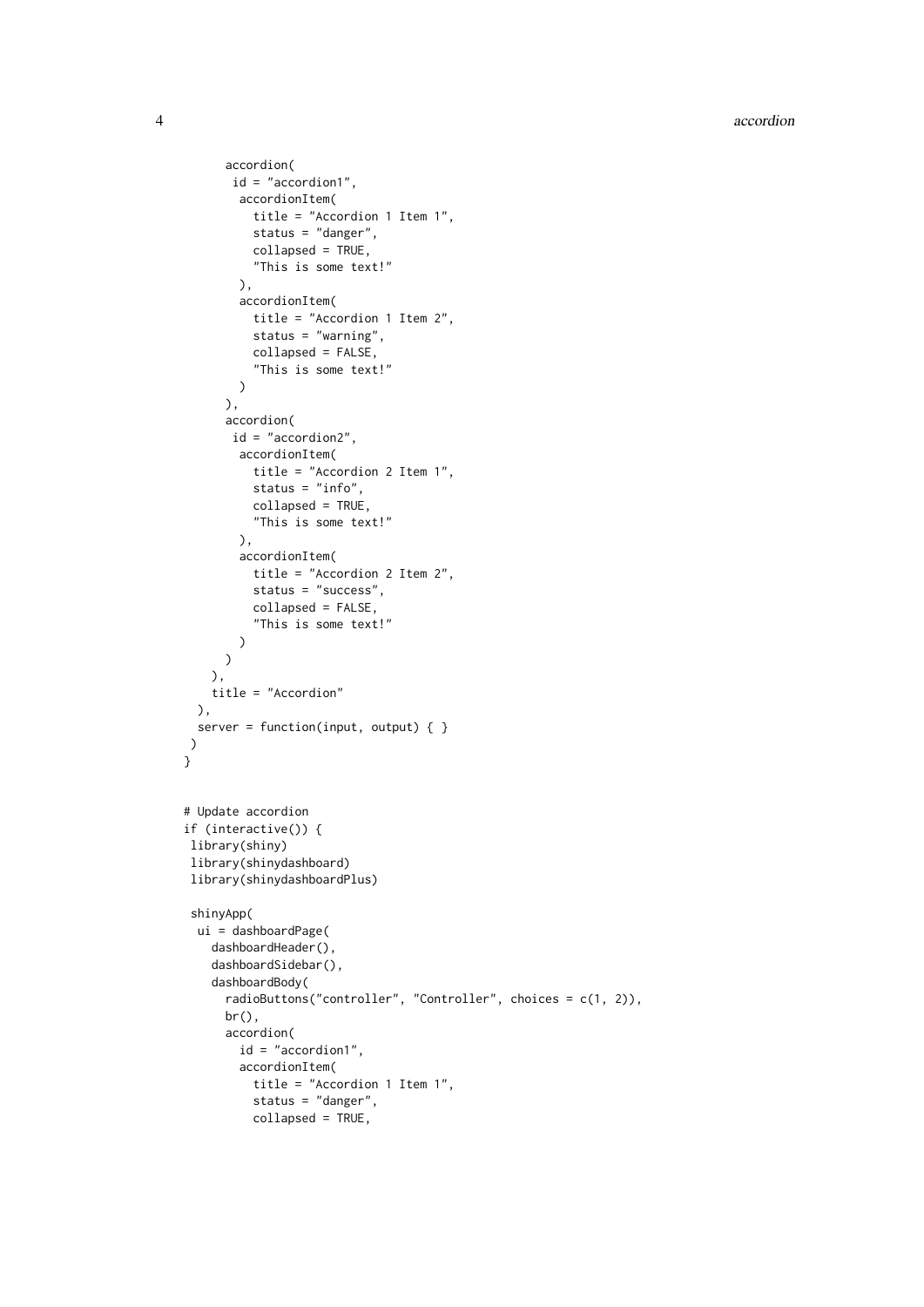```
      accordion(
       id = "accordion1",
        accordionItem(
          title = "Accordion 1 Item 1",
          status = "danger",
          collapsed = TRUE,
          "This is some text!"
        ),
        accordionItem(
          title = "Accordion 1 Item 2",
          status = "warning",
          collapsed = FALSE,
          "This is some text!"
        )
      ),
      accordion(
       id = "accordion2",
        accordionItem(
          title = "Accordion 2 Item 1",
          status = "info",
          collapsed = TRUE,
          "This is some text!"
        ),
        accordionItem(
          title = "Accordion 2 Item 2",
          status = "success",
          collapsed = FALSE,
          "This is some text!"
        )
      )
    ),
    title = "Accordion"
  ),
  server = function(input, output) { }
 )
}


# Update accordion
if (interactive()) {
 library(shiny)
 library(shinydashboard)
 library(shinydashboardPlus)

 shinyApp(
  ui = dashboardPage(
    dashboardHeader(),
    dashboardSidebar(),
    dashboardBody(
      radioButtons("controller", "Controller", choices = c(1, 2)),
      br(),
      accordion(
        id = "accordion1",
        accordionItem(
          title = "Accordion 1 Item 1",
          status = "danger",
          collapsed = TRUE,
```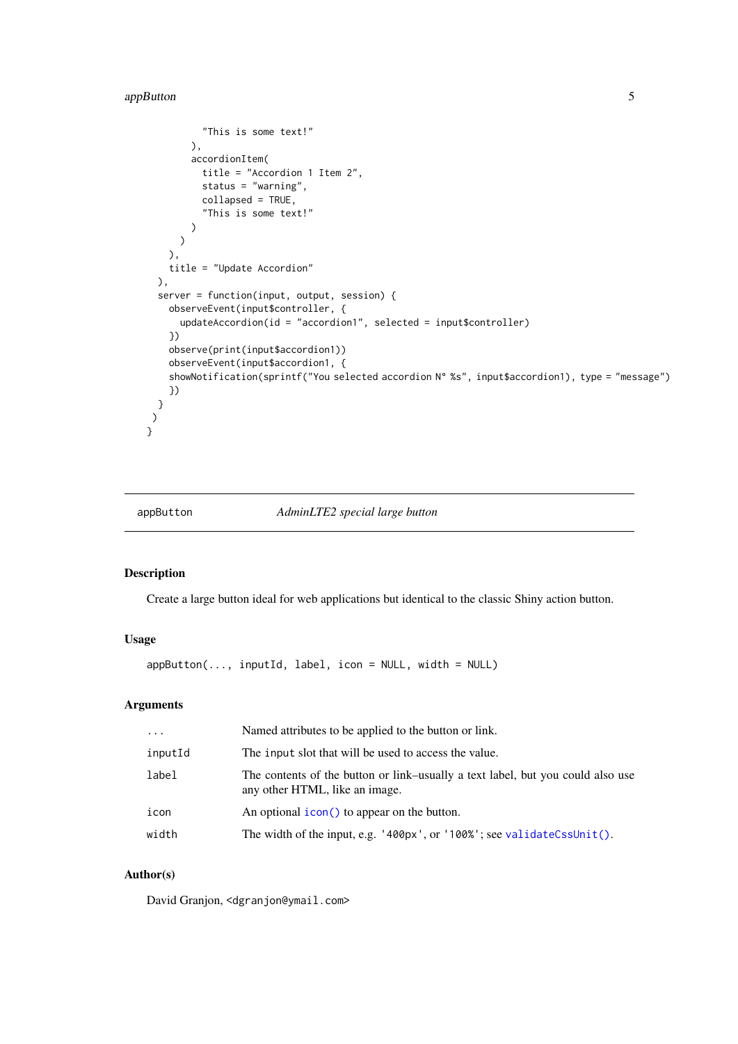```
          "This is some text!"
        ),
        accordionItem(
          title = "Accordion 1 Item 2",
          status = "warning",
          collapsed = TRUE,
          "This is some text!"
        )
      )
    ),
    title = "Update Accordion"
  ),
  server = function(input, output, session) {
    observeEvent(input$controller, {
      updateAccordion(id = "accordion1", selected = input$controller)
    })
    observe(print(input$accordion1))
    observeEvent(input$accordion1, {
    showNotification(sprintf("You selected accordion N° %s", input$accordion1), type = "message")
    })
  }
 )
}
```

---

`appButton` *AdminLTE2 special large button*

---

### Description

Create a large button ideal for web applications but identical to the classic Shiny action button.

### Usage

```
appButton(..., inputId, label, icon = NULL, width = NULL)
```

### Arguments

| | |
|---|---|
| `...` | Named attributes to be applied to the button or link. |
| `inputId` | The `input` slot that will be used to access the value. |
| `label` | The contents of the button or link–usually a text label, but you could also use any other HTML, like an image. |
| `icon` | An optional `icon()` to appear on the button. |
| `width` | The width of the input, e.g. `'400px'`, or `'100%'`; see `validateCssUnit()`. |

### Author(s)

David Granjon, <dgranjon@ymail.com>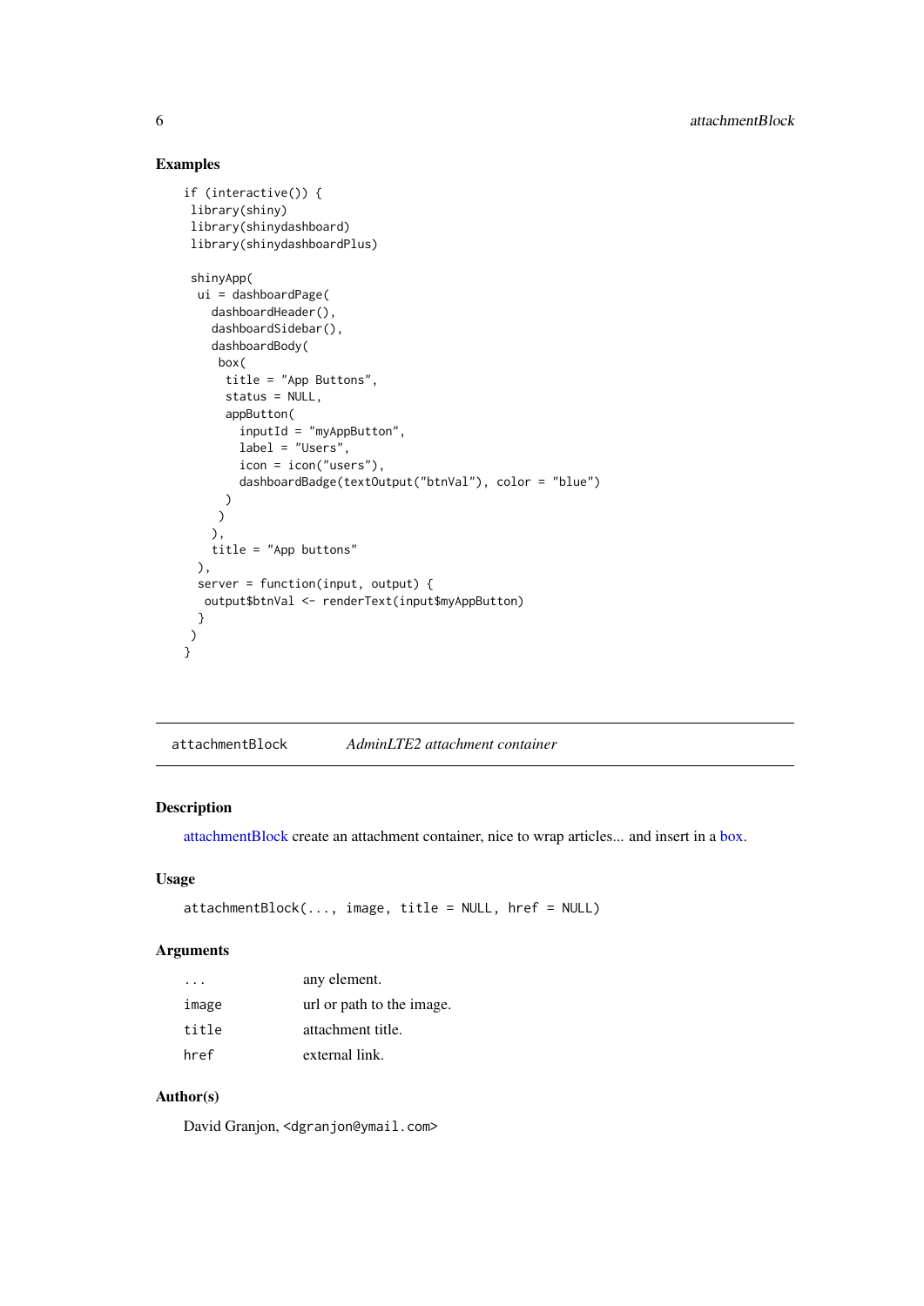### Examples

```
if (interactive()) {
 library(shiny)
 library(shinydashboard)
 library(shinydashboardPlus)

 shinyApp(
  ui = dashboardPage(
    dashboardHeader(),
    dashboardSidebar(),
    dashboardBody(
     box(
      title = "App Buttons",
      status = NULL,
      appButton(
        inputId = "myAppButton",
        label = "Users",
        icon = icon("users"),
        dashboardBadge(textOutput("btnVal"), color = "blue")
      )
     )
    ),
    title = "App buttons"
  ),
  server = function(input, output) {
   output$btnVal <- renderText(input$myAppButton)
  }
 )
}
```

---

## attachmentBlock *AdminLTE2 attachment container*

### Description

attachmentBlock create an attachment container, nice to wrap articles... and insert in a box.

### Usage

```
attachmentBlock(..., image, title = NULL, href = NULL)
```

### Arguments

| | |
|---|---|
| ... | any element. |
| image | url or path to the image. |
| title | attachment title. |
| href | external link. |

### Author(s)

David Granjon, <dgranjon@ymail.com>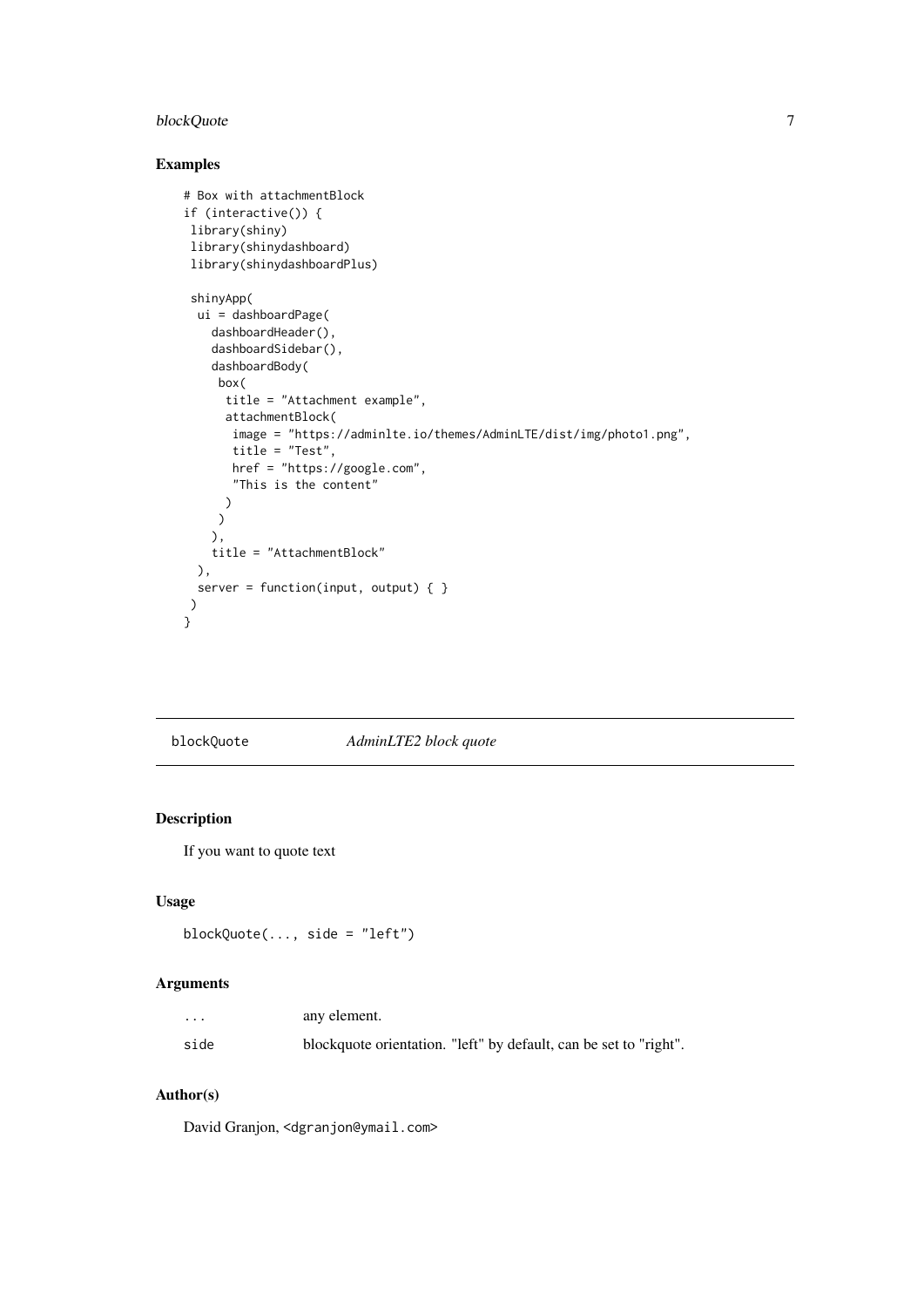## Examples

```
# Box with attachmentBlock
if (interactive()) {
 library(shiny)
 library(shinydashboard)
 library(shinydashboardPlus)

 shinyApp(
  ui = dashboardPage(
    dashboardHeader(),
    dashboardSidebar(),
    dashboardBody(
     box(
      title = "Attachment example",
      attachmentBlock(
       image = "https://adminlte.io/themes/AdminLTE/dist/img/photo1.png",
       title = "Test",
       href = "https://google.com",
       "This is the content"
      )
     )
    ),
    title = "AttachmentBlock"
  ),
  server = function(input, output) { }
 )
}
```

---

`blockQuote` *AdminLTE2 block quote*

---

## Description

If you want to quote text

## Usage

```
blockQuote(..., side = "left")
```

## Arguments

| | |
|---|---|
| `...` | any element. |
| `side` | blockquote orientation. "left" by default, can be set to "right". |

## Author(s)

David Granjon, <dgranjon@ymail.com>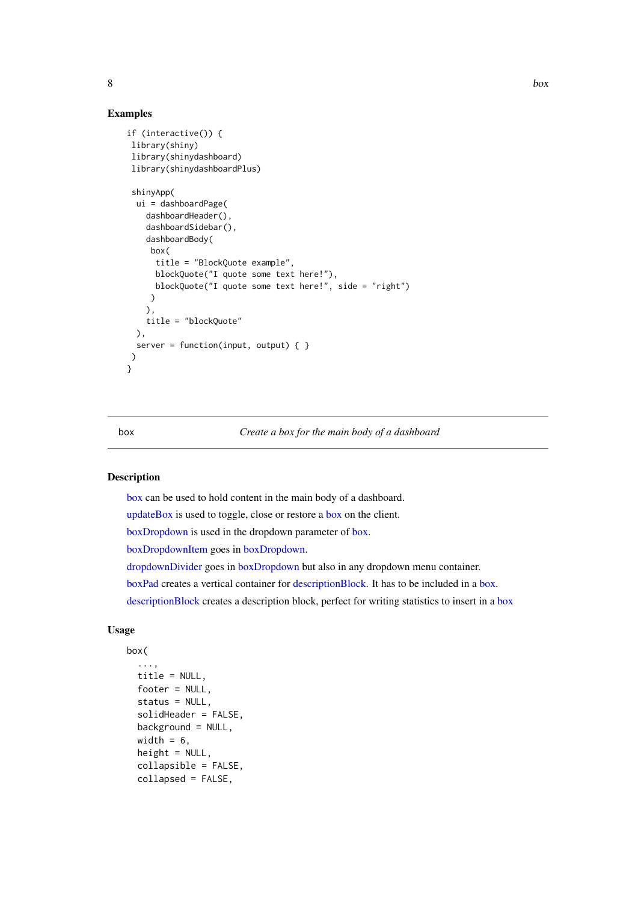## Examples

```
if (interactive()) {
 library(shiny)
 library(shinydashboard)
 library(shinydashboardPlus)

 shinyApp(
  ui = dashboardPage(
    dashboardHeader(),
    dashboardSidebar(),
    dashboardBody(
     box(
      title = "BlockQuote example",
      blockQuote("I quote some text here!"),
      blockQuote("I quote some text here!", side = "right")
     )
    ),
    title = "blockQuote"
  ),
  server = function(input, output) { }
 )
}
```

---

# box — *Create a box for the main body of a dashboard*

---

## Description

box can be used to hold content in the main body of a dashboard.

updateBox is used to toggle, close or restore a box on the client.

boxDropdown is used in the dropdown parameter of box.

boxDropdownItem goes in boxDropdown.

dropdownDivider goes in boxDropdown but also in any dropdown menu container.

boxPad creates a vertical container for descriptionBlock. It has to be included in a box.

descriptionBlock creates a description block, perfect for writing statistics to insert in a box

## Usage

```
box(
  ...,
  title = NULL,
  footer = NULL,
  status = NULL,
  solidHeader = FALSE,
  background = NULL,
  width = 6,
  height = NULL,
  collapsible = FALSE,
  collapsed = FALSE,
```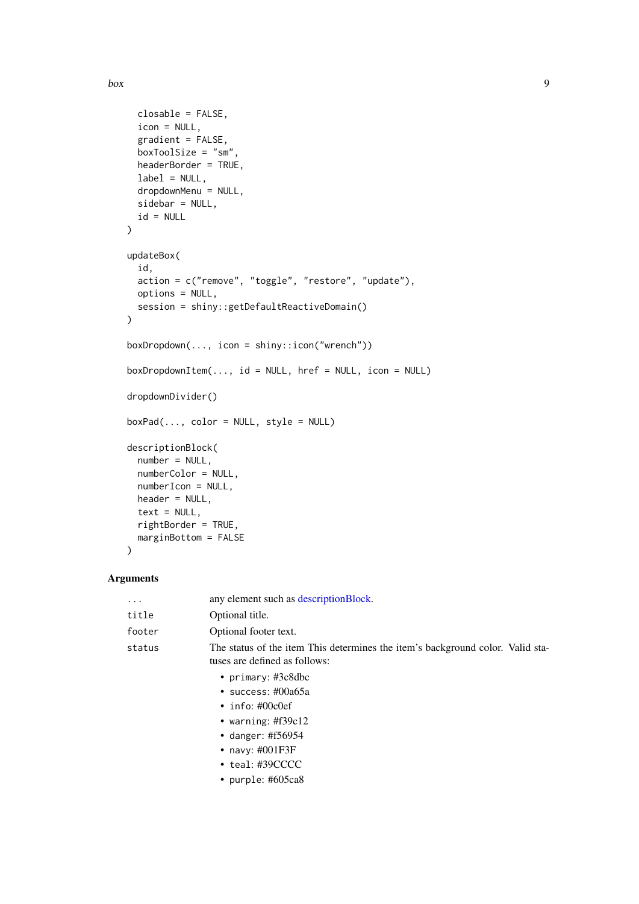```
  closable = FALSE,
  icon = NULL,
  gradient = FALSE,
  boxToolSize = "sm",
  headerBorder = TRUE,
  label = NULL,
  dropdownMenu = NULL,
  sidebar = NULL,
  id = NULL
)

updateBox(
  id,
  action = c("remove", "toggle", "restore", "update"),
  options = NULL,
  session = shiny::getDefaultReactiveDomain()
)

boxDropdown(..., icon = shiny::icon("wrench"))

boxDropdownItem(..., id = NULL, href = NULL, icon = NULL)

dropdownDivider()

boxPad(..., color = NULL, style = NULL)

descriptionBlock(
  number = NULL,
  numberColor = NULL,
  numberIcon = NULL,
  header = NULL,
  text = NULL,
  rightBorder = TRUE,
  marginBottom = FALSE
)
```

## Arguments

| | |
|---|---|
| `...` | any element such as descriptionBlock. |
| `title` | Optional title. |
| `footer` | Optional footer text. |
| `status` | The status of the item This determines the item's background color. Valid statuses are defined as follows:<br>• `primary`: #3c8dbc<br>• `success`: #00a65a<br>• `info`: #00c0ef<br>• `warning`: #f39c12<br>• `danger`: #f56954<br>• `navy`: #001F3F<br>• `teal`: #39CCCC<br>• `purple`: #605ca8 |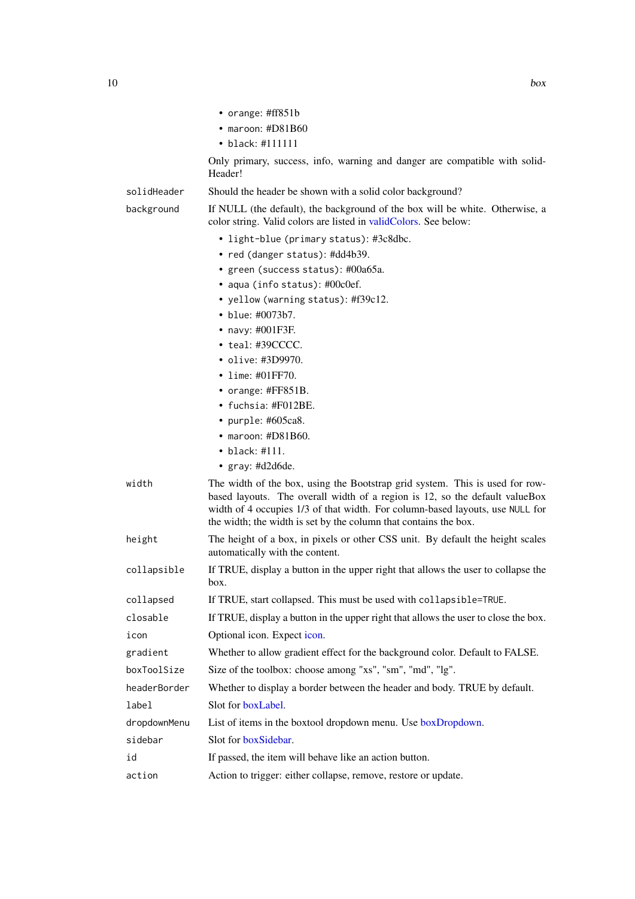- `orange`: #ff851b
- `maroon`: #D81B60
- `black`: #111111

Only primary, success, info, warning and danger are compatible with solidHeader!

`solidHeader` Should the header be shown with a solid color background?

`background` If NULL (the default), the background of the box will be white. Otherwise, a color string. Valid colors are listed in validColors. See below:

- `light-blue (primary status)`: #3c8dbc.
- `red (danger status)`: #dd4b39.
- `green (success status)`: #00a65a.
- `aqua (info status)`: #00c0ef.
- `yellow (warning status)`: #f39c12.
- `blue`: #0073b7.
- `navy`: #001F3F.
- `teal`: #39CCCC.
- `olive`: #3D9970.
- `lime`: #01FF70.
- `orange`: #FF851B.
- `fuchsia`: #F012BE.
- `purple`: #605ca8.
- `maroon`: #D81B60.
- `black`: #111.
- `gray`: #d2d6de.

`width` The width of the box, using the Bootstrap grid system. This is used for row-based layouts. The overall width of a region is 12, so the default valueBox width of 4 occupies 1/3 of that width. For column-based layouts, use `NULL` for the width; the width is set by the column that contains the box.

`height` The height of a box, in pixels or other CSS unit. By default the height scales automatically with the content.

`collapsible` If TRUE, display a button in the upper right that allows the user to collapse the box.

`collapsed` If TRUE, start collapsed. This must be used with `collapsible=TRUE`.

`closable` If TRUE, display a button in the upper right that allows the user to close the box.

`icon` Optional icon. Expect icon.

`gradient` Whether to allow gradient effect for the background color. Default to FALSE.

`boxToolSize` Size of the toolbox: choose among "xs", "sm", "md", "lg".

`headerBorder` Whether to display a border between the header and body. TRUE by default.

`label` Slot for boxLabel.

`dropdownMenu` List of items in the boxtool dropdown menu. Use boxDropdown.

`sidebar` Slot for boxSidebar.

`id` If passed, the item will behave like an action button.

`action` Action to trigger: either collapse, remove, restore or update.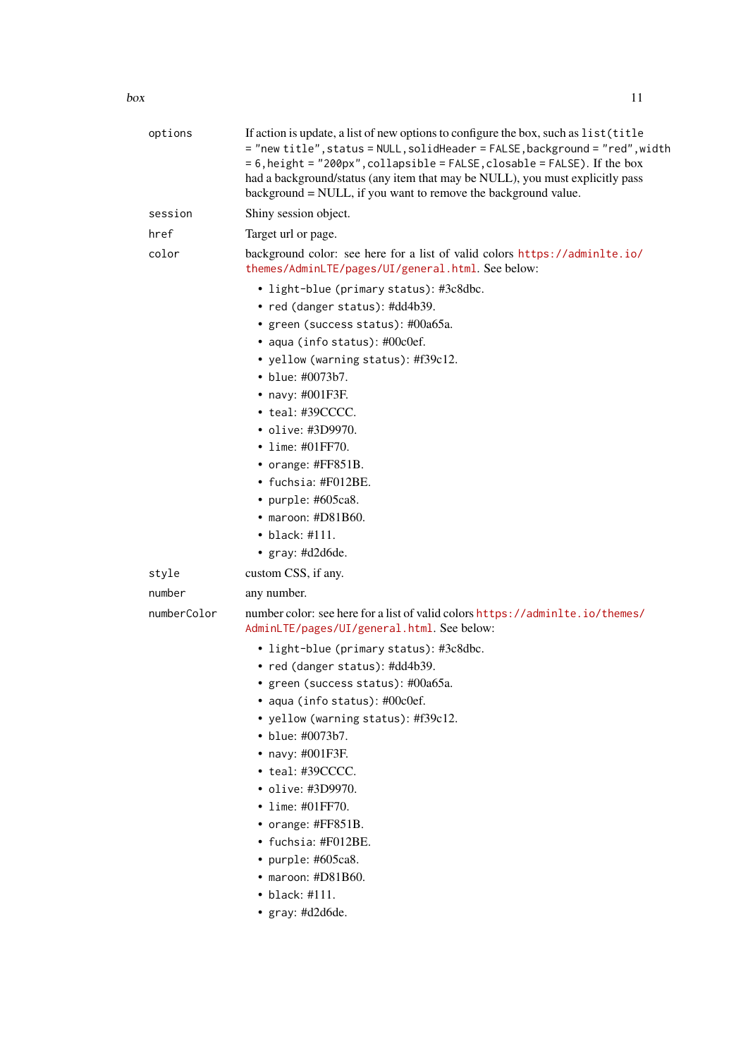| | |
|---|---|
| `options` | If action is update, a list of new options to configure the box, such as `list(title = "new title",status = NULL,solidHeader = FALSE,background = "red",width = 6,height = "200px",collapsible = FALSE,closable = FALSE)`. If the box had a background/status (any item that may be NULL), you must explicitly pass background = NULL, if you want to remove the background value. |
| `session` | Shiny session object. |
| `href` | Target url or page. |
| `color` | background color: see here for a list of valid colors https://adminlte.io/themes/AdminLTE/pages/UI/general.html. See below: |

- `light-blue` (primary status): #3c8dbc.
- `red` (danger status): #dd4b39.
- `green` (success status): #00a65a.
- `aqua` (info status): #00c0ef.
- `yellow` (warning status): #f39c12.
- `blue`: #0073b7.
- `navy`: #001F3F.
- `teal`: #39CCCC.
- `olive`: #3D9970.
- `lime`: #01FF70.
- `orange`: #FF851B.
- `fuchsia`: #F012BE.
- `purple`: #605ca8.
- `maroon`: #D81B60.
- `black`: #111.
- `gray`: #d2d6de.

| | |
|---|---|
| `style` | custom CSS, if any. |
| `number` | any number. |
| `numberColor` | number color: see here for a list of valid colors https://adminlte.io/themes/AdminLTE/pages/UI/general.html. See below: |

- `light-blue` (primary status): #3c8dbc.
- `red` (danger status): #dd4b39.
- `green` (success status): #00a65a.
- `aqua` (info status): #00c0ef.
- `yellow` (warning status): #f39c12.
- `blue`: #0073b7.
- `navy`: #001F3F.
- `teal`: #39CCCC.
- `olive`: #3D9970.
- `lime`: #01FF70.
- `orange`: #FF851B.
- `fuchsia`: #F012BE.
- `purple`: #605ca8.
- `maroon`: #D81B60.
- `black`: #111.
- `gray`: #d2d6de.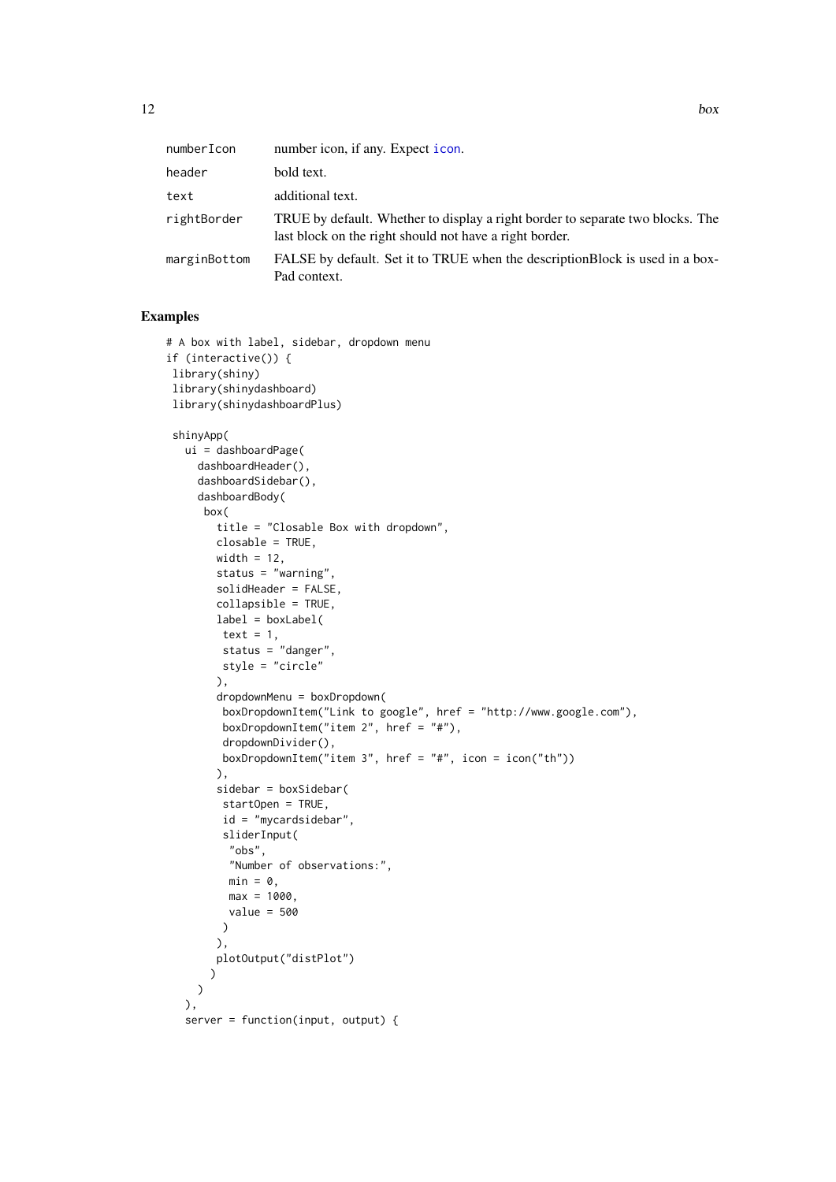| | |
|---|---|
| numberIcon | number icon, if any. Expect icon. |
| header | bold text. |
| text | additional text. |
| rightBorder | TRUE by default. Whether to display a right border to separate two blocks. The last block on the right should not have a right border. |
| marginBottom | FALSE by default. Set it to TRUE when the descriptionBlock is used in a boxPad context. |

## Examples

```
# A box with label, sidebar, dropdown menu
if (interactive()) {
 library(shiny)
 library(shinydashboard)
 library(shinydashboardPlus)

 shinyApp(
   ui = dashboardPage(
     dashboardHeader(),
     dashboardSidebar(),
     dashboardBody(
      box(
        title = "Closable Box with dropdown",
        closable = TRUE,
        width = 12,
        status = "warning",
        solidHeader = FALSE,
        collapsible = TRUE,
        label = boxLabel(
         text = 1,
         status = "danger",
         style = "circle"
        ),
        dropdownMenu = boxDropdown(
         boxDropdownItem("Link to google", href = "http://www.google.com"),
         boxDropdownItem("item 2", href = "#"),
         dropdownDivider(),
         boxDropdownItem("item 3", href = "#", icon = icon("th"))
        ),
        sidebar = boxSidebar(
         startOpen = TRUE,
         id = "mycardsidebar",
         sliderInput(
          "obs",
          "Number of observations:",
          min = 0,
          max = 1000,
          value = 500
         )
        ),
        plotOutput("distPlot")
       )
     )
   ),
   server = function(input, output) {
```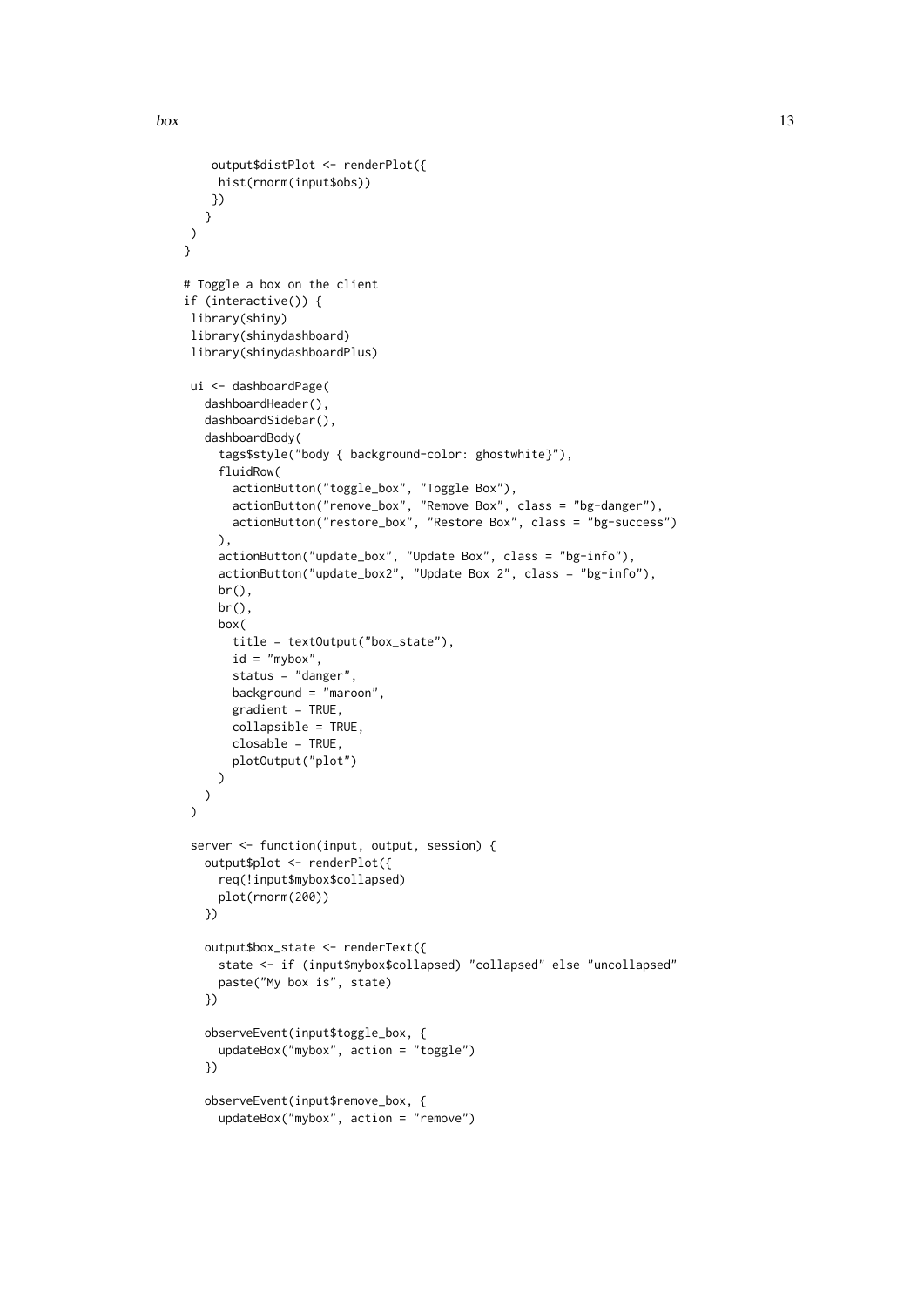```
    output$distPlot <- renderPlot({
     hist(rnorm(input$obs))
    })
   }
 )
}

# Toggle a box on the client
if (interactive()) {
 library(shiny)
 library(shinydashboard)
 library(shinydashboardPlus)

 ui <- dashboardPage(
   dashboardHeader(),
   dashboardSidebar(),
   dashboardBody(
     tags$style("body { background-color: ghostwhite}"),
     fluidRow(
       actionButton("toggle_box", "Toggle Box"),
       actionButton("remove_box", "Remove Box", class = "bg-danger"),
       actionButton("restore_box", "Restore Box", class = "bg-success")
     ),
     actionButton("update_box", "Update Box", class = "bg-info"),
     actionButton("update_box2", "Update Box 2", class = "bg-info"),
     br(),
     br(),
     box(
       title = textOutput("box_state"),
       id = "mybox",
       status = "danger",
       background = "maroon",
       gradient = TRUE,
       collapsible = TRUE,
       closable = TRUE,
       plotOutput("plot")
     )
   )
 )

 server <- function(input, output, session) {
   output$plot <- renderPlot({
     req(!input$mybox$collapsed)
     plot(rnorm(200))
   })

   output$box_state <- renderText({
     state <- if (input$mybox$collapsed) "collapsed" else "uncollapsed"
     paste("My box is", state)
   })

   observeEvent(input$toggle_box, {
     updateBox("mybox", action = "toggle")
   })

   observeEvent(input$remove_box, {
     updateBox("mybox", action = "remove")
```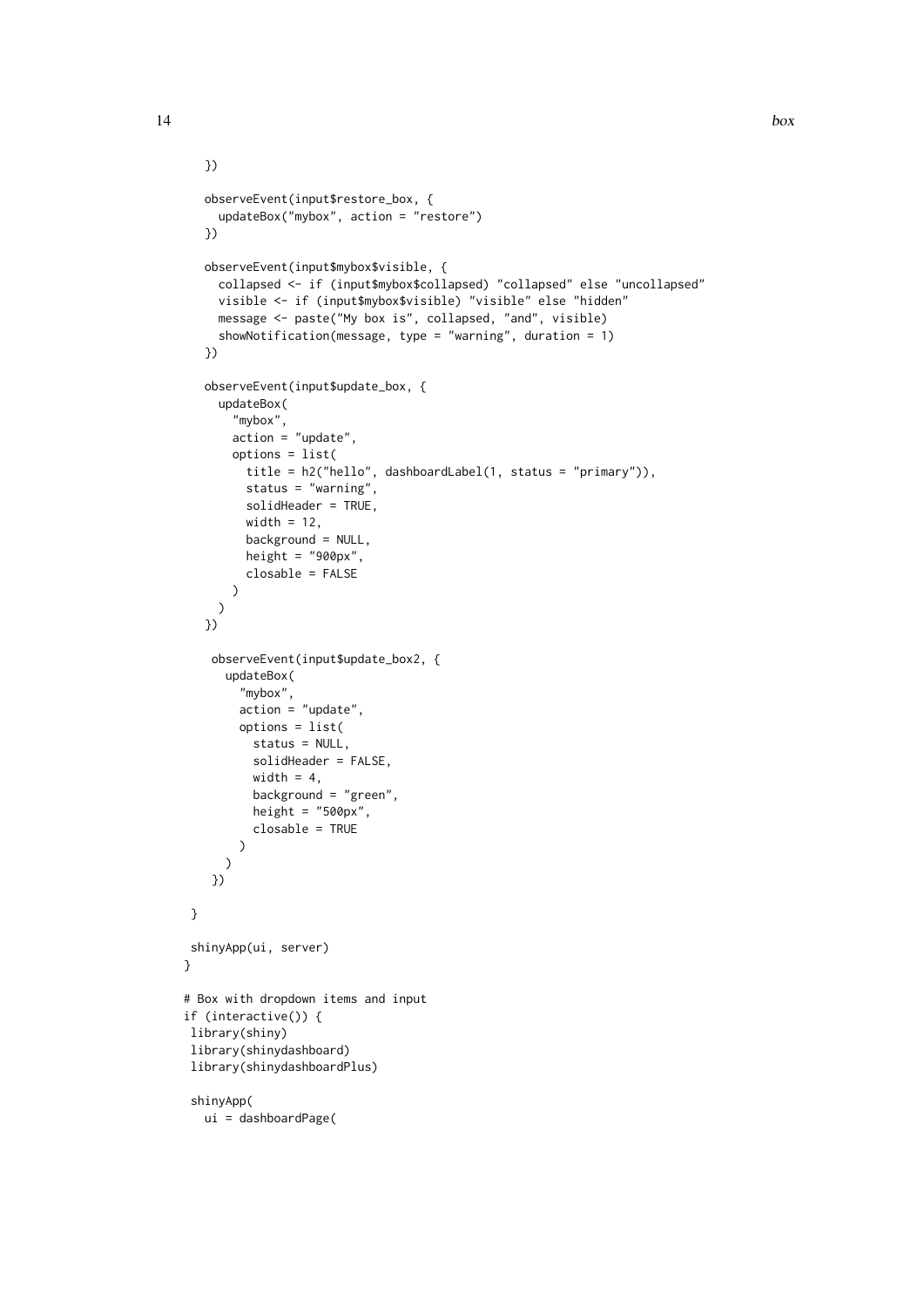```
  })

  observeEvent(input$restore_box, {
    updateBox("mybox", action = "restore")
  })

  observeEvent(input$mybox$visible, {
    collapsed <- if (input$mybox$collapsed) "collapsed" else "uncollapsed"
    visible <- if (input$mybox$visible) "visible" else "hidden"
    message <- paste("My box is", collapsed, "and", visible)
    showNotification(message, type = "warning", duration = 1)
  })

  observeEvent(input$update_box, {
    updateBox(
      "mybox",
      action = "update",
      options = list(
        title = h2("hello", dashboardLabel(1, status = "primary")),
        status = "warning",
        solidHeader = TRUE,
        width = 12,
        background = NULL,
        height = "900px",
        closable = FALSE
      )
    )
  })

   observeEvent(input$update_box2, {
     updateBox(
       "mybox",
       action = "update",
       options = list(
         status = NULL,
         solidHeader = FALSE,
         width = 4,
         background = "green",
         height = "500px",
         closable = TRUE
       )
     )
   })

 }

 shinyApp(ui, server)
}

# Box with dropdown items and input
if (interactive()) {
 library(shiny)
 library(shinydashboard)
 library(shinydashboardPlus)

 shinyApp(
   ui = dashboardPage(
```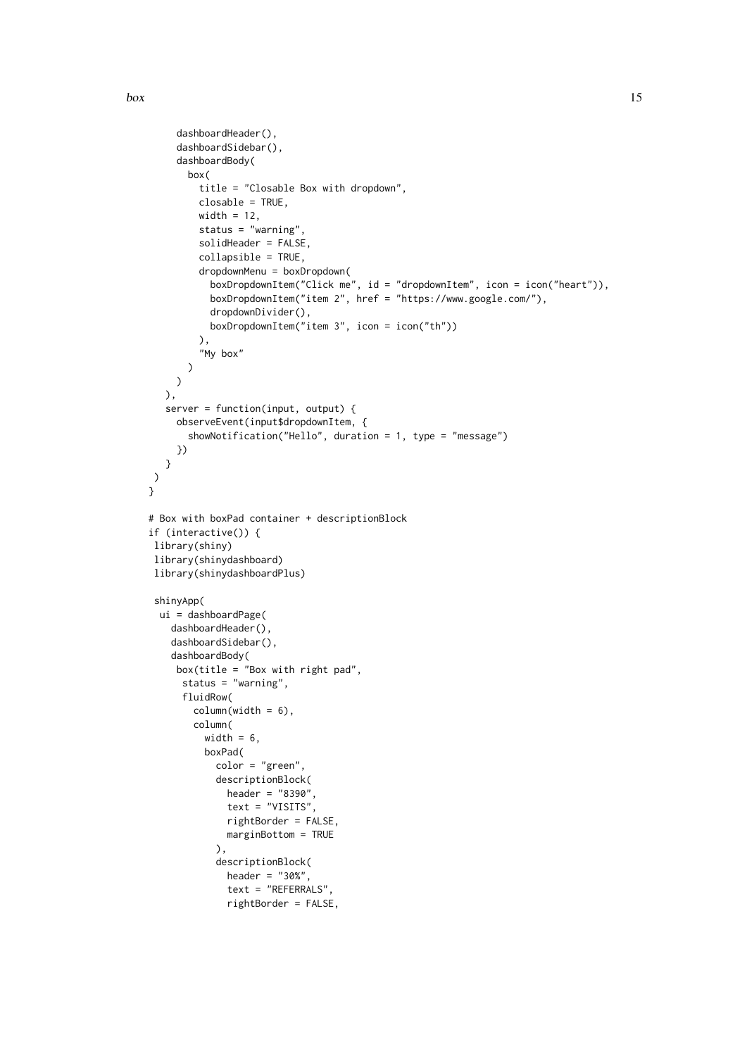```
    dashboardHeader(),
    dashboardSidebar(),
    dashboardBody(
      box(
        title = "Closable Box with dropdown",
        closable = TRUE,
        width = 12,
        status = "warning",
        solidHeader = FALSE,
        collapsible = TRUE,
        dropdownMenu = boxDropdown(
          boxDropdownItem("Click me", id = "dropdownItem", icon = icon("heart")),
          boxDropdownItem("item 2", href = "https://www.google.com/"),
          dropdownDivider(),
          boxDropdownItem("item 3", icon = icon("th"))
        ),
        "My box"
      )
    )
  ),
  server = function(input, output) {
    observeEvent(input$dropdownItem, {
      showNotification("Hello", duration = 1, type = "message")
    })
  }
 )
}

# Box with boxPad container + descriptionBlock
if (interactive()) {
 library(shiny)
 library(shinydashboard)
 library(shinydashboardPlus)

 shinyApp(
  ui = dashboardPage(
    dashboardHeader(),
    dashboardSidebar(),
    dashboardBody(
     box(title = "Box with right pad",
      status = "warning",
      fluidRow(
        column(width = 6),
        column(
          width = 6,
          boxPad(
            color = "green",
            descriptionBlock(
              header = "8390",
              text = "VISITS",
              rightBorder = FALSE,
              marginBottom = TRUE
            ),
            descriptionBlock(
              header = "30%",
              text = "REFERRALS",
              rightBorder = FALSE,
```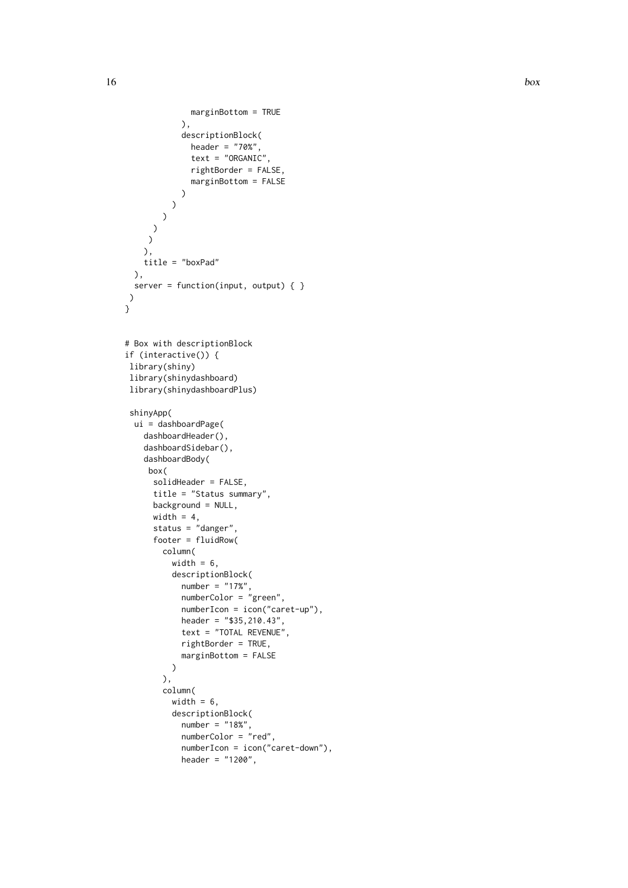```
              marginBottom = TRUE
            ),
            descriptionBlock(
              header = "70%",
              text = "ORGANIC",
              rightBorder = FALSE,
              marginBottom = FALSE
            )
          )
        )
      )
     )
    ),
    title = "boxPad"
  ),
  server = function(input, output) { }
 )
}


# Box with descriptionBlock
if (interactive()) {
 library(shiny)
 library(shinydashboard)
 library(shinydashboardPlus)

 shinyApp(
  ui = dashboardPage(
    dashboardHeader(),
    dashboardSidebar(),
    dashboardBody(
     box(
      solidHeader = FALSE,
      title = "Status summary",
      background = NULL,
      width = 4,
      status = "danger",
      footer = fluidRow(
        column(
          width = 6,
          descriptionBlock(
            number = "17%",
            numberColor = "green",
            numberIcon = icon("caret-up"),
            header = "$35,210.43",
            text = "TOTAL REVENUE",
            rightBorder = TRUE,
            marginBottom = FALSE
          )
        ),
        column(
          width = 6,
          descriptionBlock(
            number = "18%",
            numberColor = "red",
            numberIcon = icon("caret-down"),
            header = "1200",
```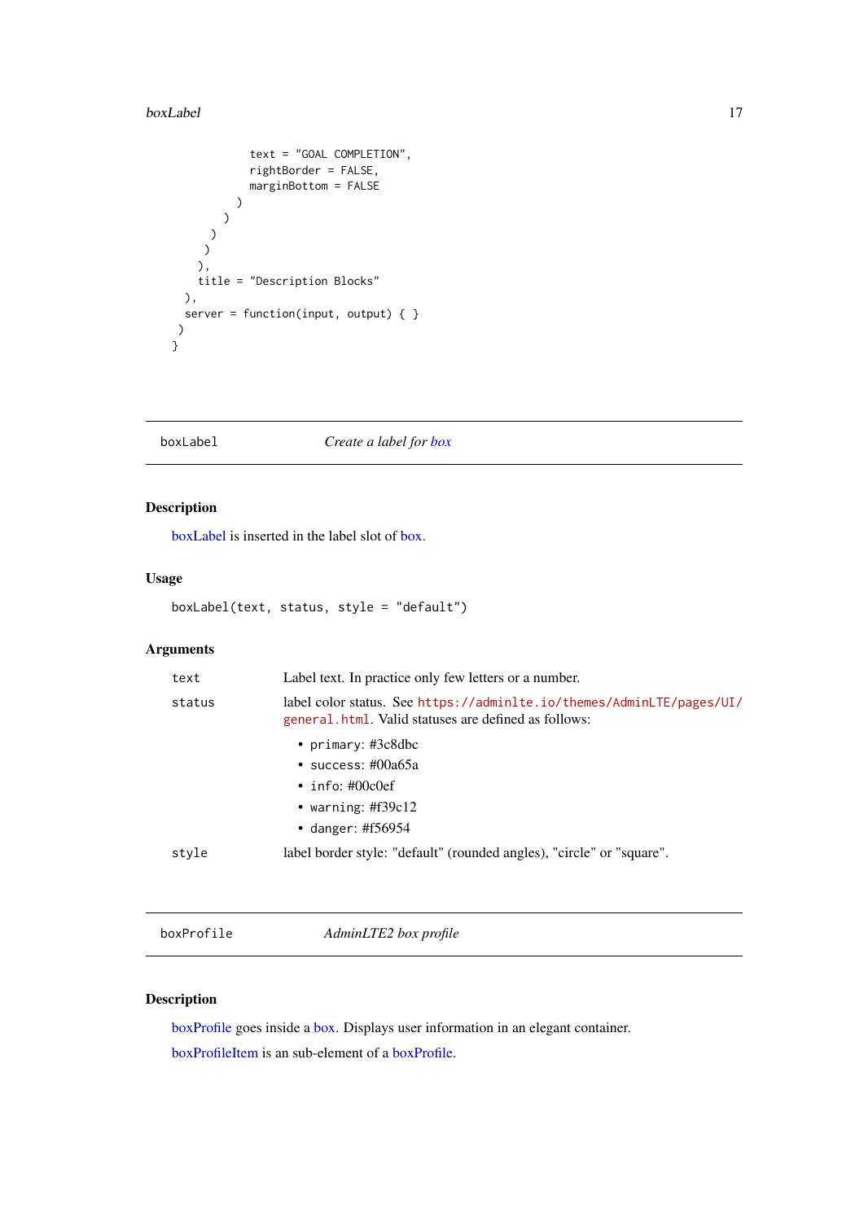```
            text = "GOAL COMPLETION",
            rightBorder = FALSE,
            marginBottom = FALSE
          )
        )
      )
     )
    ),
    title = "Description Blocks"
  ),
  server = function(input, output) { }
 )
}
```

---

## boxLabel — *Create a label for box*

---

### Description

boxLabel is inserted in the label slot of box.

### Usage

```
boxLabel(text, status, style = "default")
```

### Arguments

| | |
|---|---|
| `text` | Label text. In practice only few letters or a number. |
| `status` | label color status. See https://adminlte.io/themes/AdminLTE/pages/UI/general.html. Valid statuses are defined as follows:<br>• `primary`: #3c8dbc<br>• `success`: #00a65a<br>• `info`: #00c0ef<br>• `warning`: #f39c12<br>• `danger`: #f56954 |
| `style` | label border style: "default" (rounded angles), "circle" or "square". |

---

## boxProfile — *AdminLTE2 box profile*

---

### Description

boxProfile goes inside a box. Displays user information in an elegant container.

boxProfileItem is an sub-element of a boxProfile.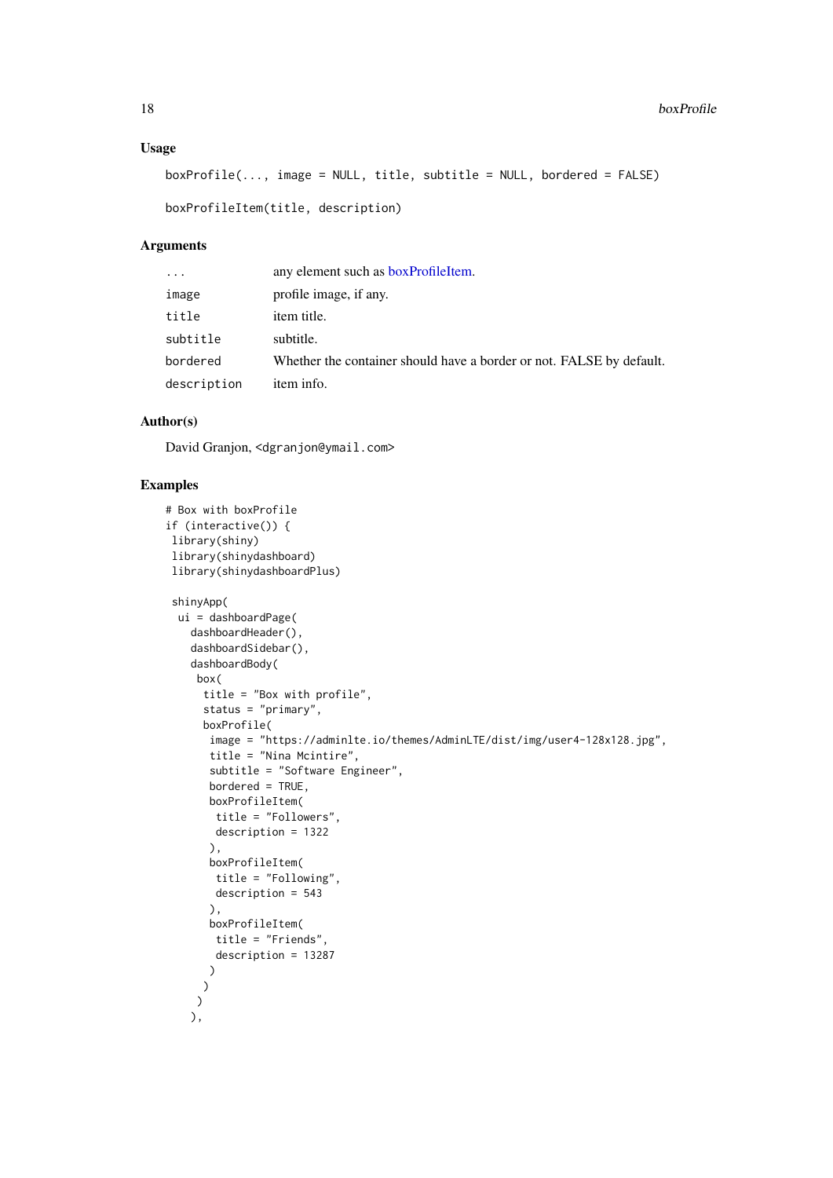### Usage

```
boxProfile(..., image = NULL, title, subtitle = NULL, bordered = FALSE)

boxProfileItem(title, description)
```

### Arguments

| | |
|---|---|
| `...` | any element such as boxProfileItem. |
| `image` | profile image, if any. |
| `title` | item title. |
| `subtitle` | subtitle. |
| `bordered` | Whether the container should have a border or not. FALSE by default. |
| `description` | item info. |

### Author(s)

David Granjon, <dgranjon@ymail.com>

### Examples

```
# Box with boxProfile
if (interactive()) {
 library(shiny)
 library(shinydashboard)
 library(shinydashboardPlus)

 shinyApp(
  ui = dashboardPage(
    dashboardHeader(),
    dashboardSidebar(),
    dashboardBody(
     box(
      title = "Box with profile",
      status = "primary",
      boxProfile(
       image = "https://adminlte.io/themes/AdminLTE/dist/img/user4-128x128.jpg",
       title = "Nina Mcintire",
       subtitle = "Software Engineer",
       bordered = TRUE,
       boxProfileItem(
        title = "Followers",
        description = 1322
       ),
       boxProfileItem(
        title = "Following",
        description = 543
       ),
       boxProfileItem(
        title = "Friends",
        description = 13287
       )
      )
     )
    ),
```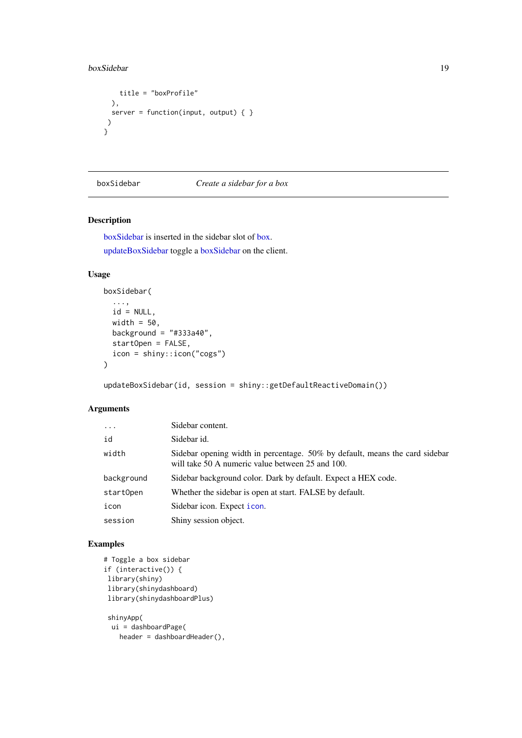```
    title = "boxProfile"
  ),
  server = function(input, output) { }
 )
}
```

---

boxSidebar — *Create a sidebar for a box*

---

## Description

boxSidebar is inserted in the sidebar slot of box.

updateBoxSidebar toggle a boxSidebar on the client.

## Usage

```
boxSidebar(
  ...,
  id = NULL,
  width = 50,
  background = "#333a40",
  startOpen = FALSE,
  icon = shiny::icon("cogs")
)

updateBoxSidebar(id, session = shiny::getDefaultReactiveDomain())
```

## Arguments

| | |
|---|---|
| `...` | Sidebar content. |
| `id` | Sidebar id. |
| `width` | Sidebar opening width in percentage. 50% by default, means the card sidebar will take 50 A numeric value between 25 and 100. |
| `background` | Sidebar background color. Dark by default. Expect a HEX code. |
| `startOpen` | Whether the sidebar is open at start. FALSE by default. |
| `icon` | Sidebar icon. Expect `icon`. |
| `session` | Shiny session object. |

## Examples

```
# Toggle a box sidebar
if (interactive()) {
 library(shiny)
 library(shinydashboard)
 library(shinydashboardPlus)

 shinyApp(
  ui = dashboardPage(
    header = dashboardHeader(),
```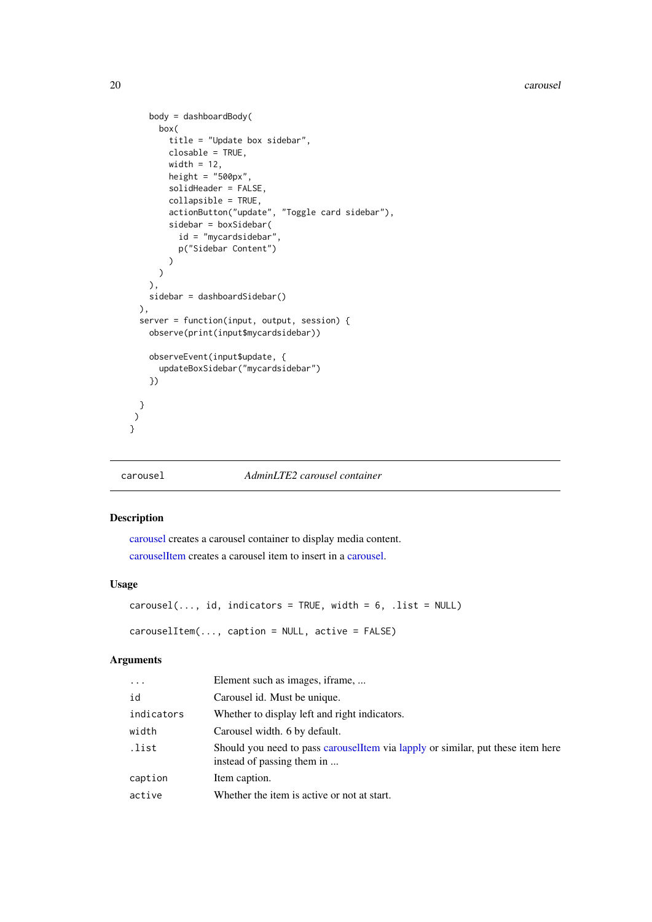```
    body = dashboardBody(
      box(
        title = "Update box sidebar",
        closable = TRUE,
        width = 12,
        height = "500px",
        solidHeader = FALSE,
        collapsible = TRUE,
        actionButton("update", "Toggle card sidebar"),
        sidebar = boxSidebar(
          id = "mycardsidebar",
          p("Sidebar Content")
        )
      )
    ),
    sidebar = dashboardSidebar()
  ),
  server = function(input, output, session) {
    observe(print(input$mycardsidebar))

    observeEvent(input$update, {
      updateBoxSidebar("mycardsidebar")
    })

  }
 )
}
```

---

`carousel` *AdminLTE2 carousel container*

---

### Description

carousel creates a carousel container to display media content.

carouselItem creates a carousel item to insert in a carousel.

### Usage

```
carousel(..., id, indicators = TRUE, width = 6, .list = NULL)

carouselItem(..., caption = NULL, active = FALSE)
```

### Arguments

| | |
|---|---|
| `...` | Element such as images, iframe, ... |
| `id` | Carousel id. Must be unique. |
| `indicators` | Whether to display left and right indicators. |
| `width` | Carousel width. 6 by default. |
| `.list` | Should you need to pass carouselItem via lapply or similar, put these item here instead of passing them in ... |
| `caption` | Item caption. |
| `active` | Whether the item is active or not at start. |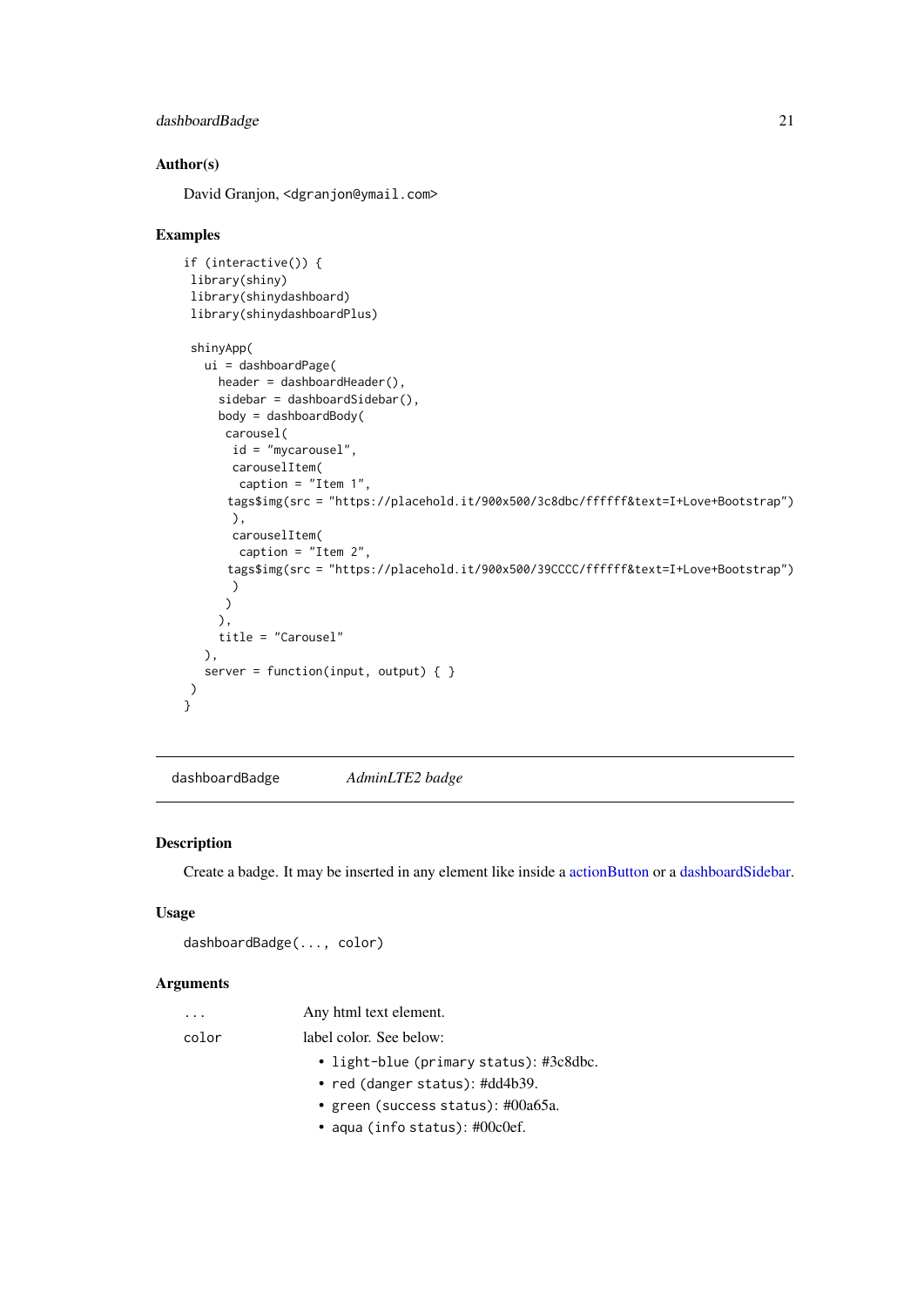### Author(s)

David Granjon, <dgranjon@ymail.com>

### Examples

```
if (interactive()) {
 library(shiny)
 library(shinydashboard)
 library(shinydashboardPlus)

 shinyApp(
   ui = dashboardPage(
     header = dashboardHeader(),
     sidebar = dashboardSidebar(),
     body = dashboardBody(
      carousel(
       id = "mycarousel",
       carouselItem(
        caption = "Item 1",
      tags$img(src = "https://placehold.it/900x500/3c8dbc/ffffff&text=I+Love+Bootstrap")
       ),
       carouselItem(
        caption = "Item 2",
      tags$img(src = "https://placehold.it/900x500/39CCCC/ffffff&text=I+Love+Bootstrap")
       )
      )
     ),
     title = "Carousel"
   ),
   server = function(input, output) { }
 )
}
```

---

## dashboardBadge *AdminLTE2 badge*

### Description

Create a badge. It may be inserted in any element like inside a actionButton or a dashboardSidebar.

### Usage

```
dashboardBadge(..., color)
```

### Arguments

| | |
|---|---|
| ... | Any html text element. |
| color | label color. See below:<br>• light-blue (primary status): #3c8dbc.<br>• red (danger status): #dd4b39.<br>• green (success status): #00a65a.<br>• aqua (info status): #00c0ef. |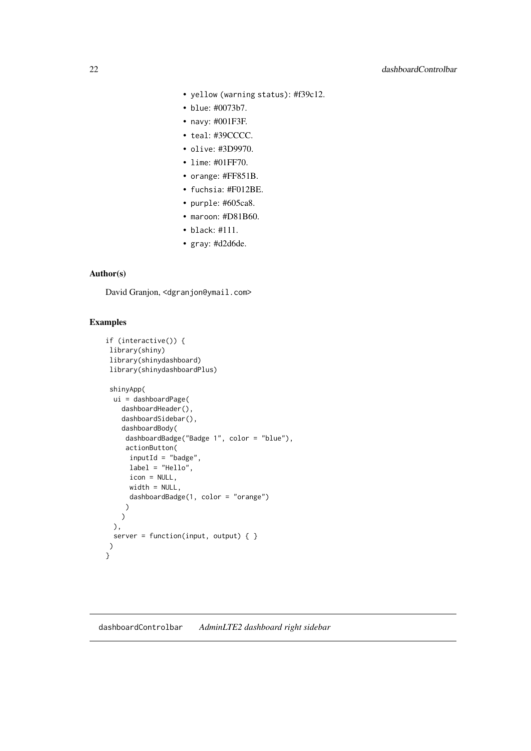- `yellow (warning status)`: #f39c12.
- `blue`: #0073b7.
- `navy`: #001F3F.
- `teal`: #39CCCC.
- `olive`: #3D9970.
- `lime`: #01FF70.
- `orange`: #FF851B.
- `fuchsia`: #F012BE.
- `purple`: #605ca8.
- `maroon`: #D81B60.
- `black`: #111.
- `gray`: #d2d6de.

### Author(s)

David Granjon, <dgranjon@ymail.com>

### Examples

```
if (interactive()) {
 library(shiny)
 library(shinydashboard)
 library(shinydashboardPlus)

 shinyApp(
  ui = dashboardPage(
    dashboardHeader(),
    dashboardSidebar(),
    dashboardBody(
     dashboardBadge("Badge 1", color = "blue"),
     actionButton(
      inputId = "badge",
      label = "Hello",
      icon = NULL,
      width = NULL,
      dashboardBadge(1, color = "orange")
     )
    )
  ),
  server = function(input, output) { }
 )
}
```

---

## `dashboardControlbar` *AdminLTE2 dashboard right sidebar*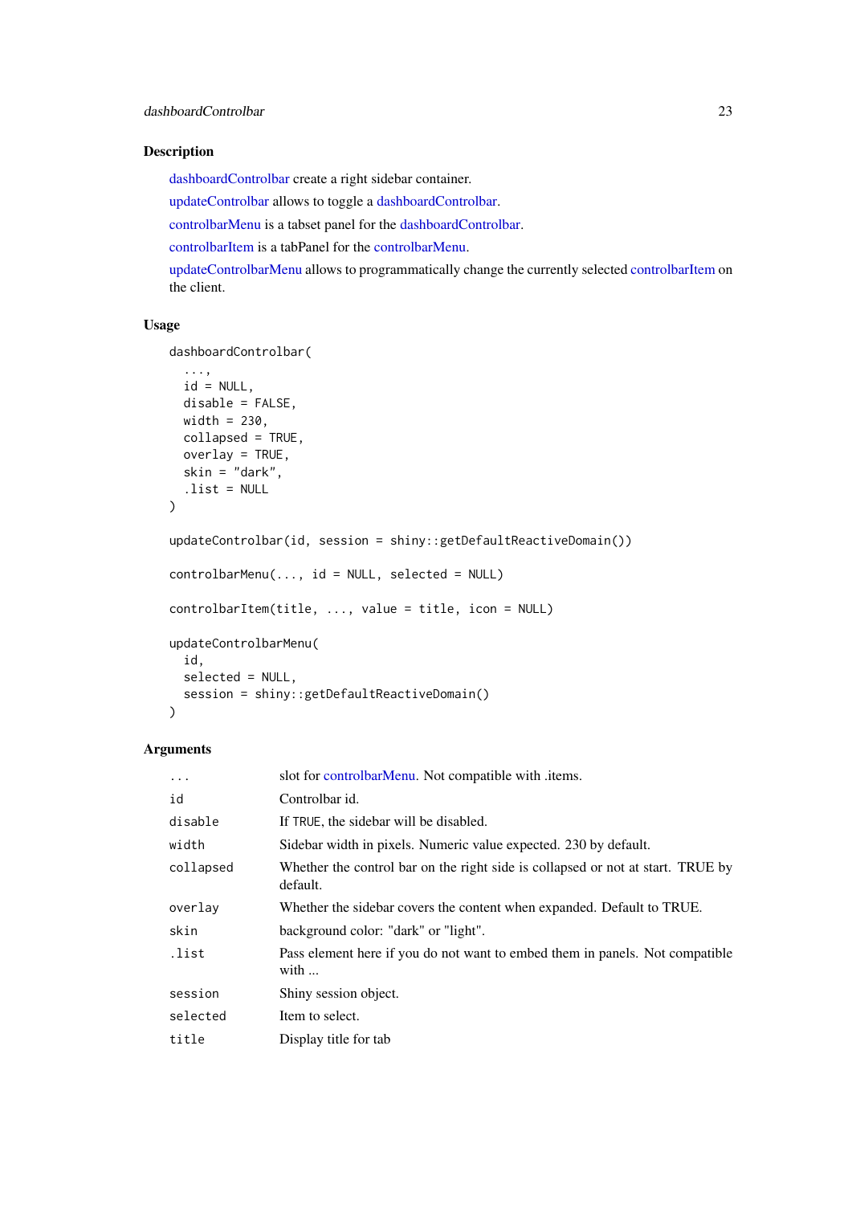## Description

dashboardControlbar create a right sidebar container.

updateControlbar allows to toggle a dashboardControlbar.

controlbarMenu is a tabset panel for the dashboardControlbar.

controlbarItem is a tabPanel for the controlbarMenu.

updateControlbarMenu allows to programmatically change the currently selected controlbarItem on the client.

## Usage

```
dashboardControlbar(
  ...,
  id = NULL,
  disable = FALSE,
  width = 230,
  collapsed = TRUE,
  overlay = TRUE,
  skin = "dark",
  .list = NULL
)

updateControlbar(id, session = shiny::getDefaultReactiveDomain())

controlbarMenu(..., id = NULL, selected = NULL)

controlbarItem(title, ..., value = title, icon = NULL)

updateControlbarMenu(
  id,
  selected = NULL,
  session = shiny::getDefaultReactiveDomain()
)
```

## Arguments

| | |
|---|---|
| `...` | slot for controlbarMenu. Not compatible with .items. |
| `id` | Controlbar id. |
| `disable` | If TRUE, the sidebar will be disabled. |
| `width` | Sidebar width in pixels. Numeric value expected. 230 by default. |
| `collapsed` | Whether the control bar on the right side is collapsed or not at start. TRUE by default. |
| `overlay` | Whether the sidebar covers the content when expanded. Default to TRUE. |
| `skin` | background color: "dark" or "light". |
| `.list` | Pass element here if you do not want to embed them in panels. Not compatible with ... |
| `session` | Shiny session object. |
| `selected` | Item to select. |
| `title` | Display title for tab |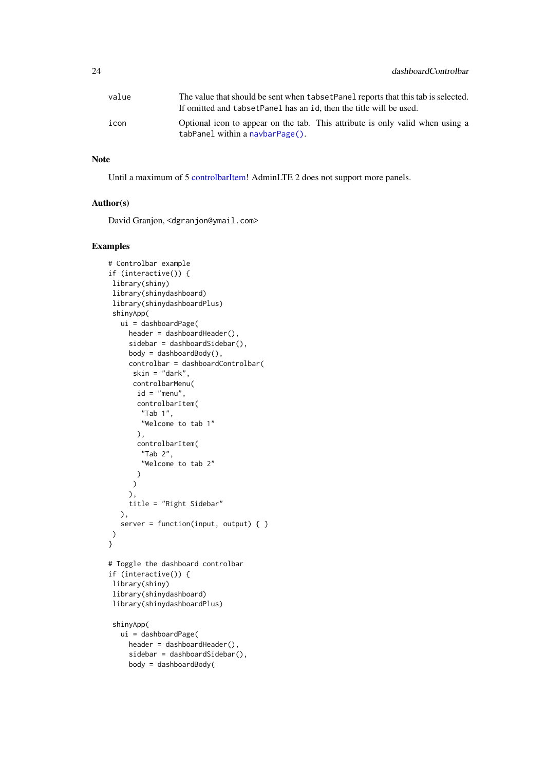value The value that should be sent when `tabsetPanel` reports that this tab is selected. If omitted and `tabsetPanel` has an `id`, then the title will be used.

icon Optional icon to appear on the tab. This attribute is only valid when using a `tabPanel` within a `navbarPage()`.

## Note

Until a maximum of 5 controlbarItem! AdminLTE 2 does not support more panels.

## Author(s)

David Granjon, <dgranjon@ymail.com>

## Examples

```
# Controlbar example
if (interactive()) {
 library(shiny)
 library(shinydashboard)
 library(shinydashboardPlus)
 shinyApp(
   ui = dashboardPage(
     header = dashboardHeader(),
     sidebar = dashboardSidebar(),
     body = dashboardBody(),
     controlbar = dashboardControlbar(
      skin = "dark",
      controlbarMenu(
       id = "menu",
       controlbarItem(
        "Tab 1",
        "Welcome to tab 1"
       ),
       controlbarItem(
        "Tab 2",
        "Welcome to tab 2"
       )
      )
     ),
     title = "Right Sidebar"
   ),
   server = function(input, output) { }
 )
}

# Toggle the dashboard controlbar
if (interactive()) {
 library(shiny)
 library(shinydashboard)
 library(shinydashboardPlus)

 shinyApp(
   ui = dashboardPage(
     header = dashboardHeader(),
     sidebar = dashboardSidebar(),
     body = dashboardBody(
```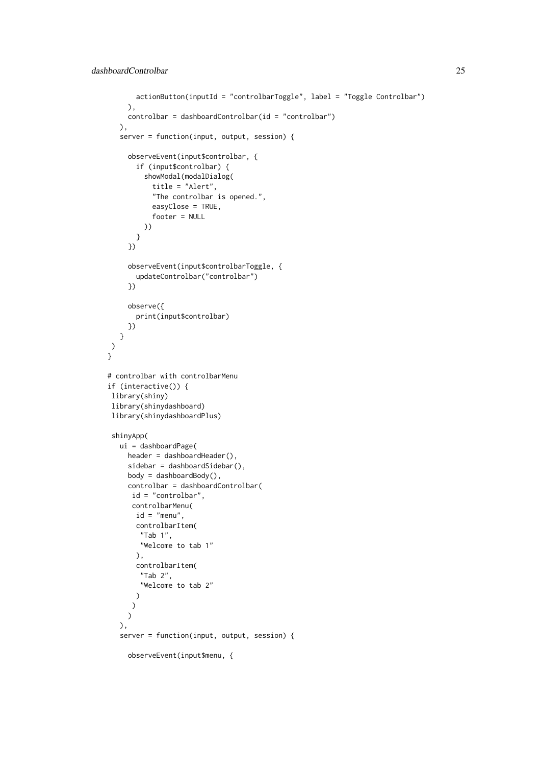```
      actionButton(inputId = "controlbarToggle", label = "Toggle Controlbar")
    ),
    controlbar = dashboardControlbar(id = "controlbar")
  ),
  server = function(input, output, session) {

    observeEvent(input$controlbar, {
      if (input$controlbar) {
        showModal(modalDialog(
          title = "Alert",
          "The controlbar is opened.",
          easyClose = TRUE,
          footer = NULL
        ))
      }
    })

    observeEvent(input$controlbarToggle, {
      updateControlbar("controlbar")
    })

    observe({
      print(input$controlbar)
    })
  }
 )
}

# controlbar with controlbarMenu
if (interactive()) {
 library(shiny)
 library(shinydashboard)
 library(shinydashboardPlus)

 shinyApp(
  ui = dashboardPage(
    header = dashboardHeader(),
    sidebar = dashboardSidebar(),
    body = dashboardBody(),
    controlbar = dashboardControlbar(
     id = "controlbar",
     controlbarMenu(
      id = "menu",
      controlbarItem(
       "Tab 1",
       "Welcome to tab 1"
      ),
      controlbarItem(
       "Tab 2",
       "Welcome to tab 2"
      )
     )
    )
  ),
  server = function(input, output, session) {

    observeEvent(input$menu, {
```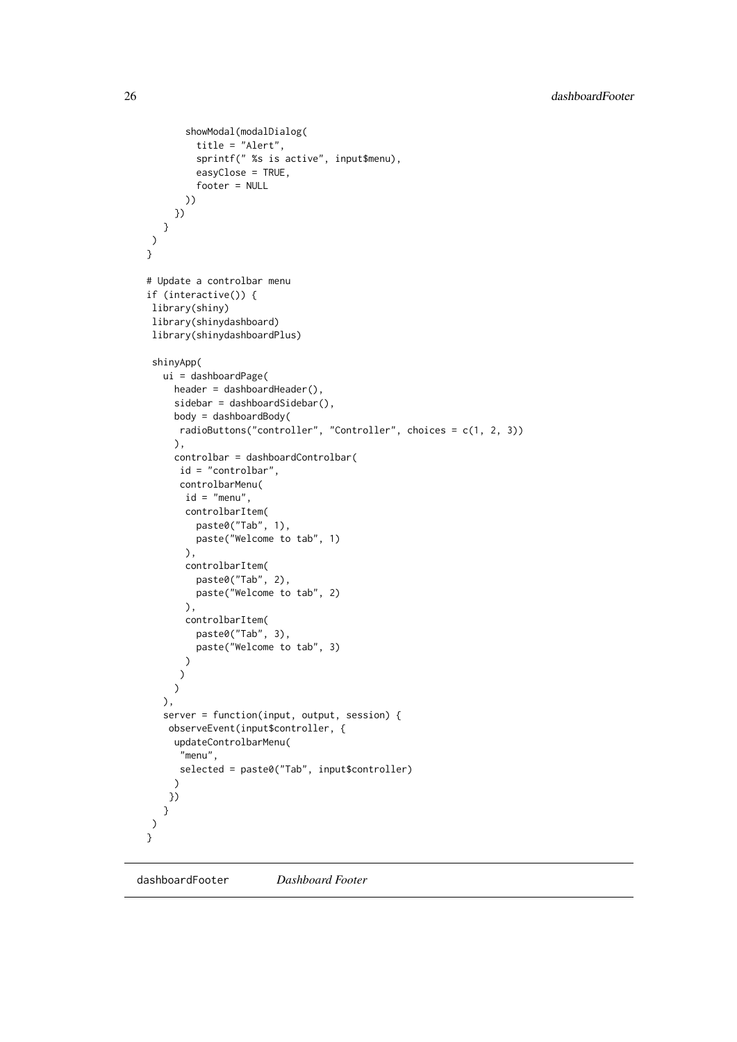```r
        showModal(modalDialog(
          title = "Alert",
          sprintf(" %s is active", input$menu),
          easyClose = TRUE,
          footer = NULL
        ))
      })
    }
  )
}

# Update a controlbar menu
if (interactive()) {
 library(shiny)
 library(shinydashboard)
 library(shinydashboardPlus)

 shinyApp(
   ui = dashboardPage(
     header = dashboardHeader(),
     sidebar = dashboardSidebar(),
     body = dashboardBody(
      radioButtons("controller", "Controller", choices = c(1, 2, 3))
     ),
     controlbar = dashboardControlbar(
      id = "controlbar",
      controlbarMenu(
       id = "menu",
       controlbarItem(
         paste0("Tab", 1),
         paste("Welcome to tab", 1)
       ),
       controlbarItem(
         paste0("Tab", 2),
         paste("Welcome to tab", 2)
       ),
       controlbarItem(
         paste0("Tab", 3),
         paste("Welcome to tab", 3)
       )
      )
     )
   ),
   server = function(input, output, session) {
    observeEvent(input$controller, {
     updateControlbarMenu(
      "menu",
      selected = paste0("Tab", input$controller)
     )
    })
   }
 )
}
```

## dashboardFooter *Dashboard Footer*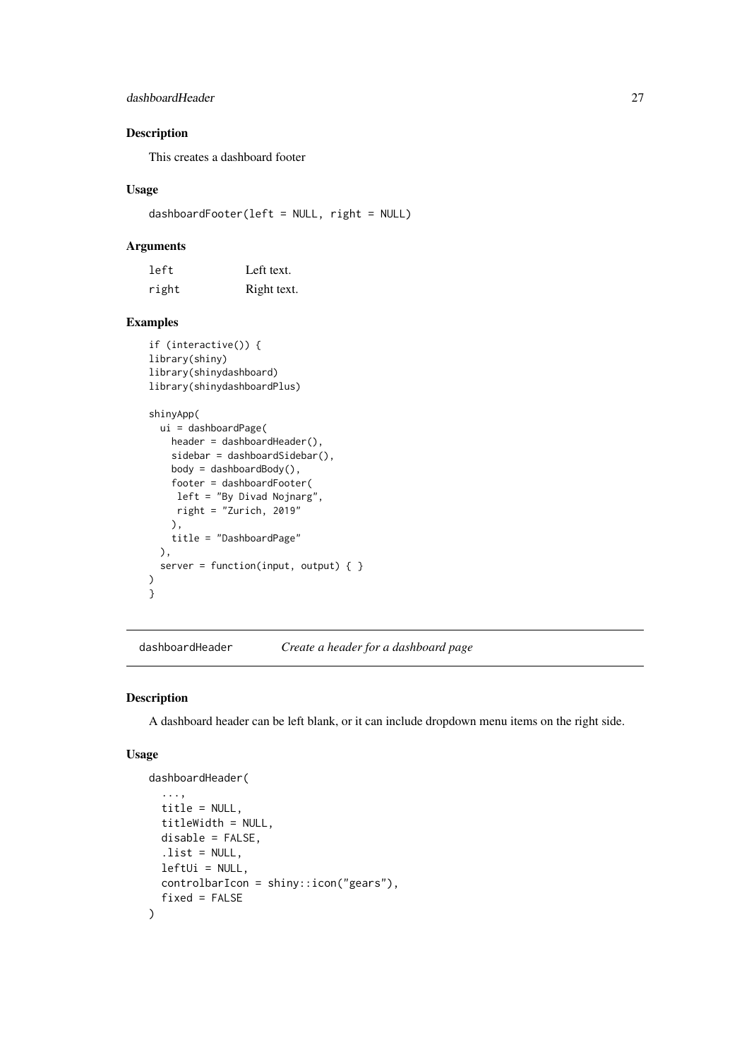## Description

This creates a dashboard footer

## Usage

```
dashboardFooter(left = NULL, right = NULL)
```

## Arguments

| | |
|---|---|
| left | Left text. |
| right | Right text. |

## Examples

```
if (interactive()) {
library(shiny)
library(shinydashboard)
library(shinydashboardPlus)

shinyApp(
  ui = dashboardPage(
    header = dashboardHeader(),
    sidebar = dashboardSidebar(),
    body = dashboardBody(),
    footer = dashboardFooter(
     left = "By Divad Nojnarg",
     right = "Zurich, 2019"
    ),
    title = "DashboardPage"
  ),
  server = function(input, output) { }
)
}
```

---

# dashboardHeader *Create a header for a dashboard page*

## Description

A dashboard header can be left blank, or it can include dropdown menu items on the right side.

## Usage

```
dashboardHeader(
  ...,
  title = NULL,
  titleWidth = NULL,
  disable = FALSE,
  .list = NULL,
  leftUi = NULL,
  controlbarIcon = shiny::icon("gears"),
  fixed = FALSE
)
```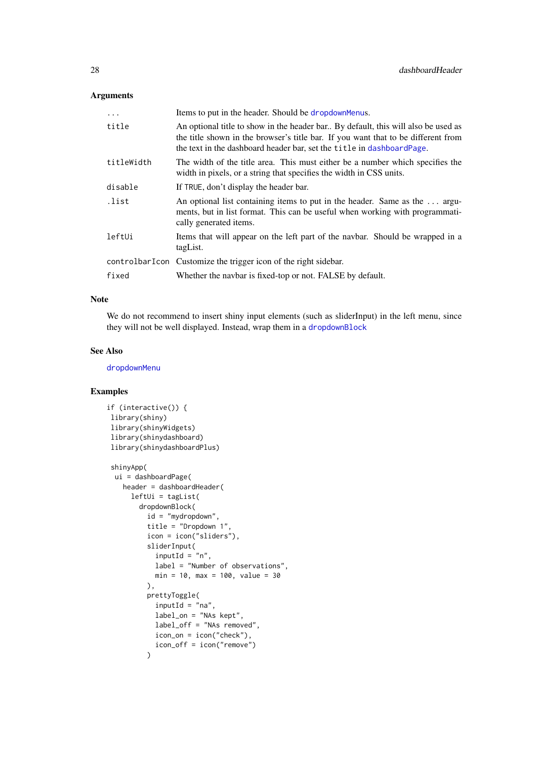### Arguments

| | |
|---|---|
| ... | Items to put in the header. Should be dropdownMenus. |
| title | An optional title to show in the header bar.. By default, this will also be used as the title shown in the browser's title bar. If you want that to be different from the text in the dashboard header bar, set the title in dashboardPage. |
| titleWidth | The width of the title area. This must either be a number which specifies the width in pixels, or a string that specifies the width in CSS units. |
| disable | If TRUE, don't display the header bar. |
| .list | An optional list containing items to put in the header. Same as the ... arguments, but in list format. This can be useful when working with programmatically generated items. |
| leftUi | Items that will appear on the left part of the navbar. Should be wrapped in a tagList. |
| controlbarIcon | Customize the trigger icon of the right sidebar. |
| fixed | Whether the navbar is fixed-top or not. FALSE by default. |

### Note

We do not recommend to insert shiny input elements (such as sliderInput) in the left menu, since they will not be well displayed. Instead, wrap them in a dropdownBlock

### See Also

dropdownMenu

### Examples

```
if (interactive()) {
 library(shiny)
 library(shinyWidgets)
 library(shinydashboard)
 library(shinydashboardPlus)

 shinyApp(
  ui = dashboardPage(
    header = dashboardHeader(
      leftUi = tagList(
        dropdownBlock(
          id = "mydropdown",
          title = "Dropdown 1",
          icon = icon("sliders"),
          sliderInput(
            inputId = "n",
            label = "Number of observations",
            min = 10, max = 100, value = 30
          ),
          prettyToggle(
            inputId = "na",
            label_on = "NAs kept",
            label_off = "NAs removed",
            icon_on = icon("check"),
            icon_off = icon("remove")
          )
```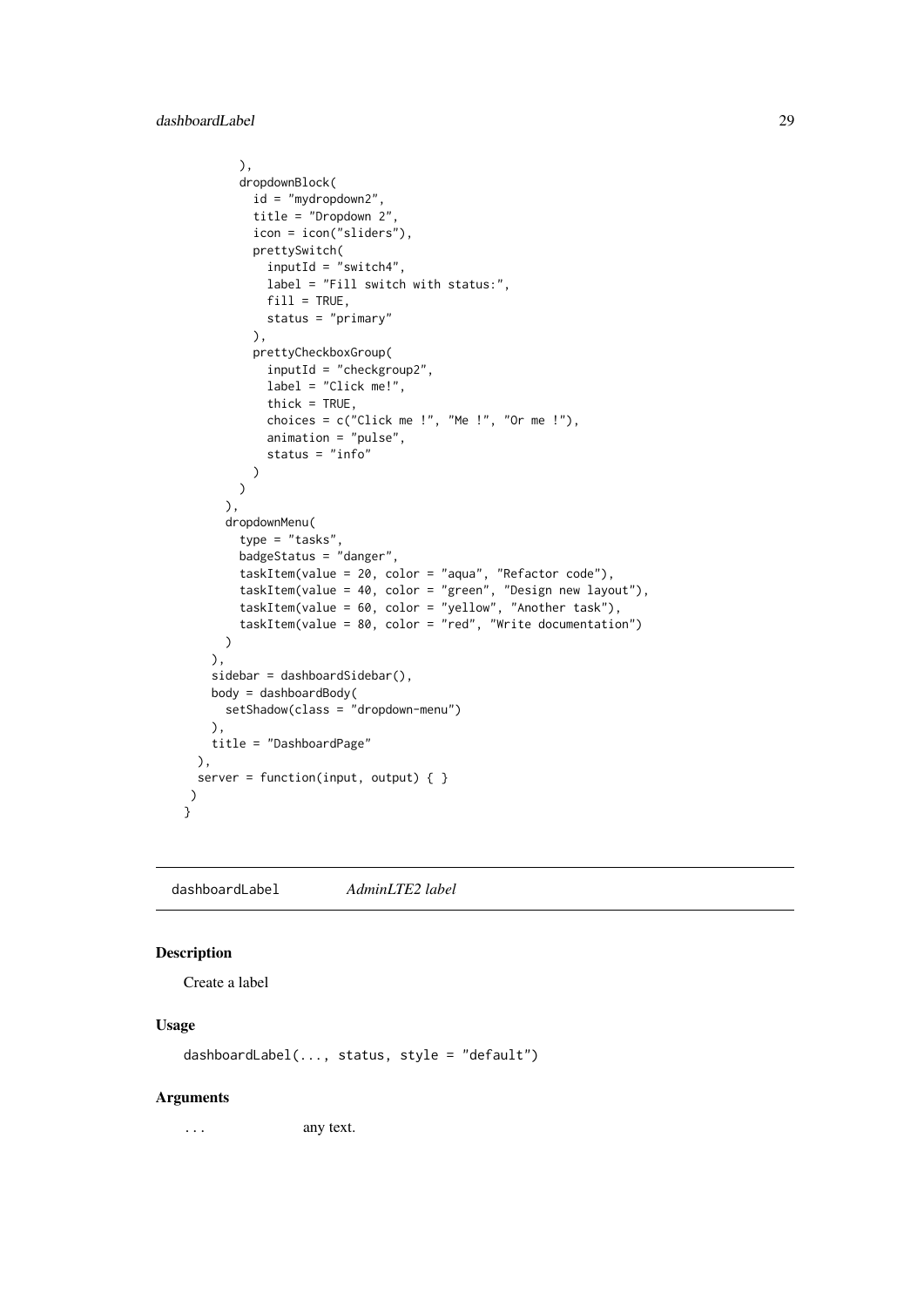```
      ),
      dropdownBlock(
        id = "mydropdown2",
        title = "Dropdown 2",
        icon = icon("sliders"),
        prettySwitch(
          inputId = "switch4",
          label = "Fill switch with status:",
          fill = TRUE,
          status = "primary"
        ),
        prettyCheckboxGroup(
          inputId = "checkgroup2",
          label = "Click me!",
          thick = TRUE,
          choices = c("Click me !", "Me !", "Or me !"),
          animation = "pulse",
          status = "info"
        )
      )
    ),
    dropdownMenu(
      type = "tasks",
      badgeStatus = "danger",
      taskItem(value = 20, color = "aqua", "Refactor code"),
      taskItem(value = 40, color = "green", "Design new layout"),
      taskItem(value = 60, color = "yellow", "Another task"),
      taskItem(value = 80, color = "red", "Write documentation")
    )
  ),
  sidebar = dashboardSidebar(),
  body = dashboardBody(
    setShadow(class = "dropdown-menu")
  ),
  title = "DashboardPage"
 ),
 server = function(input, output) { }
)
}
```

---

## dashboardLabel *AdminLTE2 label*

### Description

Create a label

### Usage

```
dashboardLabel(..., status, style = "default")
```

### Arguments

... any text.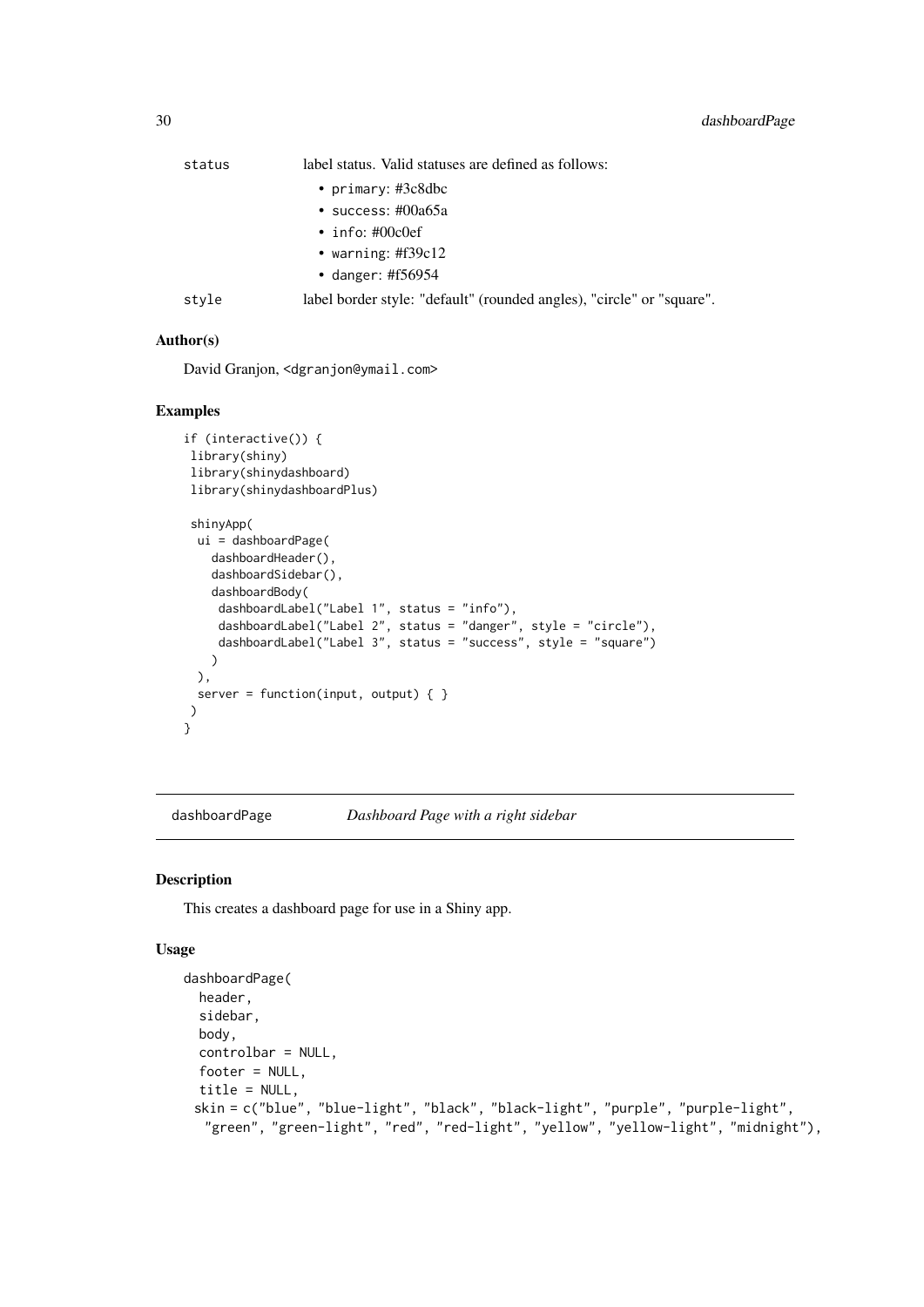| | |
|---|---|
| status | label status. Valid statuses are defined as follows:<br>• primary: #3c8dbc<br>• success: #00a65a<br>• info: #00c0ef<br>• warning: #f39c12<br>• danger: #f56954 |
| style | label border style: "default" (rounded angles), "circle" or "square". |

### Author(s)

David Granjon, <dgranjon@ymail.com>

### Examples

```
if (interactive()) {
 library(shiny)
 library(shinydashboard)
 library(shinydashboardPlus)

 shinyApp(
  ui = dashboardPage(
    dashboardHeader(),
    dashboardSidebar(),
    dashboardBody(
     dashboardLabel("Label 1", status = "info"),
     dashboardLabel("Label 2", status = "danger", style = "circle"),
     dashboardLabel("Label 3", status = "success", style = "square")
    )
  ),
  server = function(input, output) { }
 )
}
```

## dashboardPage — *Dashboard Page with a right sidebar*

### Description

This creates a dashboard page for use in a Shiny app.

### Usage

```
dashboardPage(
  header,
  sidebar,
  body,
  controlbar = NULL,
  footer = NULL,
  title = NULL,
 skin = c("blue", "blue-light", "black", "black-light", "purple", "purple-light",
   "green", "green-light", "red", "red-light", "yellow", "yellow-light", "midnight"),
```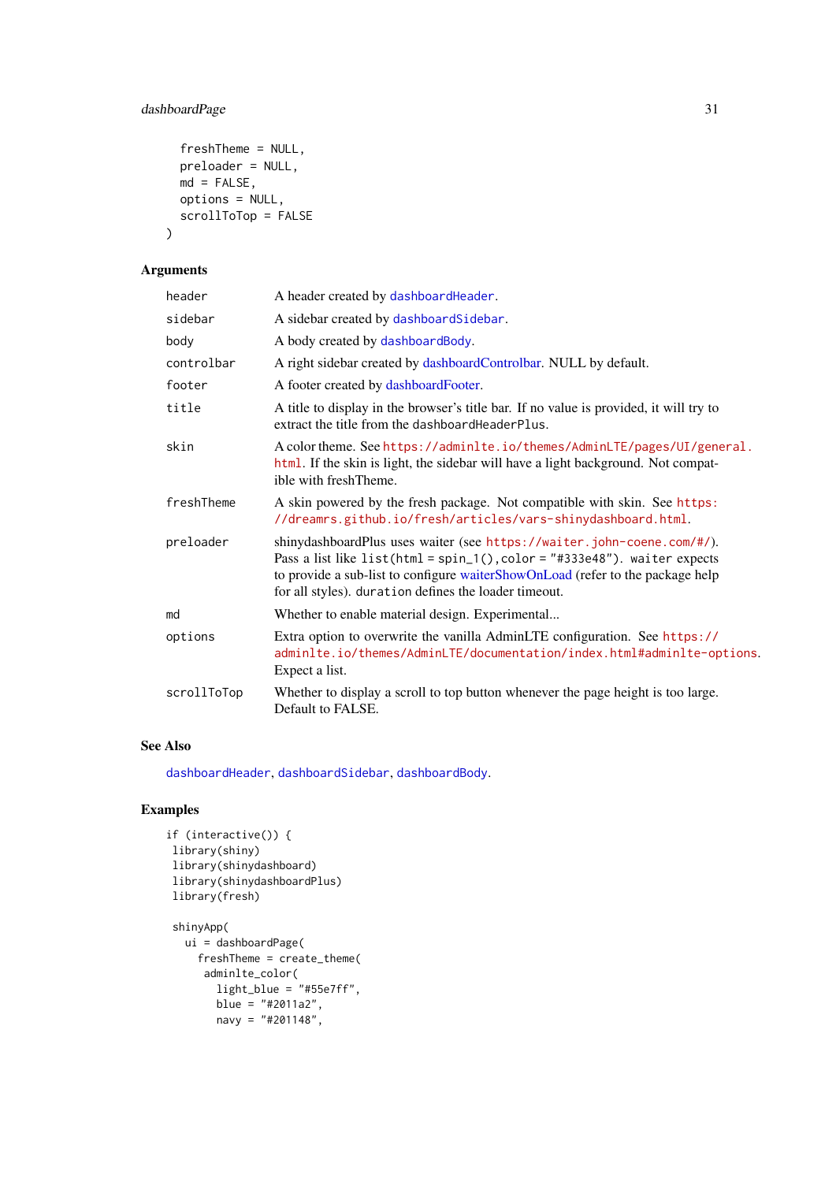```
  freshTheme = NULL,
  preloader = NULL,
  md = FALSE,
  options = NULL,
  scrollToTop = FALSE
)
```

### Arguments

| | |
|---|---|
| header | A header created by dashboardHeader. |
| sidebar | A sidebar created by dashboardSidebar. |
| body | A body created by dashboardBody. |
| controlbar | A right sidebar created by dashboardControlbar. NULL by default. |
| footer | A footer created by dashboardFooter. |
| title | A title to display in the browser's title bar. If no value is provided, it will try to extract the title from the dashboardHeaderPlus. |
| skin | A color theme. See https://adminlte.io/themes/AdminLTE/pages/UI/general.html. If the skin is light, the sidebar will have a light background. Not compatible with freshTheme. |
| freshTheme | A skin powered by the fresh package. Not compatible with skin. See https://dreamrs.github.io/fresh/articles/vars-shinydashboard.html. |
| preloader | shinydashboardPlus uses waiter (see https://waiter.john-coene.com/#/). Pass a list like list(html = spin_1(),color = "#333e48"). waiter expects to provide a sub-list to configure waiterShowOnLoad (refer to the package help for all styles). duration defines the loader timeout. |
| md | Whether to enable material design. Experimental... |
| options | Extra option to overwrite the vanilla AdminLTE configuration. See https://adminlte.io/themes/AdminLTE/documentation/index.html#adminlte-options. Expect a list. |
| scrollToTop | Whether to display a scroll to top button whenever the page height is too large. Default to FALSE. |

### See Also

dashboardHeader, dashboardSidebar, dashboardBody.

### Examples

```
if (interactive()) {
 library(shiny)
 library(shinydashboard)
 library(shinydashboardPlus)
 library(fresh)

 shinyApp(
   ui = dashboardPage(
     freshTheme = create_theme(
      adminlte_color(
        light_blue = "#55e7ff",
        blue = "#2011a2",
        navy = "#201148",
```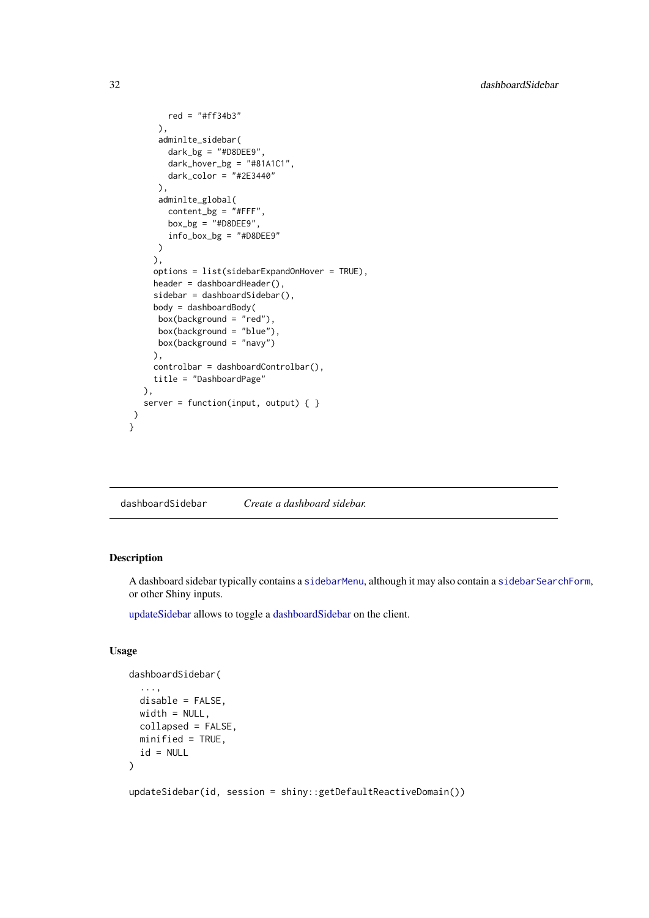```
        red = "#ff34b3"
      ),
      adminlte_sidebar(
        dark_bg = "#D8DEE9",
        dark_hover_bg = "#81A1C1",
        dark_color = "#2E3440"
      ),
      adminlte_global(
        content_bg = "#FFF",
        box_bg = "#D8DEE9",
        info_box_bg = "#D8DEE9"
      )
     ),
     options = list(sidebarExpandOnHover = TRUE),
     header = dashboardHeader(),
     sidebar = dashboardSidebar(),
     body = dashboardBody(
      box(background = "red"),
      box(background = "blue"),
      box(background = "navy")
     ),
     controlbar = dashboardControlbar(),
     title = "DashboardPage"
   ),
   server = function(input, output) { }
 )
}
```

## dashboardSidebar *Create a dashboard sidebar.*

### Description

A dashboard sidebar typically contains a `sidebarMenu`, although it may also contain a `sidebarSearchForm`, or other Shiny inputs.

updateSidebar allows to toggle a dashboardSidebar on the client.

### Usage

```
dashboardSidebar(
  ...,
  disable = FALSE,
  width = NULL,
  collapsed = FALSE,
  minified = TRUE,
  id = NULL
)

updateSidebar(id, session = shiny::getDefaultReactiveDomain())
```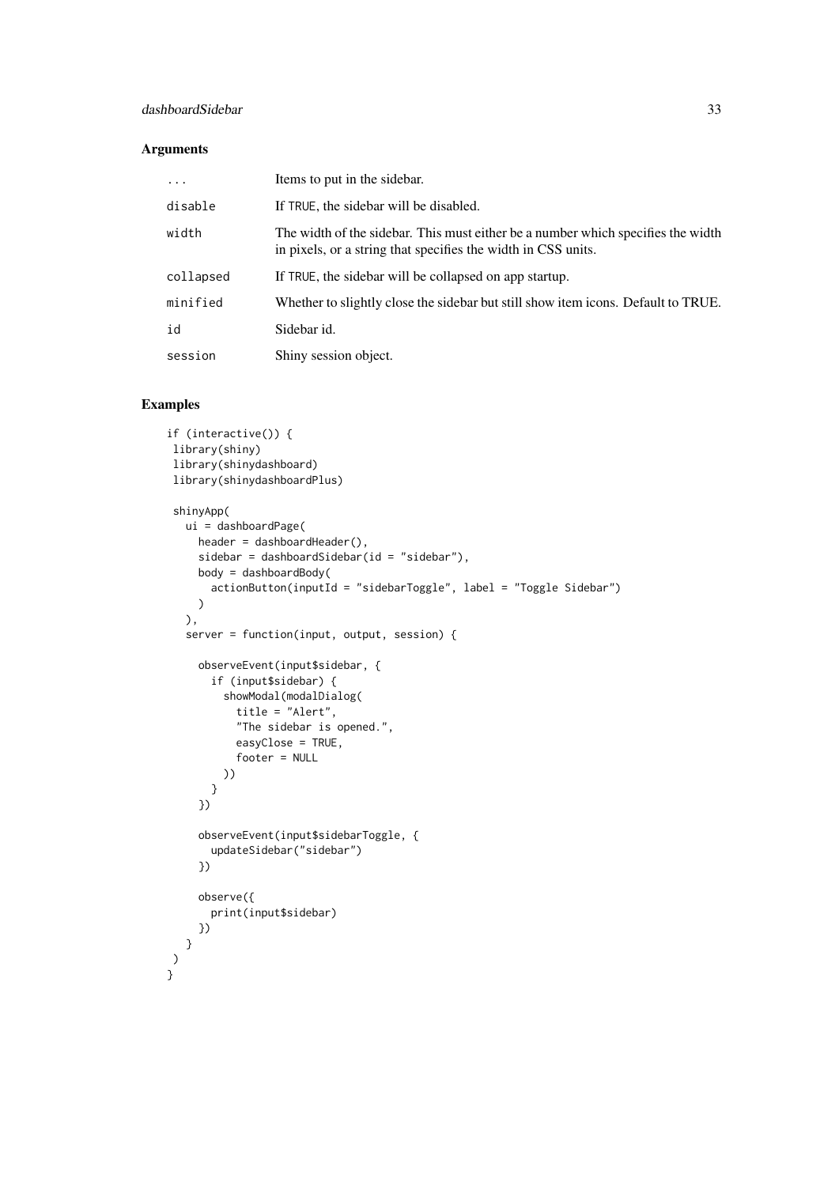### Arguments

| | |
|---|---|
| ... | Items to put in the sidebar. |
| disable | If TRUE, the sidebar will be disabled. |
| width | The width of the sidebar. This must either be a number which specifies the width in pixels, or a string that specifies the width in CSS units. |
| collapsed | If TRUE, the sidebar will be collapsed on app startup. |
| minified | Whether to slightly close the sidebar but still show item icons. Default to TRUE. |
| id | Sidebar id. |
| session | Shiny session object. |

### Examples

```
if (interactive()) {
 library(shiny)
 library(shinydashboard)
 library(shinydashboardPlus)

 shinyApp(
   ui = dashboardPage(
     header = dashboardHeader(),
     sidebar = dashboardSidebar(id = "sidebar"),
     body = dashboardBody(
       actionButton(inputId = "sidebarToggle", label = "Toggle Sidebar")
     )
   ),
   server = function(input, output, session) {

     observeEvent(input$sidebar, {
       if (input$sidebar) {
         showModal(modalDialog(
           title = "Alert",
           "The sidebar is opened.",
           easyClose = TRUE,
           footer = NULL
         ))
       }
     })

     observeEvent(input$sidebarToggle, {
       updateSidebar("sidebar")
     })

     observe({
       print(input$sidebar)
     })
   }
 )
}
```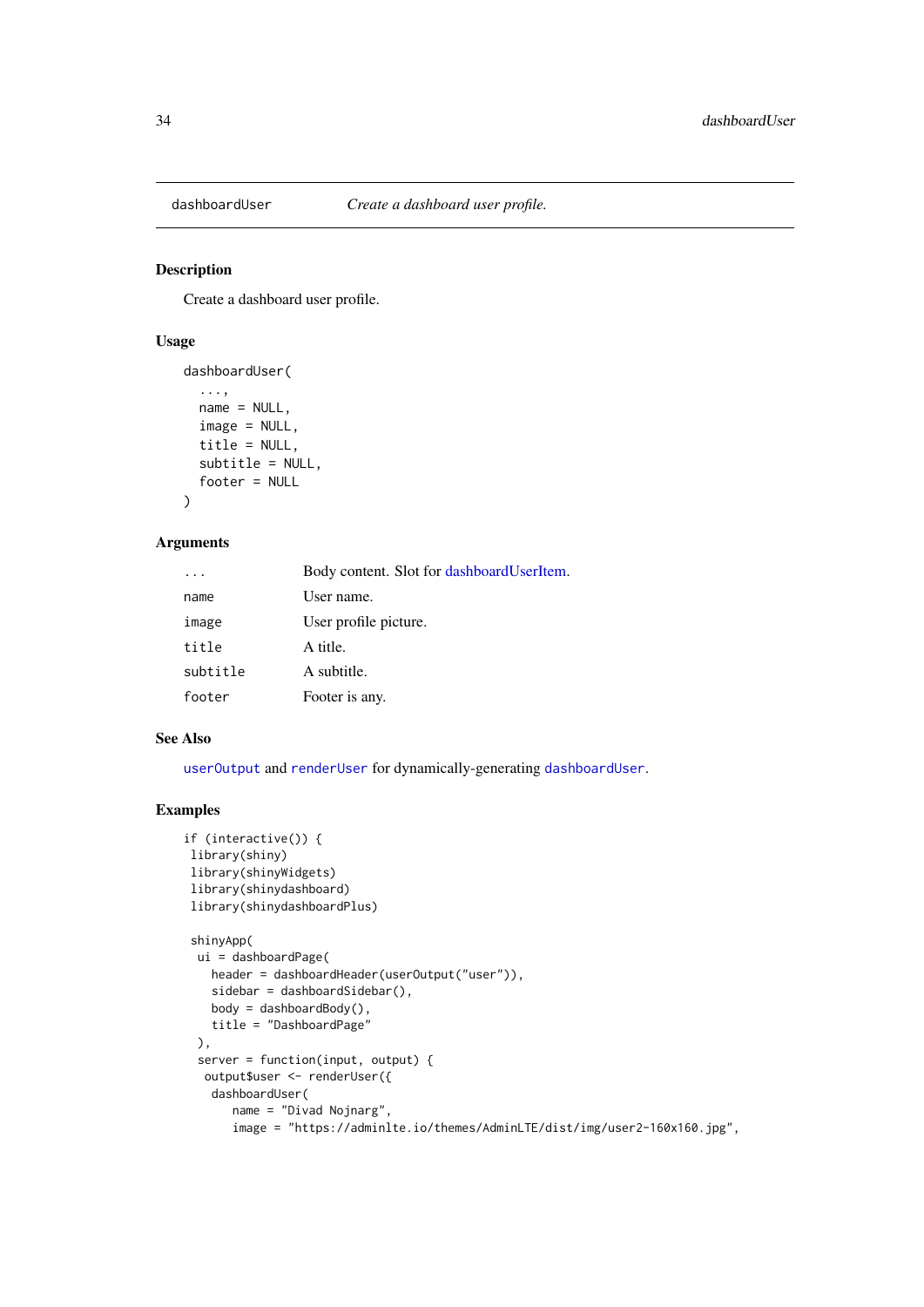dashboardUser — *Create a dashboard user profile.*

### Description

Create a dashboard user profile.

### Usage

```
dashboardUser(
  ...,
  name = NULL,
  image = NULL,
  title = NULL,
  subtitle = NULL,
  footer = NULL
)
```

### Arguments

| | |
|---|---|
| `...` | Body content. Slot for dashboardUserItem. |
| `name` | User name. |
| `image` | User profile picture. |
| `title` | A title. |
| `subtitle` | A subtitle. |
| `footer` | Footer is any. |

### See Also

`userOutput` and `renderUser` for dynamically-generating `dashboardUser`.

### Examples

```
if (interactive()) {
 library(shiny)
 library(shinyWidgets)
 library(shinydashboard)
 library(shinydashboardPlus)

 shinyApp(
  ui = dashboardPage(
    header = dashboardHeader(userOutput("user")),
    sidebar = dashboardSidebar(),
    body = dashboardBody(),
    title = "DashboardPage"
  ),
  server = function(input, output) {
   output$user <- renderUser({
    dashboardUser(
       name = "Divad Nojnarg",
       image = "https://adminlte.io/themes/AdminLTE/dist/img/user2-160x160.jpg",
```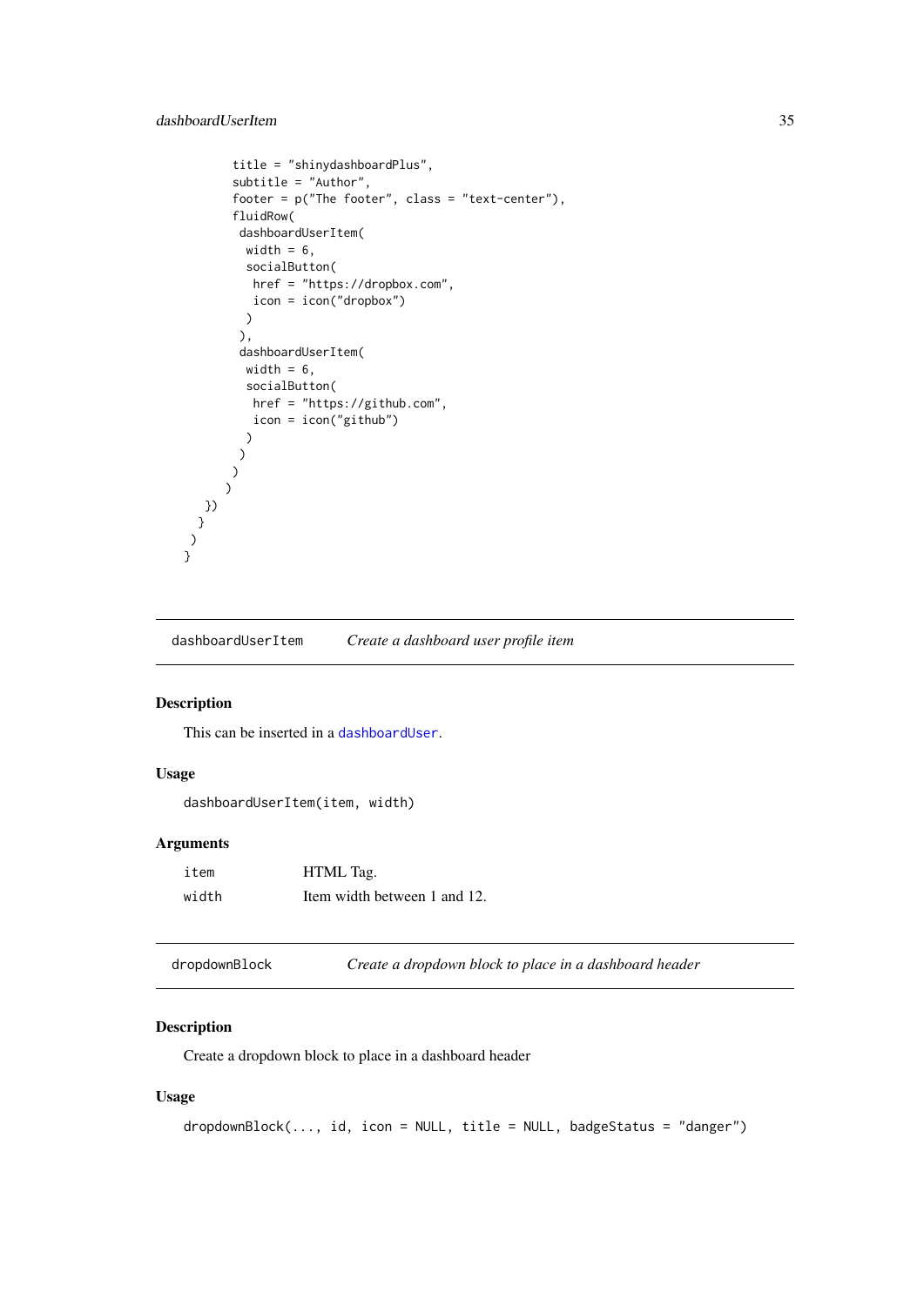```
        title = "shinydashboardPlus",
        subtitle = "Author",
        footer = p("The footer", class = "text-center"),
        fluidRow(
         dashboardUserItem(
          width = 6,
          socialButton(
           href = "https://dropbox.com",
           icon = icon("dropbox")
          )
         ),
         dashboardUserItem(
          width = 6,
          socialButton(
           href = "https://github.com",
           icon = icon("github")
          )
         )
        )
       )
    })
   }
  )
}
```

---

## dashboardUserItem *Create a dashboard user profile item*

### Description

This can be inserted in a dashboardUser.

### Usage

```
dashboardUserItem(item, width)
```

### Arguments

| | |
|---|---|
| item | HTML Tag. |
| width | Item width between 1 and 12. |

---

## dropdownBlock *Create a dropdown block to place in a dashboard header*

### Description

Create a dropdown block to place in a dashboard header

### Usage

```
dropdownBlock(..., id, icon = NULL, title = NULL, badgeStatus = "danger")
```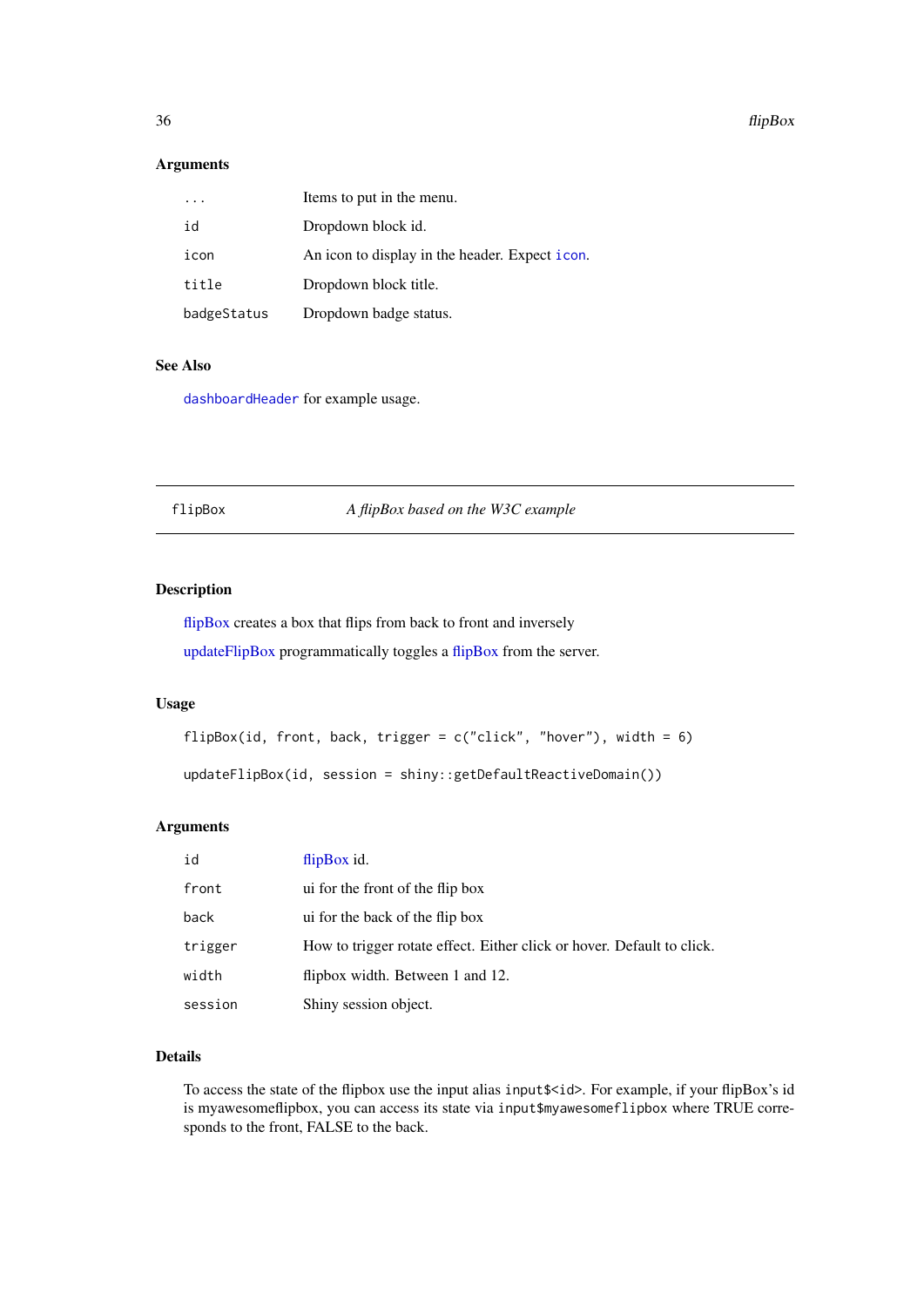### Arguments

| | |
|---|---|
| `...` | Items to put in the menu. |
| `id` | Dropdown block id. |
| `icon` | An icon to display in the header. Expect `icon`. |
| `title` | Dropdown block title. |
| `badgeStatus` | Dropdown badge status. |

### See Also

`dashboardHeader` for example usage.

---

## flipBox — *A flipBox based on the W3C example*

---

### Description

flipBox creates a box that flips from back to front and inversely

updateFlipBox programmatically toggles a flipBox from the server.

### Usage

```
flipBox(id, front, back, trigger = c("click", "hover"), width = 6)

updateFlipBox(id, session = shiny::getDefaultReactiveDomain())
```

### Arguments

| | |
|---|---|
| `id` | flipBox id. |
| `front` | ui for the front of the flip box |
| `back` | ui for the back of the flip box |
| `trigger` | How to trigger rotate effect. Either click or hover. Default to click. |
| `width` | flipbox width. Between 1 and 12. |
| `session` | Shiny session object. |

### Details

To access the state of the flipbox use the input alias `input$<id>`. For example, if your flipBox's id is myawesomeflipbox, you can access its state via `input$myawesomeflipbox` where TRUE corresponds to the front, FALSE to the back.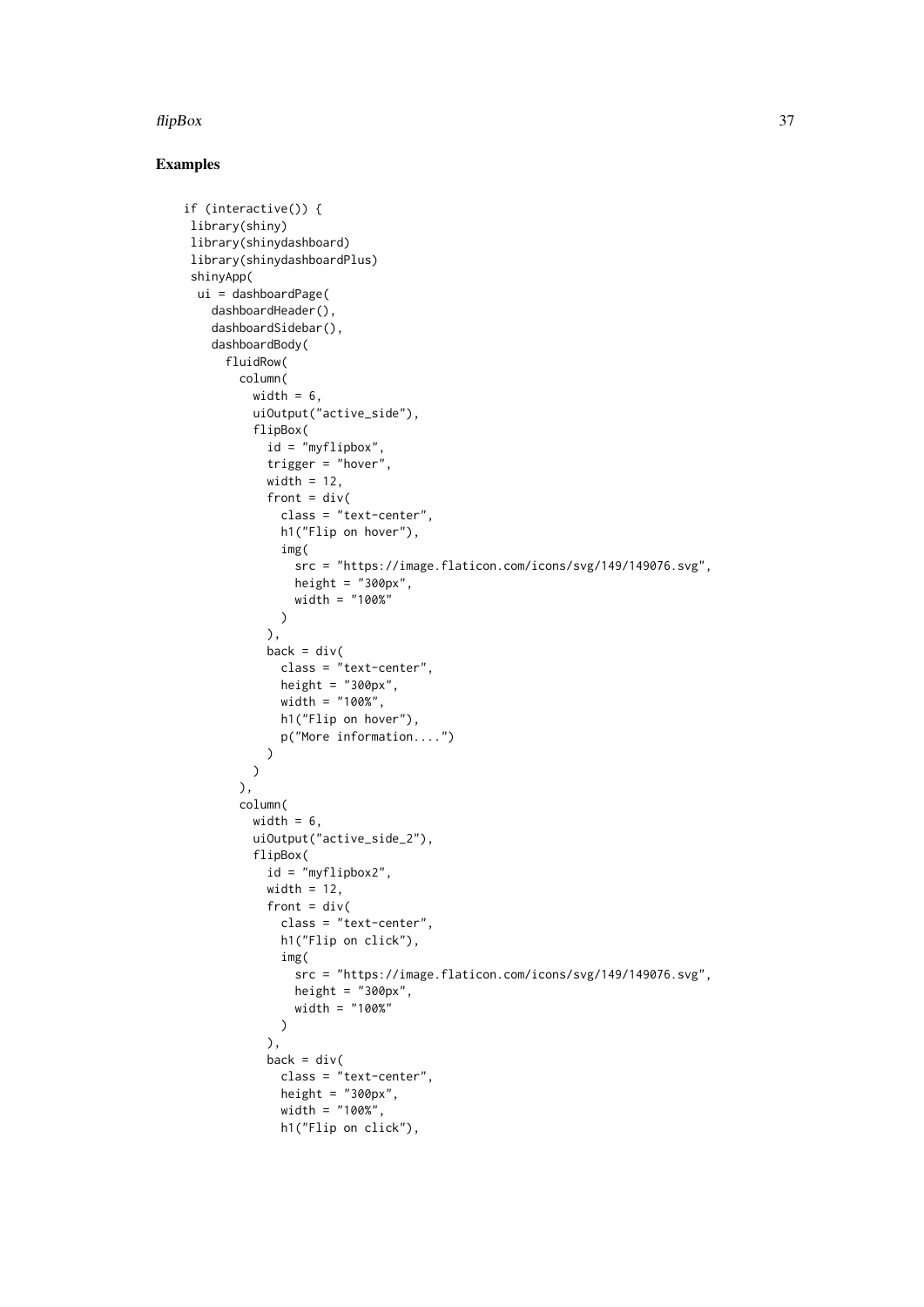## Examples

```
if (interactive()) {
 library(shiny)
 library(shinydashboard)
 library(shinydashboardPlus)
 shinyApp(
  ui = dashboardPage(
    dashboardHeader(),
    dashboardSidebar(),
    dashboardBody(
      fluidRow(
        column(
          width = 6,
          uiOutput("active_side"),
          flipBox(
            id = "myflipbox",
            trigger = "hover",
            width = 12,
            front = div(
              class = "text-center",
              h1("Flip on hover"),
              img(
                src = "https://image.flaticon.com/icons/svg/149/149076.svg",
                height = "300px",
                width = "100%"
              )
            ),
            back = div(
              class = "text-center",
              height = "300px",
              width = "100%",
              h1("Flip on hover"),
              p("More information....")
            )
          )
        ),
        column(
          width = 6,
          uiOutput("active_side_2"),
          flipBox(
            id = "myflipbox2",
            width = 12,
            front = div(
              class = "text-center",
              h1("Flip on click"),
              img(
                src = "https://image.flaticon.com/icons/svg/149/149076.svg",
                height = "300px",
                width = "100%"
              )
            ),
            back = div(
              class = "text-center",
              height = "300px",
              width = "100%",
              h1("Flip on click"),
```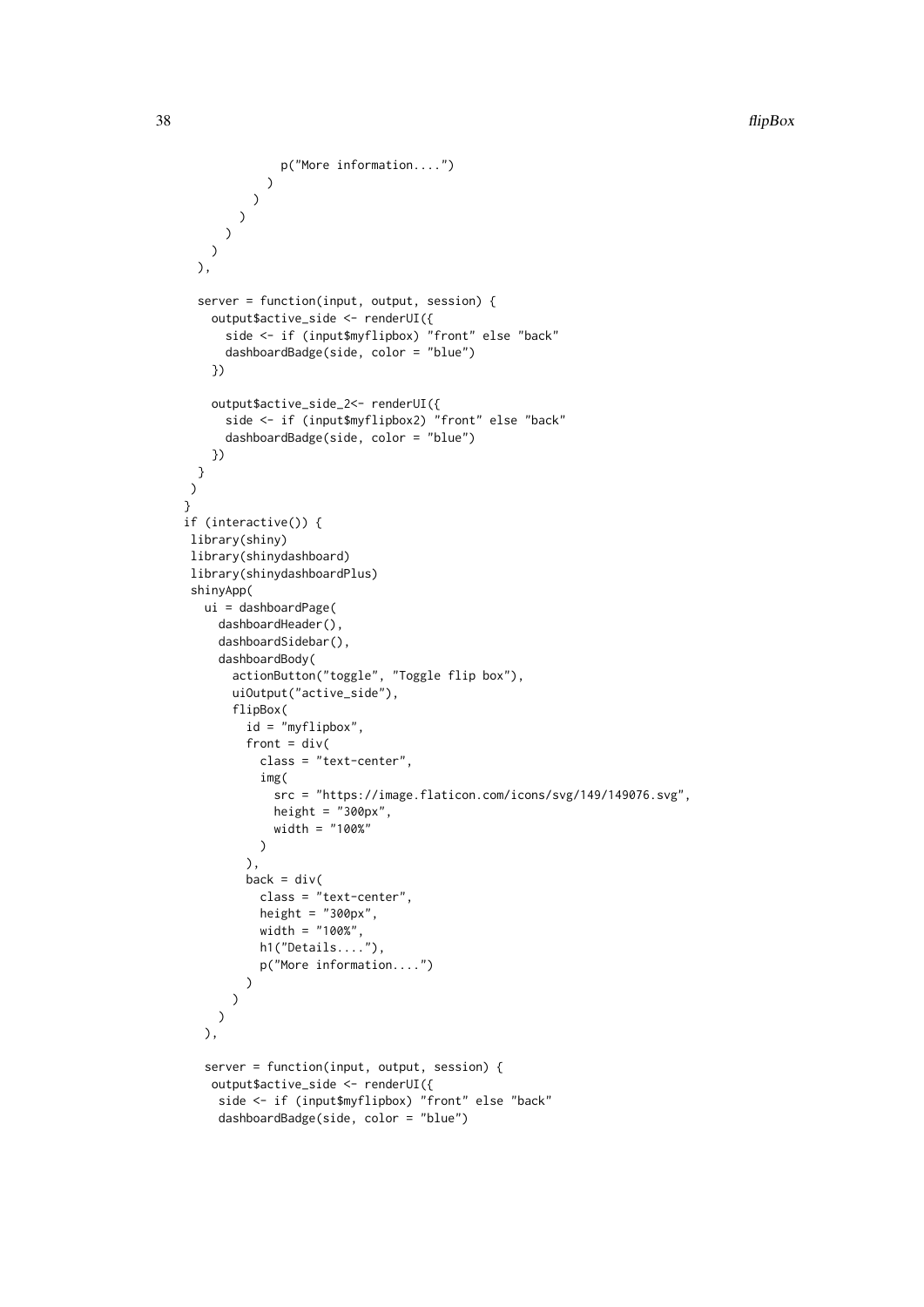```
              p("More information....")
            )
          )
        )
      )
    )
  ),

  server = function(input, output, session) {
    output$active_side <- renderUI({
      side <- if (input$myflipbox) "front" else "back"
      dashboardBadge(side, color = "blue")
    })

    output$active_side_2<- renderUI({
      side <- if (input$myflipbox2) "front" else "back"
      dashboardBadge(side, color = "blue")
    })
  }
 )
}
if (interactive()) {
 library(shiny)
 library(shinydashboard)
 library(shinydashboardPlus)
 shinyApp(
   ui = dashboardPage(
     dashboardHeader(),
     dashboardSidebar(),
     dashboardBody(
       actionButton("toggle", "Toggle flip box"),
       uiOutput("active_side"),
       flipBox(
         id = "myflipbox",
         front = div(
           class = "text-center",
           img(
             src = "https://image.flaticon.com/icons/svg/149/149076.svg",
             height = "300px",
             width = "100%"
           )
         ),
         back = div(
           class = "text-center",
           height = "300px",
           width = "100%",
           h1("Details...."),
           p("More information....")
         )
       )
     )
   ),

   server = function(input, output, session) {
    output$active_side <- renderUI({
     side <- if (input$myflipbox) "front" else "back"
     dashboardBadge(side, color = "blue")
```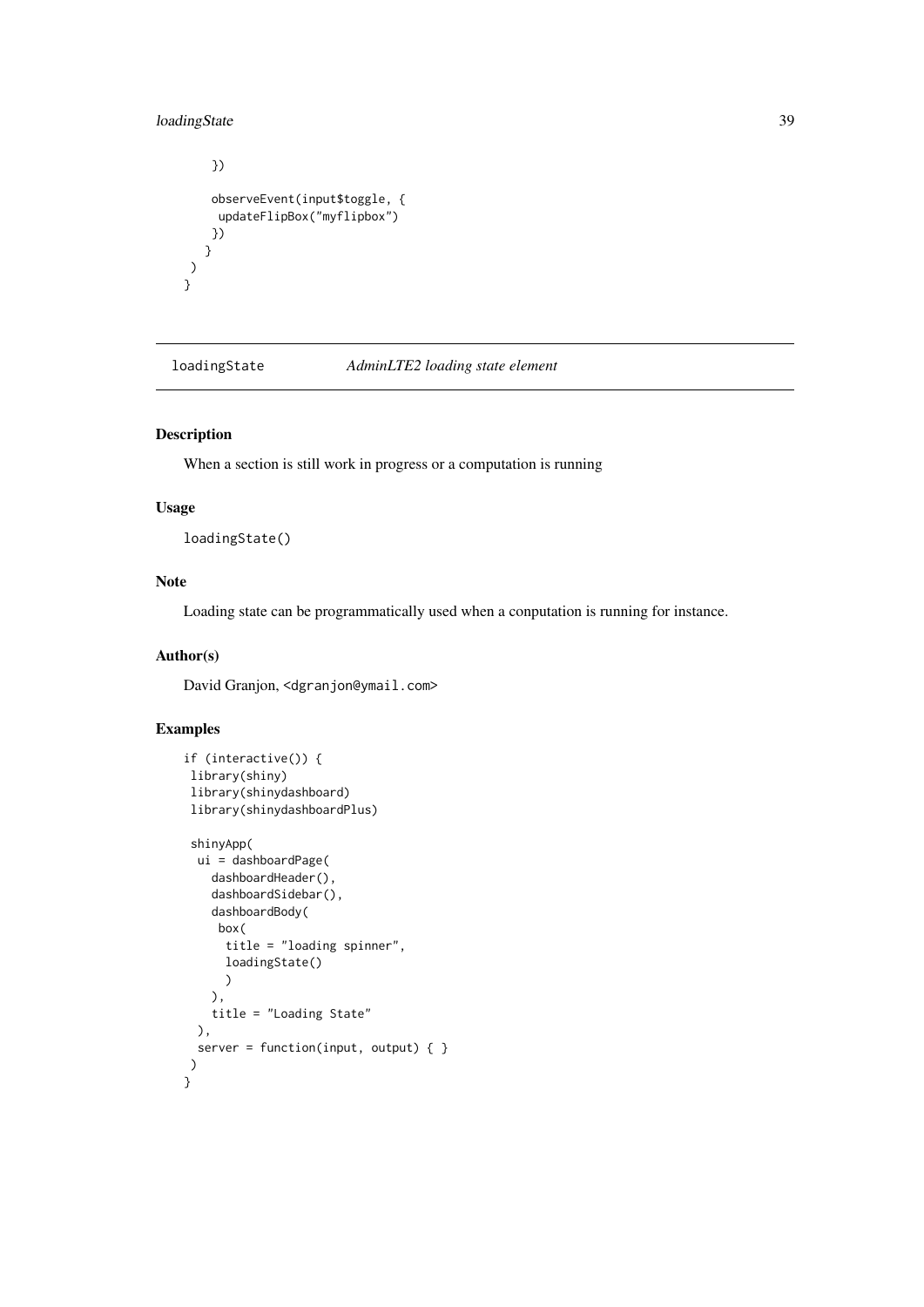```
    })

    observeEvent(input$toggle, {
     updateFlipBox("myflipbox")
    })
   }
 )
}
```

## loadingState — *AdminLTE2 loading state element*

### Description

When a section is still work in progress or a computation is running

### Usage

```
loadingState()
```

### Note

Loading state can be programmatically used when a conputation is running for instance.

### Author(s)

David Granjon, <dgranjon@ymail.com>

### Examples

```
if (interactive()) {
 library(shiny)
 library(shinydashboard)
 library(shinydashboardPlus)

 shinyApp(
  ui = dashboardPage(
    dashboardHeader(),
    dashboardSidebar(),
    dashboardBody(
     box(
      title = "loading spinner",
      loadingState()
      )
    ),
    title = "Loading State"
  ),
  server = function(input, output) { }
 )
}
```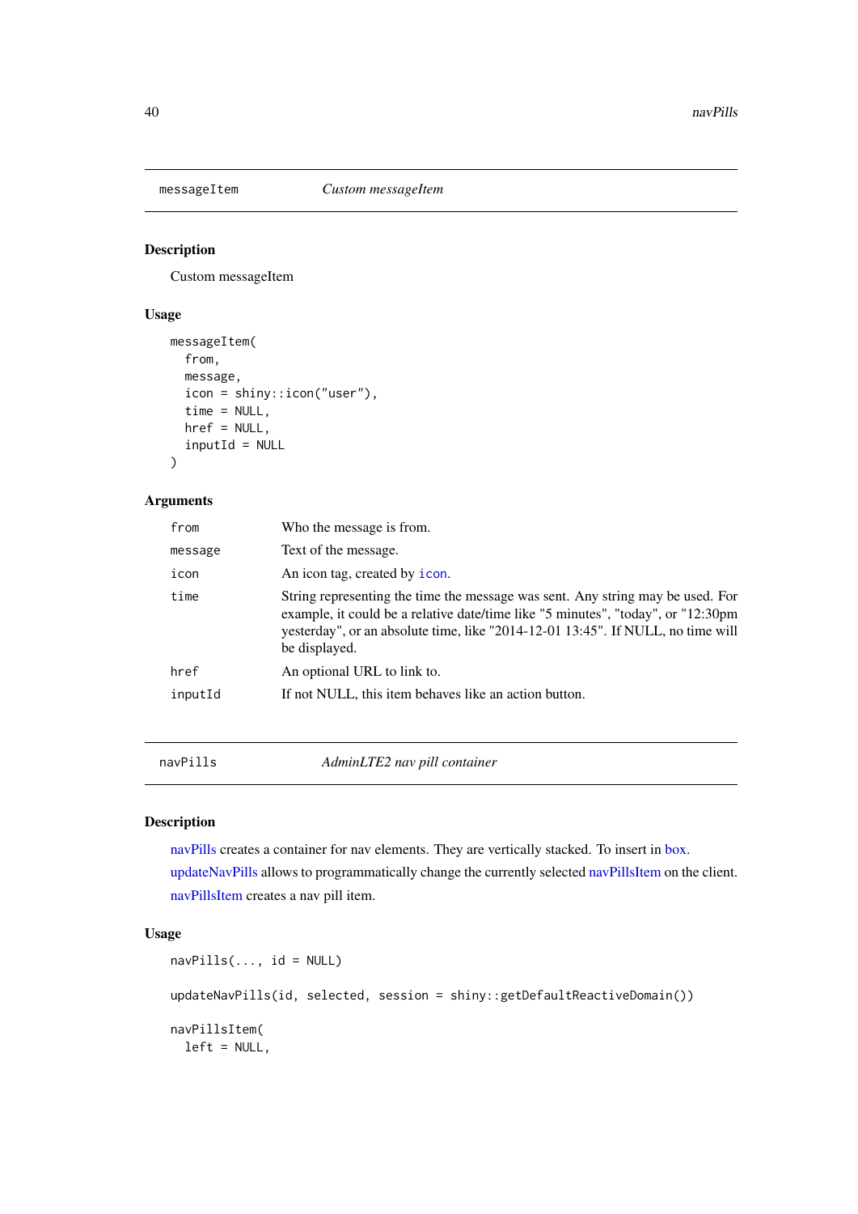## messageItem — Custom messageItem

### Description

Custom messageItem

### Usage

```
messageItem(
  from,
  message,
  icon = shiny::icon("user"),
  time = NULL,
  href = NULL,
  inputId = NULL
)
```

### Arguments

| | |
|---|---|
| from | Who the message is from. |
| message | Text of the message. |
| icon | An icon tag, created by icon. |
| time | String representing the time the message was sent. Any string may be used. For example, it could be a relative date/time like "5 minutes", "today", or "12:30pm yesterday", or an absolute time, like "2014-12-01 13:45". If NULL, no time will be displayed. |
| href | An optional URL to link to. |
| inputId | If not NULL, this item behaves like an action button. |

## navPills — AdminLTE2 nav pill container

### Description

navPills creates a container for nav elements. They are vertically stacked. To insert in box.

updateNavPills allows to programmatically change the currently selected navPillsItem on the client.

navPillsItem creates a nav pill item.

### Usage

```
navPills(..., id = NULL)

updateNavPills(id, selected, session = shiny::getDefaultReactiveDomain())

navPillsItem(
  left = NULL,
```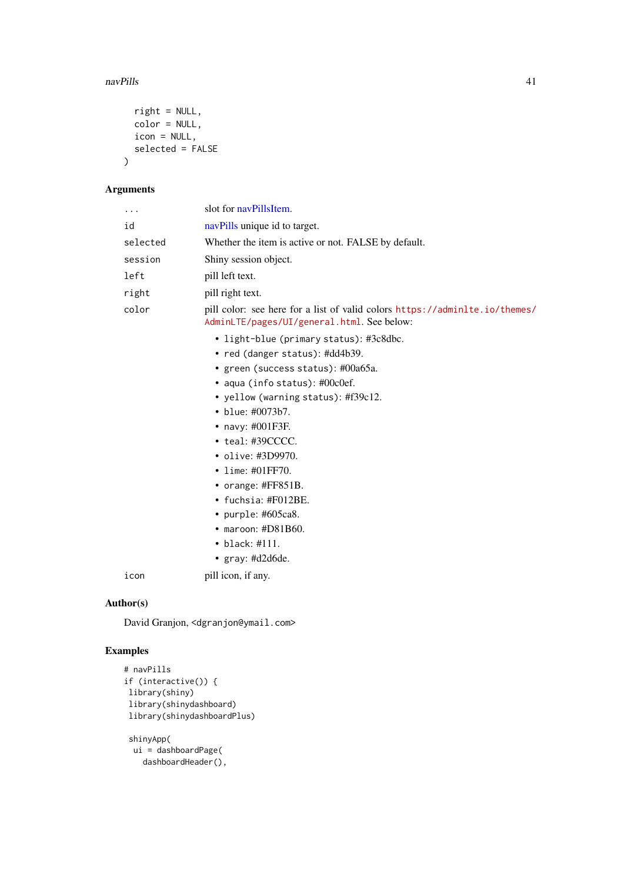```
  right = NULL,
  color = NULL,
  icon = NULL,
  selected = FALSE
)
```

### Arguments

| | |
|---|---|
| `...` | slot for navPillsItem. |
| `id` | navPills unique id to target. |
| `selected` | Whether the item is active or not. FALSE by default. |
| `session` | Shiny session object. |
| `left` | pill left text. |
| `right` | pill right text. |
| `color` | pill color: see here for a list of valid colors https://adminlte.io/themes/AdminLTE/pages/UI/general.html. See below: |
| `icon` | pill icon, if any. |

`color` values:

- `light-blue` (`primary` status): #3c8dbc.
- `red` (`danger` status): #dd4b39.
- `green` (`success` status): #00a65a.
- `aqua` (`info` status): #00c0ef.
- `yellow` (`warning` status): #f39c12.
- `blue`: #0073b7.
- `navy`: #001F3F.
- `teal`: #39CCCC.
- `olive`: #3D9970.
- `lime`: #01FF70.
- `orange`: #FF851B.
- `fuchsia`: #F012BE.
- `purple`: #605ca8.
- `maroon`: #D81B60.
- `black`: #111.
- `gray`: #d2d6de.

### Author(s)

David Granjon, <dgranjon@ymail.com>

### Examples

```
# navPills
if (interactive()) {
 library(shiny)
 library(shinydashboard)
 library(shinydashboardPlus)

 shinyApp(
  ui = dashboardPage(
    dashboardHeader(),
```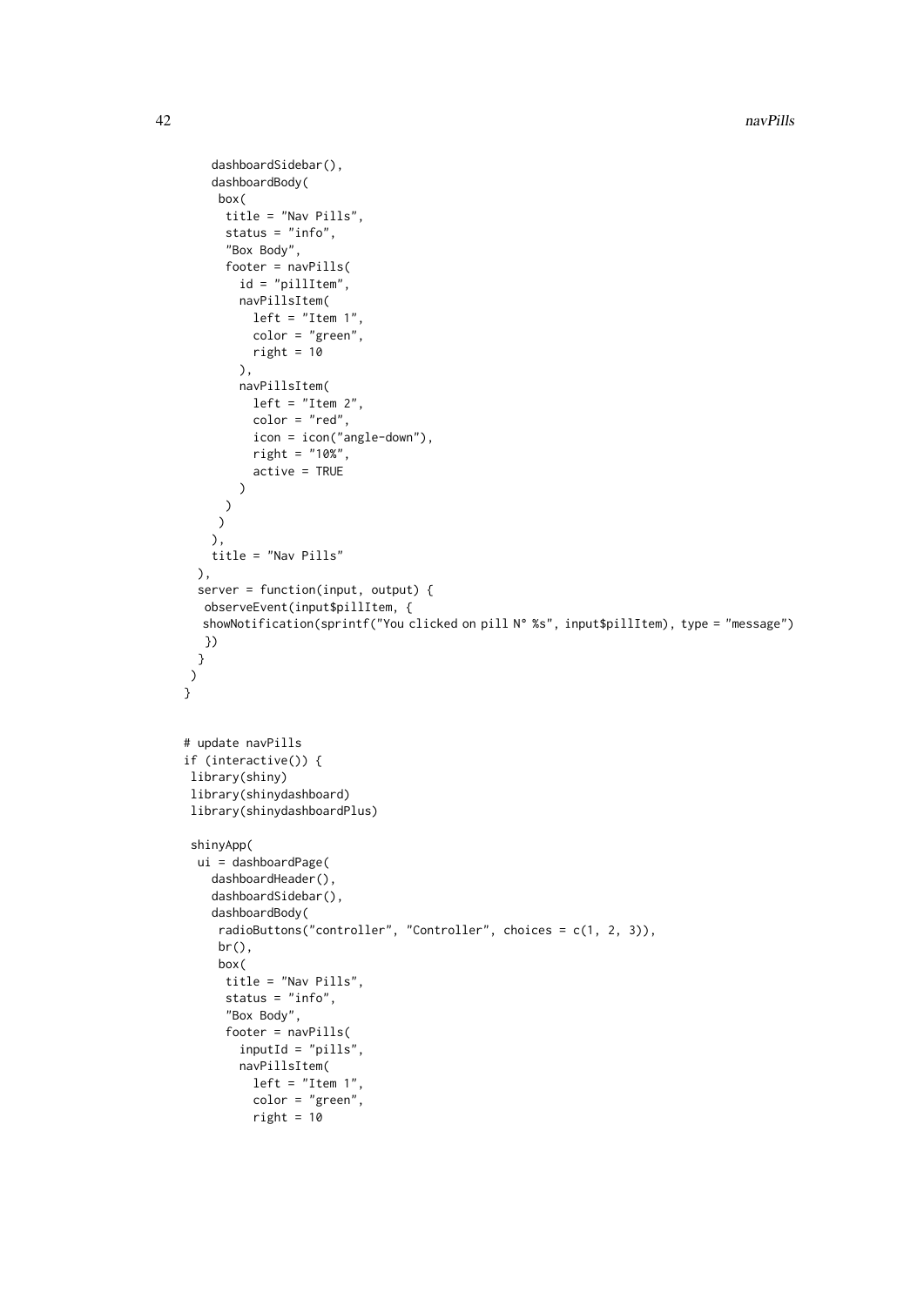```
    dashboardSidebar(),
    dashboardBody(
     box(
      title = "Nav Pills",
      status = "info",
      "Box Body",
      footer = navPills(
        id = "pillItem",
        navPillsItem(
          left = "Item 1",
          color = "green",
          right = 10
        ),
        navPillsItem(
          left = "Item 2",
          color = "red",
          icon = icon("angle-down"),
          right = "10%",
          active = TRUE
        )
      )
     )
    ),
    title = "Nav Pills"
  ),
  server = function(input, output) {
   observeEvent(input$pillItem, {
   showNotification(sprintf("You clicked on pill N° %s", input$pillItem), type = "message")
   })
  }
 )
}


# update navPills
if (interactive()) {
 library(shiny)
 library(shinydashboard)
 library(shinydashboardPlus)

 shinyApp(
  ui = dashboardPage(
    dashboardHeader(),
    dashboardSidebar(),
    dashboardBody(
     radioButtons("controller", "Controller", choices = c(1, 2, 3)),
     br(),
     box(
      title = "Nav Pills",
      status = "info",
      "Box Body",
      footer = navPills(
        inputId = "pills",
        navPillsItem(
          left = "Item 1",
          color = "green",
          right = 10
```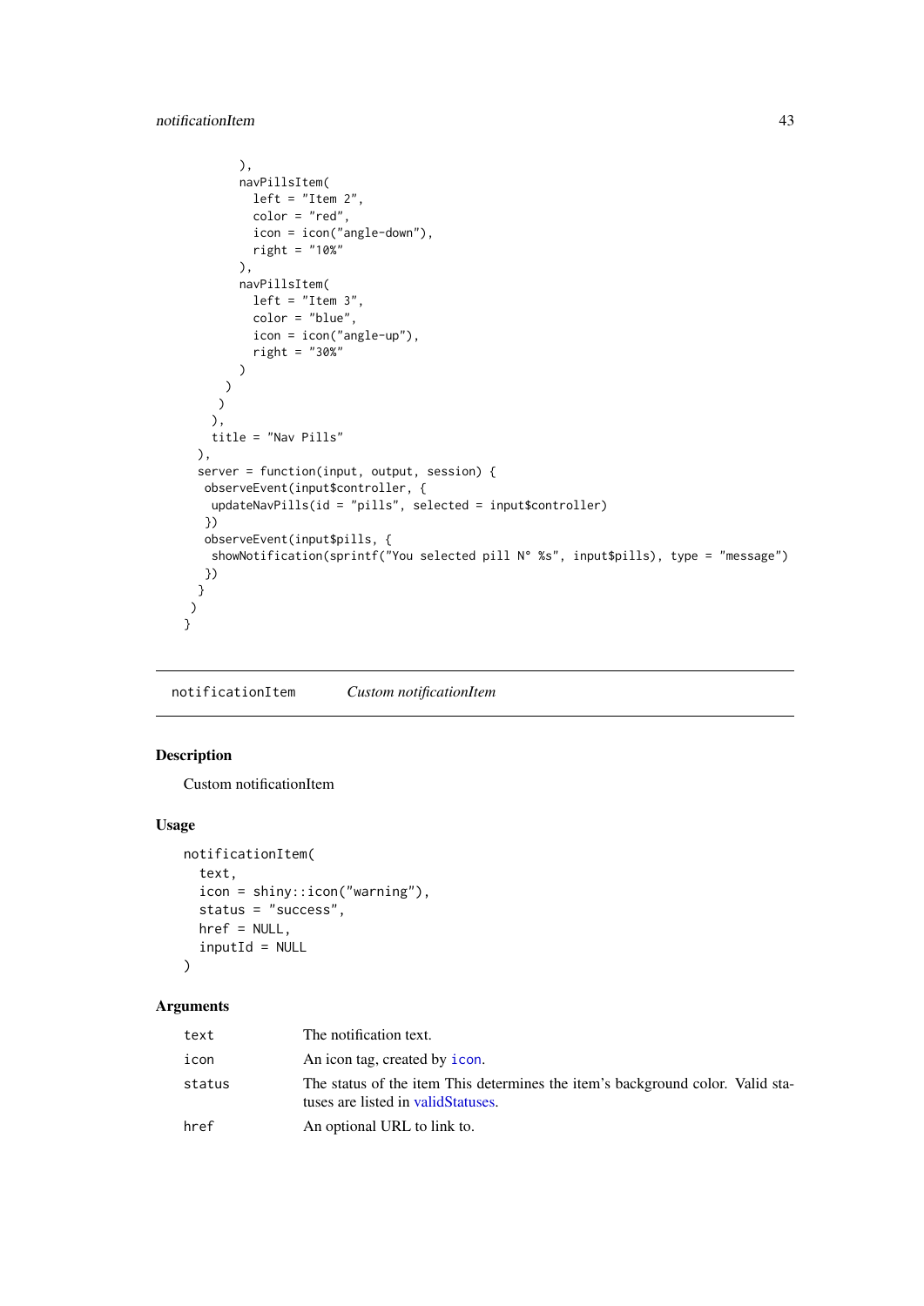```
        ),
        navPillsItem(
          left = "Item 2",
          color = "red",
          icon = icon("angle-down"),
          right = "10%"
        ),
        navPillsItem(
          left = "Item 3",
          color = "blue",
          icon = icon("angle-up"),
          right = "30%"
        )
      )
     )
    ),
    title = "Nav Pills"
  ),
  server = function(input, output, session) {
   observeEvent(input$controller, {
    updateNavPills(id = "pills", selected = input$controller)
   })
   observeEvent(input$pills, {
    showNotification(sprintf("You selected pill N° %s", input$pills), type = "message")
   })
  }
 )
}
```

## notificationItem *Custom notificationItem*

### Description

Custom notificationItem

### Usage

```
notificationItem(
  text,
  icon = shiny::icon("warning"),
  status = "success",
  href = NULL,
  inputId = NULL
)
```

### Arguments

| | |
|---|---|
| `text` | The notification text. |
| `icon` | An icon tag, created by `icon`. |
| `status` | The status of the item This determines the item's background color. Valid statuses are listed in validStatuses. |
| `href` | An optional URL to link to. |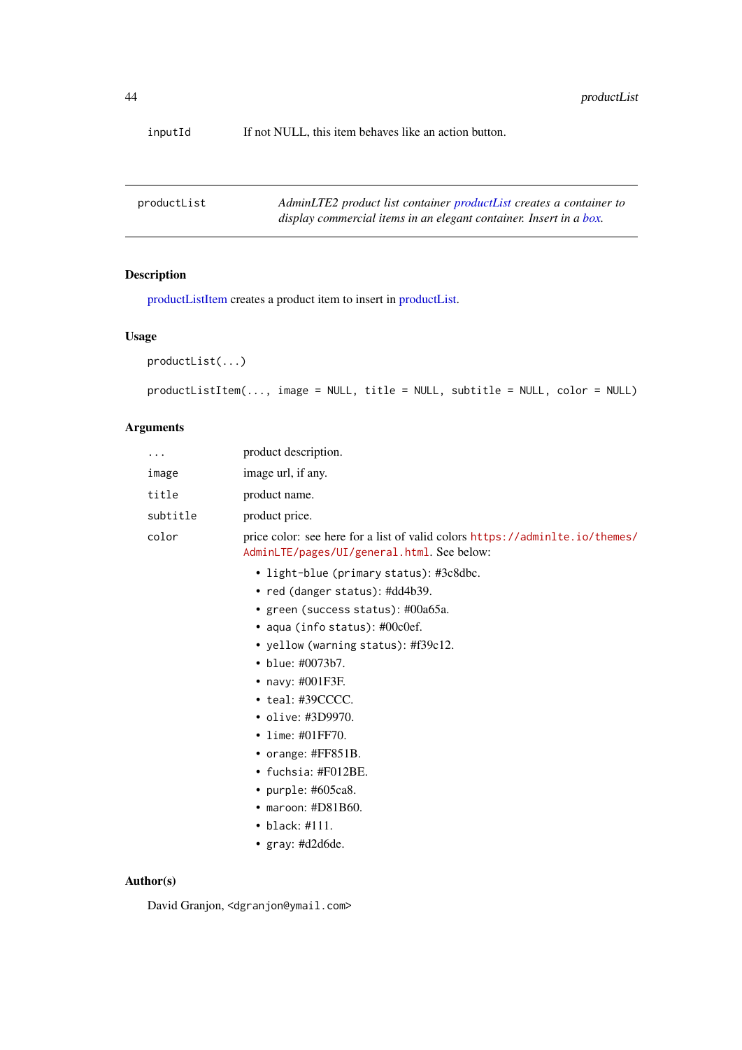inputId If not NULL, this item behaves like an action button.

---

productList — *AdminLTE2 product list container productList creates a container to display commercial items in an elegant container. Insert in a box.*

---

## Description

productListItem creates a product item to insert in productList.

## Usage

```
productList(...)

productListItem(..., image = NULL, title = NULL, subtitle = NULL, color = NULL)
```

## Arguments

| | |
|---|---|
| ... | product description. |
| image | image url, if any. |
| title | product name. |
| subtitle | product price. |
| color | price color: see here for a list of valid colors https://adminlte.io/themes/AdminLTE/pages/UI/general.html. See below: |

- light-blue (primary status): #3c8dbc.
- red (danger status): #dd4b39.
- green (success status): #00a65a.
- aqua (info status): #00c0ef.
- yellow (warning status): #f39c12.
- blue: #0073b7.
- navy: #001F3F.
- teal: #39CCCC.
- olive: #3D9970.
- lime: #01FF70.
- orange: #FF851B.
- fuchsia: #F012BE.
- purple: #605ca8.
- maroon: #D81B60.
- black: #111.
- gray: #d2d6de.

## Author(s)

David Granjon, <dgranjon@ymail.com>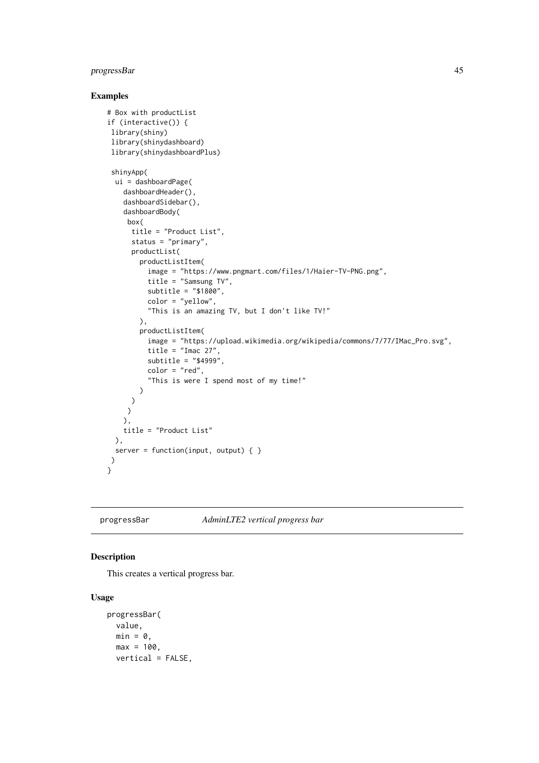## Examples

```
# Box with productList
if (interactive()) {
 library(shiny)
 library(shinydashboard)
 library(shinydashboardPlus)

 shinyApp(
  ui = dashboardPage(
    dashboardHeader(),
    dashboardSidebar(),
    dashboardBody(
     box(
      title = "Product List",
      status = "primary",
      productList(
        productListItem(
          image = "https://www.pngmart.com/files/1/Haier-TV-PNG.png",
          title = "Samsung TV",
          subtitle = "$1800",
          color = "yellow",
          "This is an amazing TV, but I don't like TV!"
        ),
        productListItem(
          image = "https://upload.wikimedia.org/wikipedia/commons/7/77/IMac_Pro.svg",
          title = "Imac 27",
          subtitle = "$4999",
          color = "red",
          "This is were I spend most of my time!"
        )
      )
     )
    ),
    title = "Product List"
  ),
  server = function(input, output) { }
 )
}
```

---

`progressBar` *AdminLTE2 vertical progress bar*

---

## Description

This creates a vertical progress bar.

## Usage

```
progressBar(
  value,
  min = 0,
  max = 100,
  vertical = FALSE,
```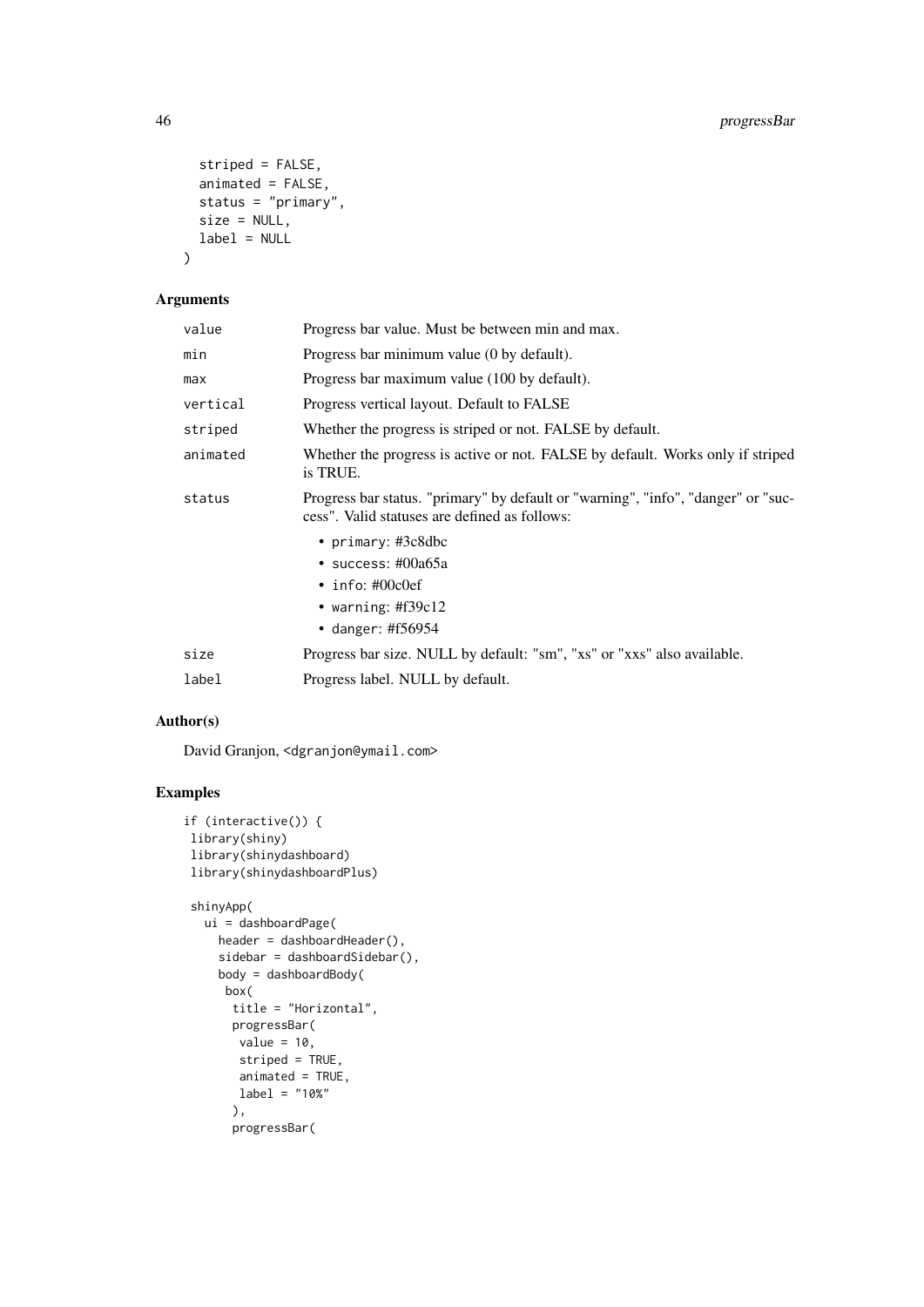```
  striped = FALSE,
  animated = FALSE,
  status = "primary",
  size = NULL,
  label = NULL
)
```

## Arguments

| | |
|---|---|
| value | Progress bar value. Must be between min and max. |
| min | Progress bar minimum value (0 by default). |
| max | Progress bar maximum value (100 by default). |
| vertical | Progress vertical layout. Default to FALSE |
| striped | Whether the progress is striped or not. FALSE by default. |
| animated | Whether the progress is active or not. FALSE by default. Works only if striped is TRUE. |
| status | Progress bar status. "primary" by default or "warning", "info", "danger" or "success". Valid statuses are defined as follows: <br>• primary: #3c8dbc <br>• success: #00a65a <br>• info: #00c0ef <br>• warning: #f39c12 <br>• danger: #f56954 |
| size | Progress bar size. NULL by default: "sm", "xs" or "xxs" also available. |
| label | Progress label. NULL by default. |

## Author(s)

David Granjon, <dgranjon@ymail.com>

## Examples

```
if (interactive()) {
 library(shiny)
 library(shinydashboard)
 library(shinydashboardPlus)

 shinyApp(
   ui = dashboardPage(
     header = dashboardHeader(),
     sidebar = dashboardSidebar(),
     body = dashboardBody(
      box(
       title = "Horizontal",
       progressBar(
        value = 10,
        striped = TRUE,
        animated = TRUE,
        label = "10%"
       ),
       progressBar(
```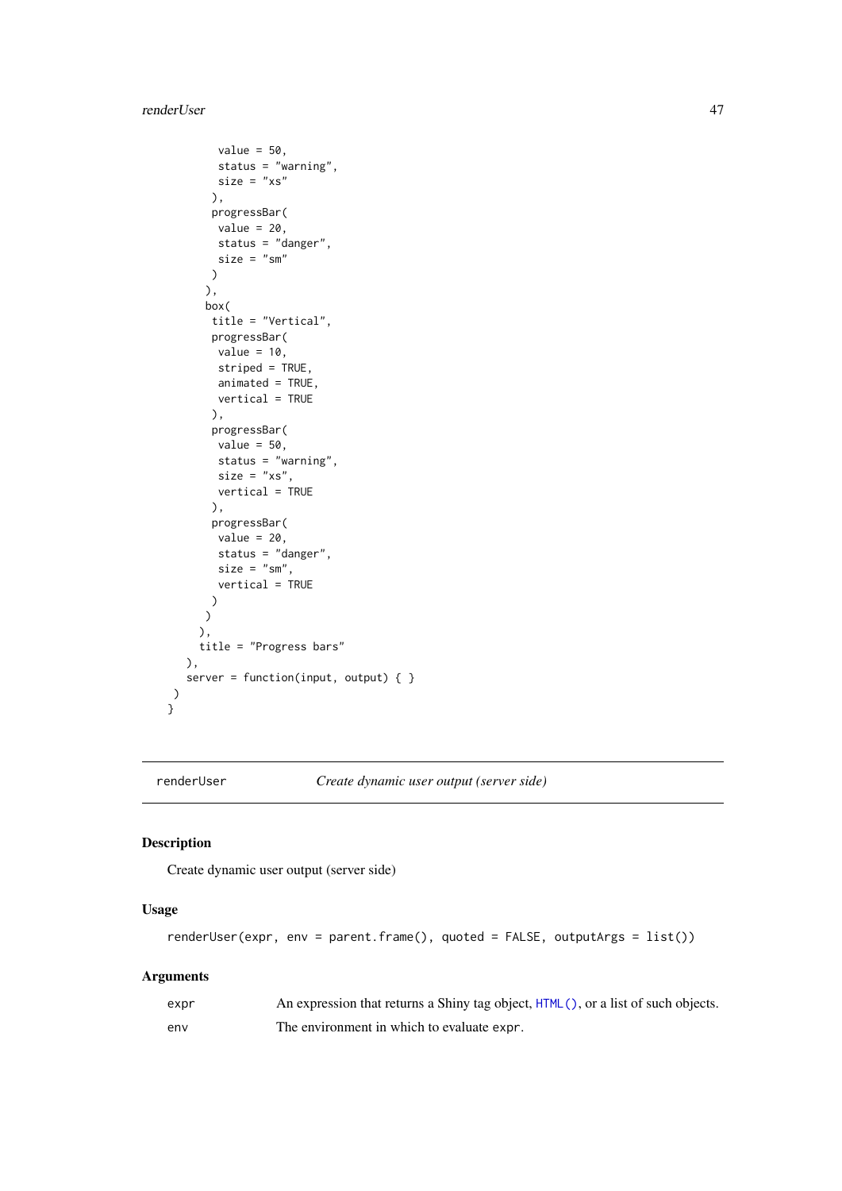```
        value = 50,
        status = "warning",
        size = "xs"
       ),
       progressBar(
        value = 20,
        status = "danger",
        size = "sm"
       )
      ),
      box(
       title = "Vertical",
       progressBar(
        value = 10,
        striped = TRUE,
        animated = TRUE,
        vertical = TRUE
       ),
       progressBar(
        value = 50,
        status = "warning",
        size = "xs",
        vertical = TRUE
       ),
       progressBar(
        value = 20,
        status = "danger",
        size = "sm",
        vertical = TRUE
       )
      )
     ),
     title = "Progress bars"
   ),
   server = function(input, output) { }
 )
}
```

## renderUser — *Create dynamic user output (server side)*

### Description

Create dynamic user output (server side)

### Usage

```
renderUser(expr, env = parent.frame(), quoted = FALSE, outputArgs = list())
```

### Arguments

| | |
|---|---|
| `expr` | An expression that returns a Shiny tag object, `HTML()`, or a list of such objects. |
| `env` | The environment in which to evaluate `expr`. |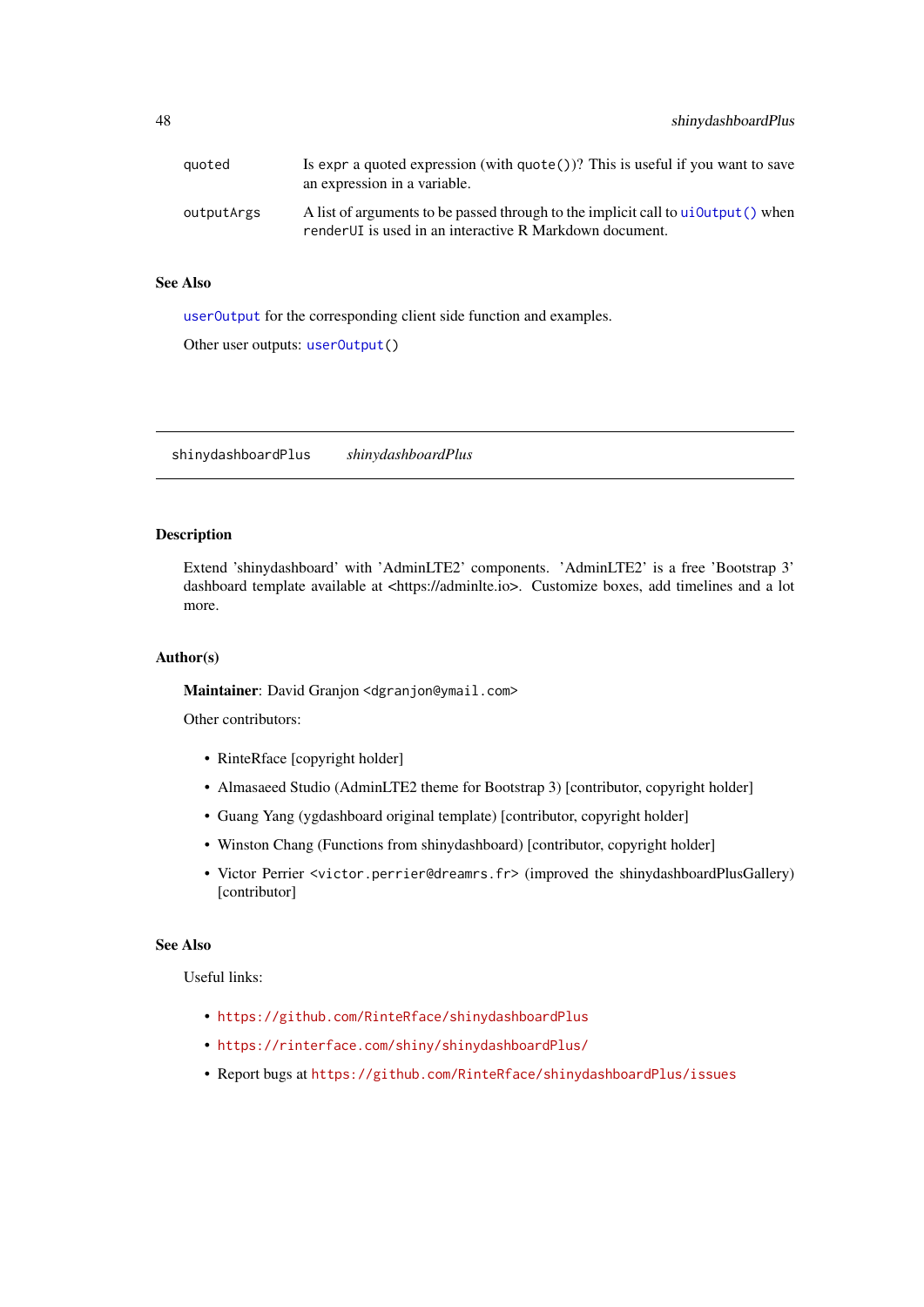| | |
|---|---|
| `quoted` | Is `expr` a quoted expression (with `quote()`)? This is useful if you want to save an expression in a variable. |
| `outputArgs` | A list of arguments to be passed through to the implicit call to `uiOutput()` when `renderUI` is used in an interactive R Markdown document. |

### See Also

`userOutput` for the corresponding client side function and examples.

Other user outputs: `userOutput()`

---

## `shinydashboardPlus` *shinydashboardPlus*

---

### Description

Extend 'shinydashboard' with 'AdminLTE2' components. 'AdminLTE2' is a free 'Bootstrap 3' dashboard template available at <https://adminlte.io>. Customize boxes, add timelines and a lot more.

### Author(s)

**Maintainer**: David Granjon `<dgranjon@ymail.com>`

Other contributors:

- RinteRface [copyright holder]
- Almasaeed Studio (AdminLTE2 theme for Bootstrap 3) [contributor, copyright holder]
- Guang Yang (ygdashboard original template) [contributor, copyright holder]
- Winston Chang (Functions from shinydashboard) [contributor, copyright holder]
- Victor Perrier `<victor.perrier@dreamrs.fr>` (improved the shinydashboardPlusGallery) [contributor]

### See Also

Useful links:

- https://github.com/RinteRface/shinydashboardPlus
- https://rinterface.com/shiny/shinydashboardPlus/
- Report bugs at https://github.com/RinteRface/shinydashboardPlus/issues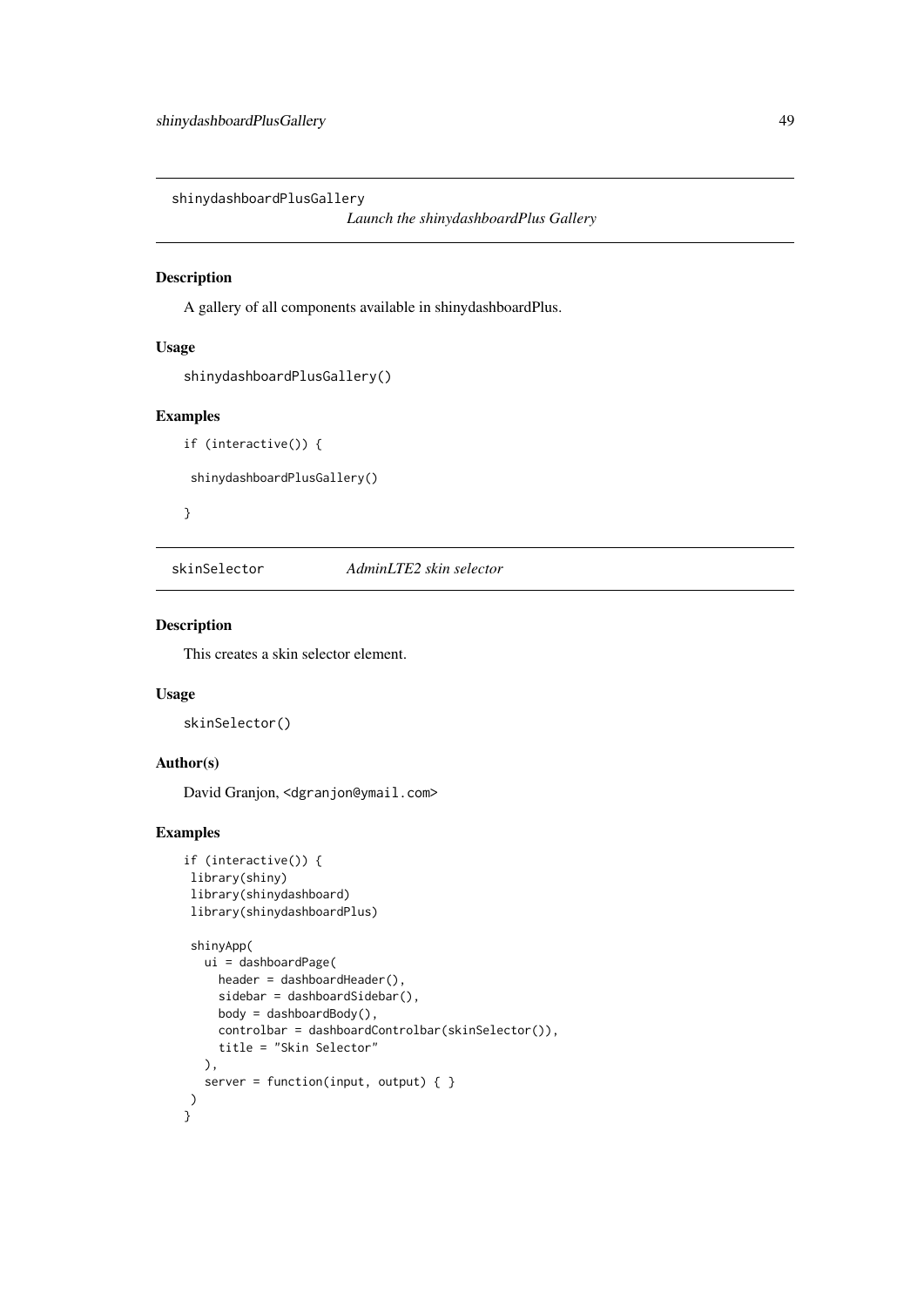## shinydashboardPlusGallery — *Launch the shinydashboardPlus Gallery*

### Description

A gallery of all components available in shinydashboardPlus.

### Usage

```
shinydashboardPlusGallery()
```

### Examples

```
if (interactive()) {

 shinydashboardPlusGallery()

}
```

## skinSelector — *AdminLTE2 skin selector*

### Description

This creates a skin selector element.

### Usage

```
skinSelector()
```

### Author(s)

David Granjon, <dgranjon@ymail.com>

### Examples

```
if (interactive()) {
 library(shiny)
 library(shinydashboard)
 library(shinydashboardPlus)

 shinyApp(
   ui = dashboardPage(
     header = dashboardHeader(),
     sidebar = dashboardSidebar(),
     body = dashboardBody(),
     controlbar = dashboardControlbar(skinSelector()),
     title = "Skin Selector"
   ),
   server = function(input, output) { }
 )
}
```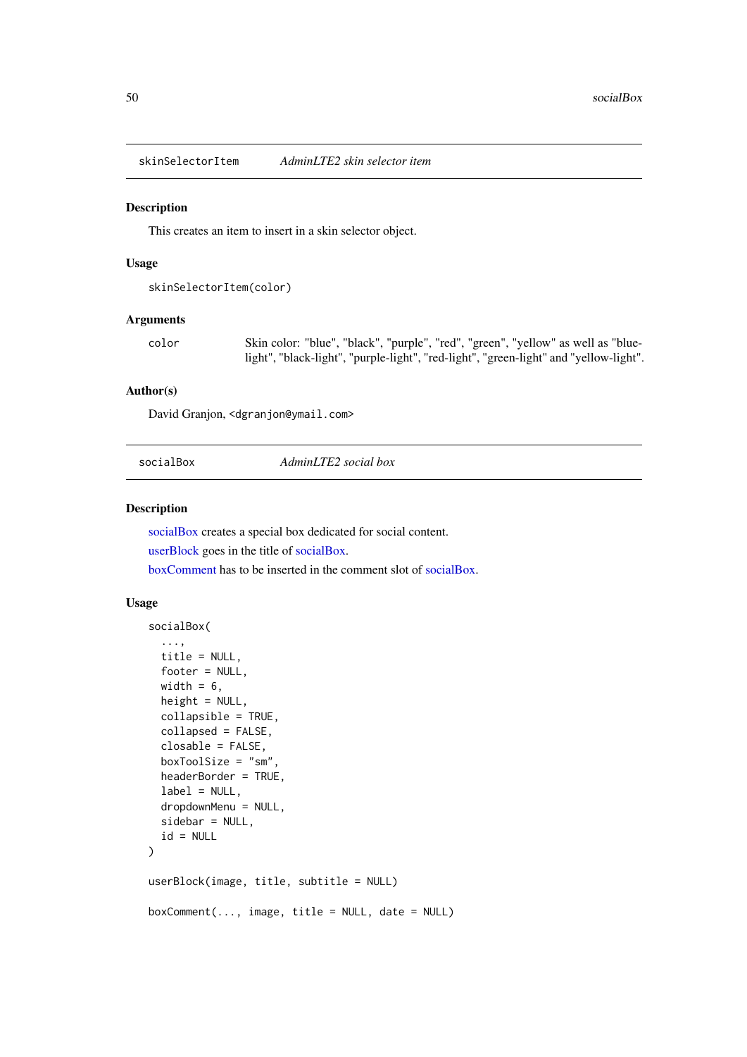## skinSelectorItem — *AdminLTE2 skin selector item*

### Description

This creates an item to insert in a skin selector object.

### Usage

```
skinSelectorItem(color)
```

### Arguments

| | |
|---|---|
| color | Skin color: "blue", "black", "purple", "red", "green", "yellow" as well as "blue-light", "black-light", "purple-light", "red-light", "green-light" and "yellow-light". |

### Author(s)

David Granjon, <dgranjon@ymail.com>

## socialBox — *AdminLTE2 social box*

### Description

socialBox creates a special box dedicated for social content.

userBlock goes in the title of socialBox.

boxComment has to be inserted in the comment slot of socialBox.

### Usage

```
socialBox(
  ...,
  title = NULL,
  footer = NULL,
  width = 6,
  height = NULL,
  collapsible = TRUE,
  collapsed = FALSE,
  closable = FALSE,
  boxToolSize = "sm",
  headerBorder = TRUE,
  label = NULL,
  dropdownMenu = NULL,
  sidebar = NULL,
  id = NULL
)

userBlock(image, title, subtitle = NULL)

boxComment(..., image, title = NULL, date = NULL)
```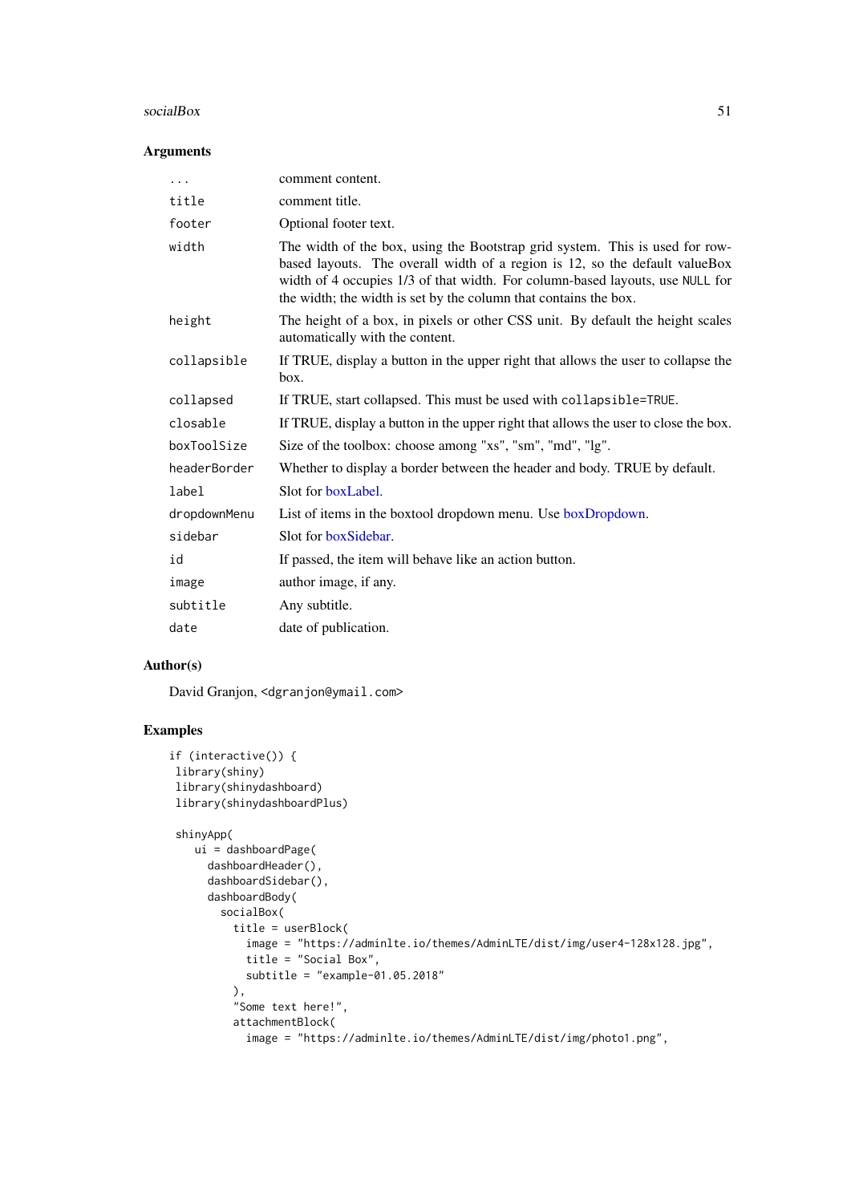### Arguments

| | |
|---|---|
| ... | comment content. |
| title | comment title. |
| footer | Optional footer text. |
| width | The width of the box, using the Bootstrap grid system. This is used for row-based layouts. The overall width of a region is 12, so the default valueBox width of 4 occupies 1/3 of that width. For column-based layouts, use NULL for the width; the width is set by the column that contains the box. |
| height | The height of a box, in pixels or other CSS unit. By default the height scales automatically with the content. |
| collapsible | If TRUE, display a button in the upper right that allows the user to collapse the box. |
| collapsed | If TRUE, start collapsed. This must be used with collapsible=TRUE. |
| closable | If TRUE, display a button in the upper right that allows the user to close the box. |
| boxToolSize | Size of the toolbox: choose among "xs", "sm", "md", "lg". |
| headerBorder | Whether to display a border between the header and body. TRUE by default. |
| label | Slot for boxLabel. |
| dropdownMenu | List of items in the boxtool dropdown menu. Use boxDropdown. |
| sidebar | Slot for boxSidebar. |
| id | If passed, the item will behave like an action button. |
| image | author image, if any. |
| subtitle | Any subtitle. |
| date | date of publication. |

### Author(s)

David Granjon, <dgranjon@ymail.com>

### Examples

```
if (interactive()) {
 library(shiny)
 library(shinydashboard)
 library(shinydashboardPlus)

 shinyApp(
    ui = dashboardPage(
      dashboardHeader(),
      dashboardSidebar(),
      dashboardBody(
        socialBox(
          title = userBlock(
            image = "https://adminlte.io/themes/AdminLTE/dist/img/user4-128x128.jpg",
            title = "Social Box",
            subtitle = "example-01.05.2018"
          ),
          "Some text here!",
          attachmentBlock(
            image = "https://adminlte.io/themes/AdminLTE/dist/img/photo1.png",
```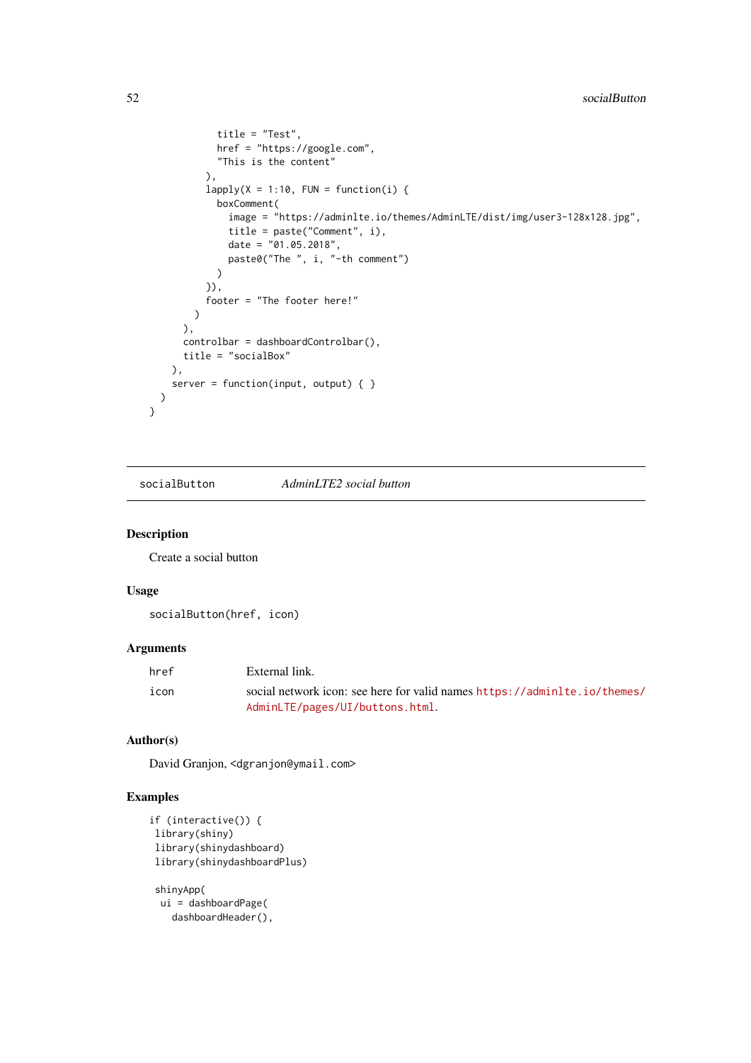```
          title = "Test",
          href = "https://google.com",
          "This is the content"
        ),
        lapply(X = 1:10, FUN = function(i) {
          boxComment(
            image = "https://adminlte.io/themes/AdminLTE/dist/img/user3-128x128.jpg",
            title = paste("Comment", i),
            date = "01.05.2018",
            paste0("The ", i, "-th comment")
          )
        }),
        footer = "The footer here!"
      )
    ),
    controlbar = dashboardControlbar(),
    title = "socialBox"
  ),
  server = function(input, output) { }
 )
}
```

## socialButton *AdminLTE2 social button*

### Description

Create a social button

### Usage

```
socialButton(href, icon)
```

### Arguments

| | |
|---|---|
| href | External link. |
| icon | social network icon: see here for valid names https://adminlte.io/themes/AdminLTE/pages/UI/buttons.html. |

### Author(s)

David Granjon, <dgranjon@ymail.com>

### Examples

```
if (interactive()) {
 library(shiny)
 library(shinydashboard)
 library(shinydashboardPlus)

 shinyApp(
  ui = dashboardPage(
    dashboardHeader(),
```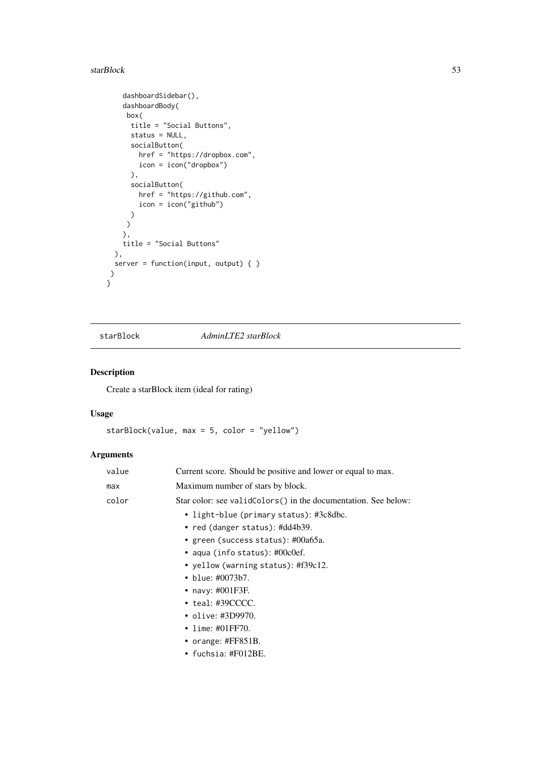```
    dashboardSidebar(),
    dashboardBody(
     box(
      title = "Social Buttons",
      status = NULL,
      socialButton(
        href = "https://dropbox.com",
        icon = icon("dropbox")
      ),
      socialButton(
        href = "https://github.com",
        icon = icon("github")
      )
     )
    ),
    title = "Social Buttons"
  ),
  server = function(input, output) { }
 )
}
```

## starBlock — *AdminLTE2 starBlock*

### Description

Create a starBlock item (ideal for rating)

### Usage

```
starBlock(value, max = 5, color = "yellow")
```

### Arguments

| | |
|---|---|
| value | Current score. Should be positive and lower or equal to max. |
| max | Maximum number of stars by block. |
| color | Star color: see `validColors()` in the documentation. See below:<br>• `light-blue` (`primary` status): #3c8dbc.<br>• `red` (`danger` status): #dd4b39.<br>• `green` (`success` status): #00a65a.<br>• `aqua` (`info` status): #00c0ef.<br>• `yellow` (`warning` status): #f39c12.<br>• `blue`: #0073b7.<br>• `navy`: #001F3F.<br>• `teal`: #39CCCC.<br>• `olive`: #3D9970.<br>• `lime`: #01FF70.<br>• `orange`: #FF851B.<br>• `fuchsia`: #F012BE. |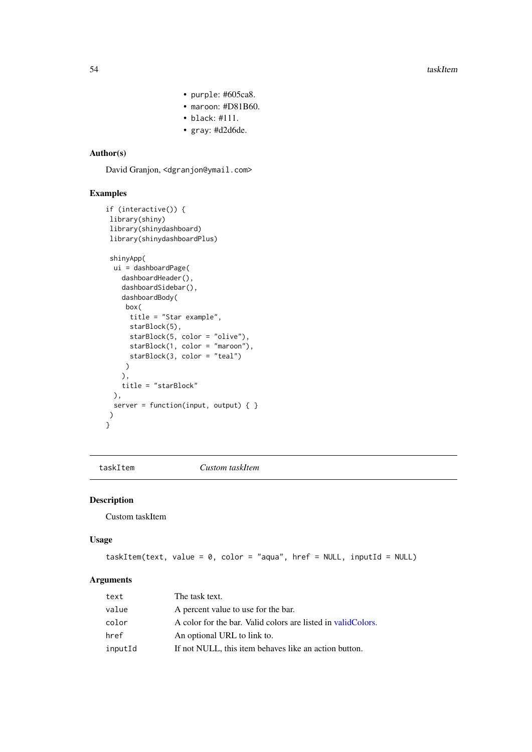- purple: #605ca8.
- maroon: #D81B60.
- black: #111.
- gray: #d2d6de.

### Author(s)

David Granjon, <dgranjon@ymail.com>

### Examples

```
if (interactive()) {
 library(shiny)
 library(shinydashboard)
 library(shinydashboardPlus)

 shinyApp(
  ui = dashboardPage(
    dashboardHeader(),
    dashboardSidebar(),
    dashboardBody(
     box(
      title = "Star example",
      starBlock(5),
      starBlock(5, color = "olive"),
      starBlock(1, color = "maroon"),
      starBlock(3, color = "teal")
     )
    ),
    title = "starBlock"
  ),
  server = function(input, output) { }
 )
}
```

---

## taskItem — *Custom taskItem*

### Description

Custom taskItem

### Usage

```
taskItem(text, value = 0, color = "aqua", href = NULL, inputId = NULL)
```

### Arguments

| | |
|---|---|
| text | The task text. |
| value | A percent value to use for the bar. |
| color | A color for the bar. Valid colors are listed in validColors. |
| href | An optional URL to link to. |
| inputId | If not NULL, this item behaves like an action button. |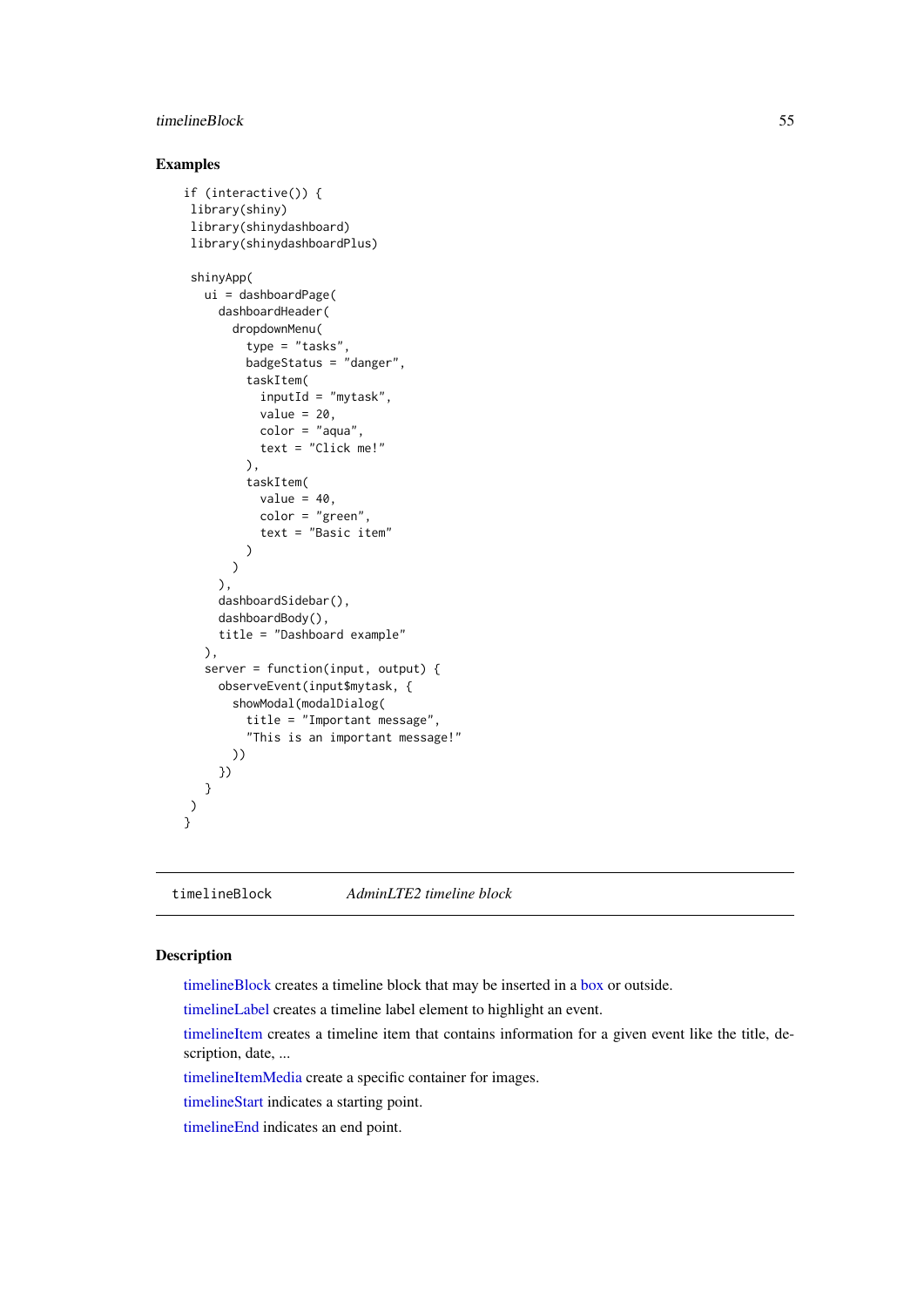## Examples

```
if (interactive()) {
 library(shiny)
 library(shinydashboard)
 library(shinydashboardPlus)

 shinyApp(
   ui = dashboardPage(
     dashboardHeader(
       dropdownMenu(
         type = "tasks",
         badgeStatus = "danger",
         taskItem(
           inputId = "mytask",
           value = 20,
           color = "aqua",
           text = "Click me!"
         ),
         taskItem(
           value = 40,
           color = "green",
           text = "Basic item"
         )
       )
     ),
     dashboardSidebar(),
     dashboardBody(),
     title = "Dashboard example"
   ),
   server = function(input, output) {
     observeEvent(input$mytask, {
       showModal(modalDialog(
         title = "Important message",
         "This is an important message!"
       ))
     })
   }
 )
}
```

---

`timelineBlock` *AdminLTE2 timeline block*

---

## Description

timelineBlock creates a timeline block that may be inserted in a box or outside.

timelineLabel creates a timeline label element to highlight an event.

timelineItem creates a timeline item that contains information for a given event like the title, description, date, ...

timelineItemMedia create a specific container for images.

timelineStart indicates a starting point.

timelineEnd indicates an end point.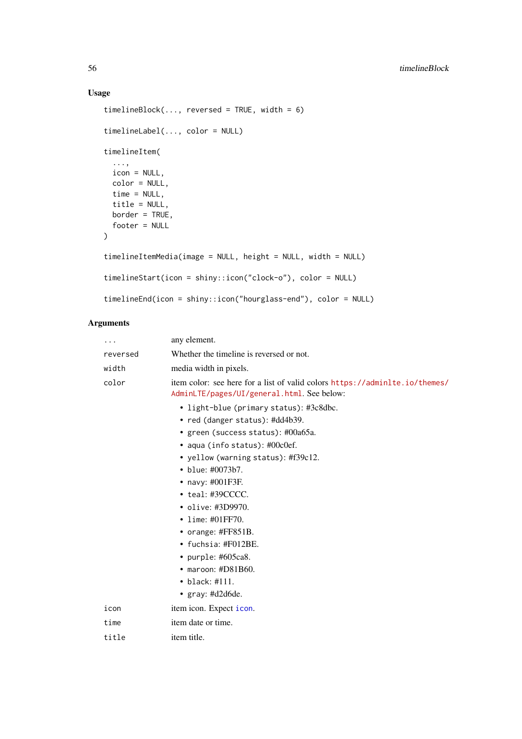## Usage

```
timelineBlock(..., reversed = TRUE, width = 6)

timelineLabel(..., color = NULL)

timelineItem(
  ...,
  icon = NULL,
  color = NULL,
  time = NULL,
  title = NULL,
  border = TRUE,
  footer = NULL
)

timelineItemMedia(image = NULL, height = NULL, width = NULL)

timelineStart(icon = shiny::icon("clock-o"), color = NULL)

timelineEnd(icon = shiny::icon("hourglass-end"), color = NULL)
```

## Arguments

`...` any element.

`reversed` Whether the timeline is reversed or not.

`width` media width in pixels.

`color` item color: see here for a list of valid colors https://adminlte.io/themes/AdminLTE/pages/UI/general.html. See below:

- `light-blue` (`primary` status): #3c8dbc.
- `red` (`danger` status): #dd4b39.
- `green` (`success` status): #00a65a.
- `aqua` (`info` status): #00c0ef.
- `yellow` (`warning` status): #f39c12.
- `blue`: #0073b7.
- `navy`: #001F3F.
- `teal`: #39CCCC.
- `olive`: #3D9970.
- `lime`: #01FF70.
- `orange`: #FF851B.
- `fuchsia`: #F012BE.
- `purple`: #605ca8.
- `maroon`: #D81B60.
- `black`: #111.
- `gray`: #d2d6de.

`icon` item icon. Expect `icon`.

`time` item date or time.

`title` item title.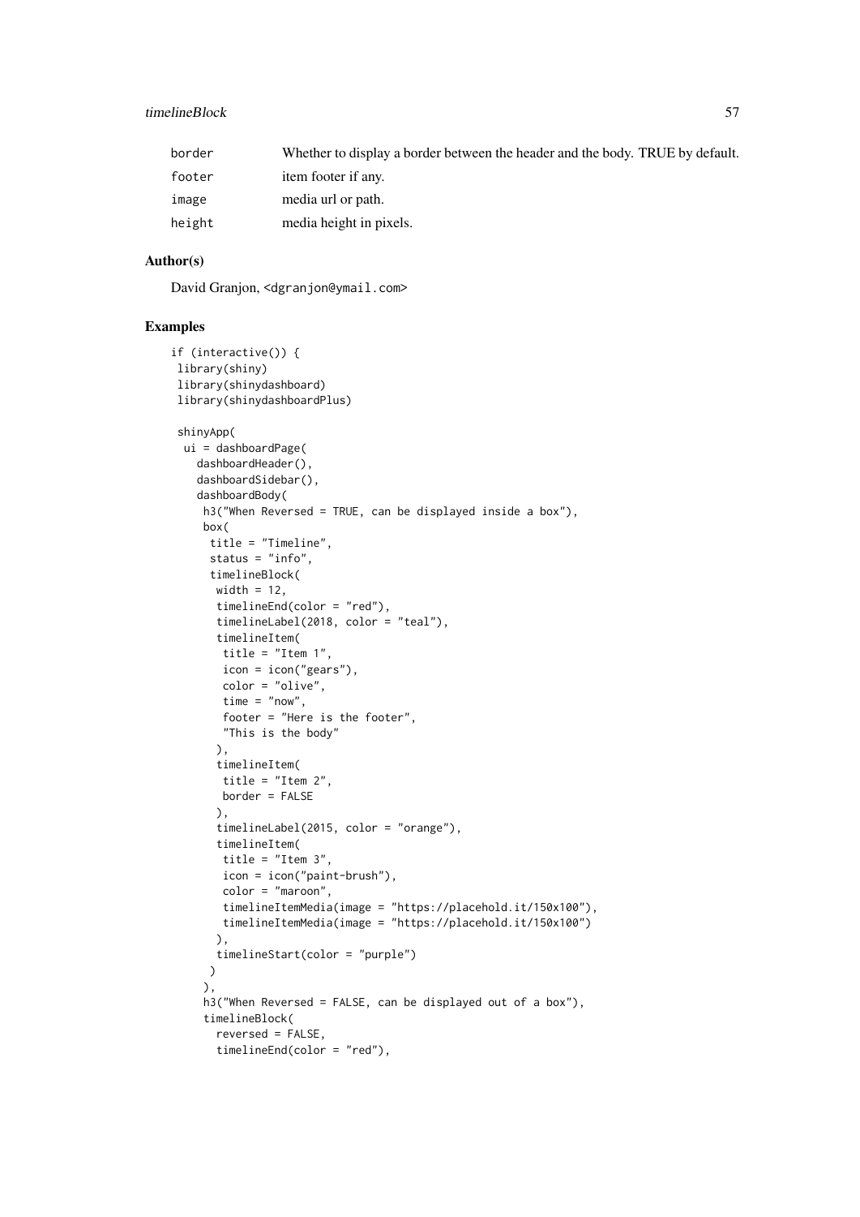| | |
|---|---|
| border | Whether to display a border between the header and the body. TRUE by default. |
| footer | item footer if any. |
| image | media url or path. |
| height | media height in pixels. |

### Author(s)

David Granjon, <dgranjon@ymail.com>

### Examples

```
if (interactive()) {
 library(shiny)
 library(shinydashboard)
 library(shinydashboardPlus)

 shinyApp(
  ui = dashboardPage(
    dashboardHeader(),
    dashboardSidebar(),
    dashboardBody(
     h3("When Reversed = TRUE, can be displayed inside a box"),
     box(
      title = "Timeline",
      status = "info",
      timelineBlock(
       width = 12,
       timelineEnd(color = "red"),
       timelineLabel(2018, color = "teal"),
       timelineItem(
        title = "Item 1",
        icon = icon("gears"),
        color = "olive",
        time = "now",
        footer = "Here is the footer",
        "This is the body"
       ),
       timelineItem(
        title = "Item 2",
        border = FALSE
       ),
       timelineLabel(2015, color = "orange"),
       timelineItem(
        title = "Item 3",
        icon = icon("paint-brush"),
        color = "maroon",
        timelineItemMedia(image = "https://placehold.it/150x100"),
        timelineItemMedia(image = "https://placehold.it/150x100")
       ),
       timelineStart(color = "purple")
      )
     ),
     h3("When Reversed = FALSE, can be displayed out of a box"),
     timelineBlock(
       reversed = FALSE,
       timelineEnd(color = "red"),
```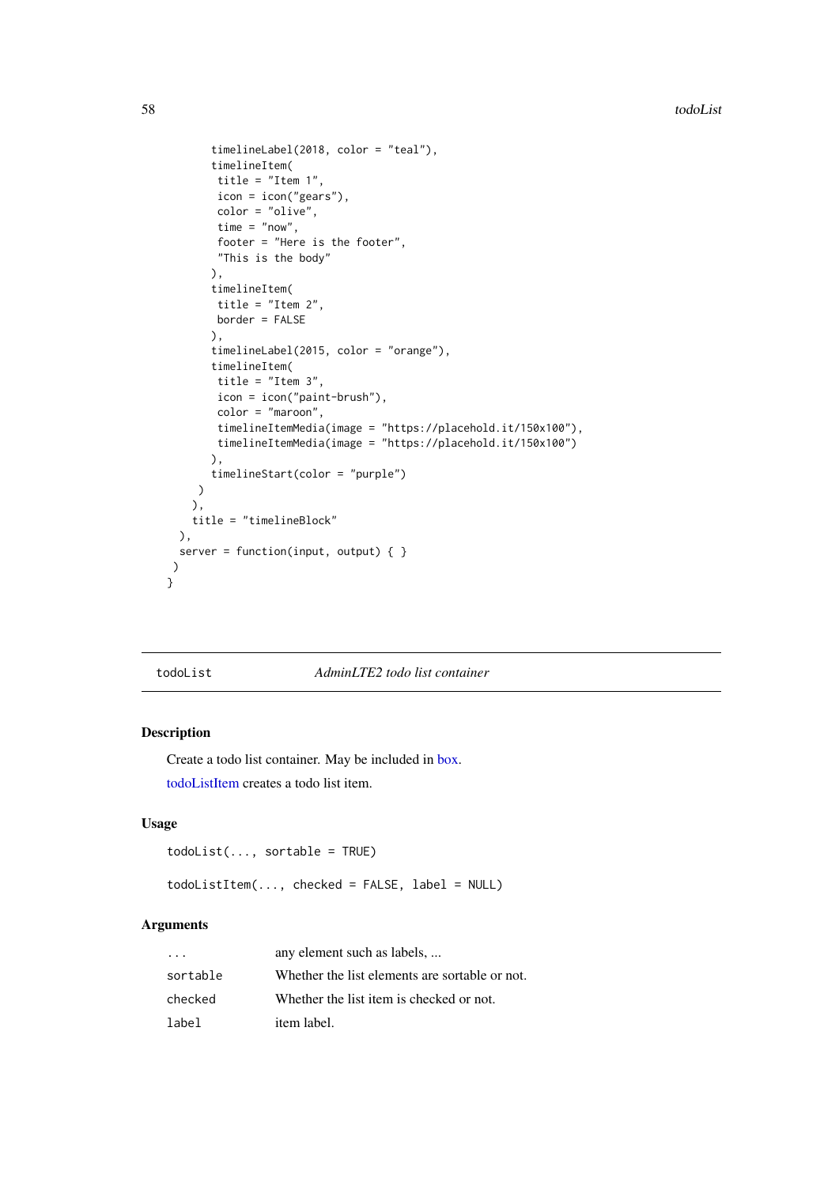```
        timelineLabel(2018, color = "teal"),
        timelineItem(
         title = "Item 1",
         icon = icon("gears"),
         color = "olive",
         time = "now",
         footer = "Here is the footer",
         "This is the body"
        ),
        timelineItem(
         title = "Item 2",
         border = FALSE
        ),
        timelineLabel(2015, color = "orange"),
        timelineItem(
         title = "Item 3",
         icon = icon("paint-brush"),
         color = "maroon",
         timelineItemMedia(image = "https://placehold.it/150x100"),
         timelineItemMedia(image = "https://placehold.it/150x100")
        ),
        timelineStart(color = "purple")
      )
     ),
     title = "timelineBlock"
   ),
   server = function(input, output) { }
 )
}
```

## todoList — *AdminLTE2 todo list container*

### Description

Create a todo list container. May be included in box.

todoListItem creates a todo list item.

### Usage

```
todoList(..., sortable = TRUE)

todoListItem(..., checked = FALSE, label = NULL)
```

### Arguments

| | |
|---|---|
| `...` | any element such as labels, ... |
| `sortable` | Whether the list elements are sortable or not. |
| `checked` | Whether the list item is checked or not. |
| `label` | item label. |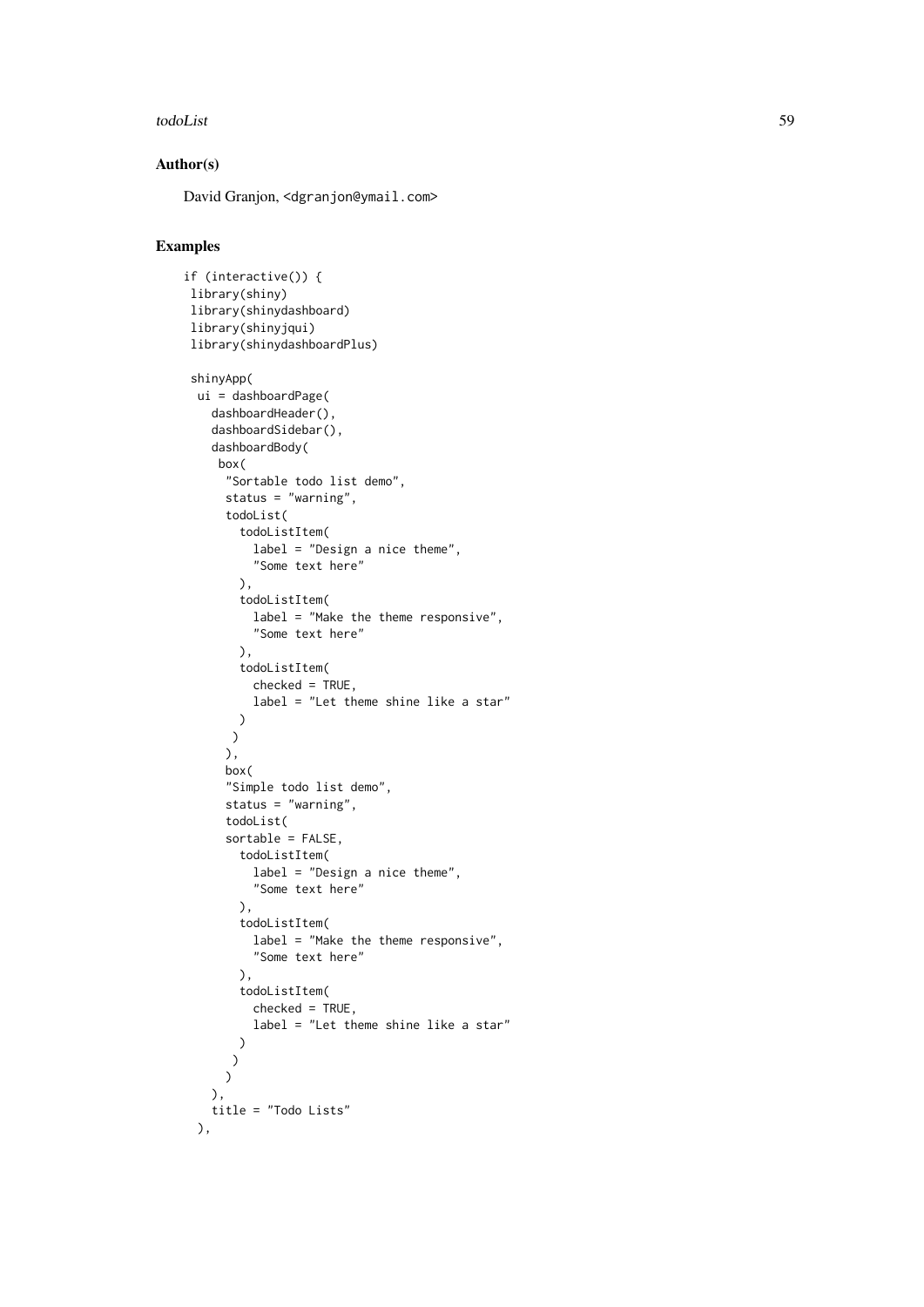## Author(s)

David Granjon, <dgranjon@ymail.com>

## Examples

```
if (interactive()) {
 library(shiny)
 library(shinydashboard)
 library(shinyjqui)
 library(shinydashboardPlus)

 shinyApp(
  ui = dashboardPage(
    dashboardHeader(),
    dashboardSidebar(),
    dashboardBody(
     box(
      "Sortable todo list demo",
      status = "warning",
      todoList(
        todoListItem(
          label = "Design a nice theme",
          "Some text here"
        ),
        todoListItem(
          label = "Make the theme responsive",
          "Some text here"
        ),
        todoListItem(
          checked = TRUE,
          label = "Let theme shine like a star"
        )
       )
      ),
      box(
      "Simple todo list demo",
      status = "warning",
      todoList(
      sortable = FALSE,
        todoListItem(
          label = "Design a nice theme",
          "Some text here"
        ),
        todoListItem(
          label = "Make the theme responsive",
          "Some text here"
        ),
        todoListItem(
          checked = TRUE,
          label = "Let theme shine like a star"
        )
       )
      )
    ),
    title = "Todo Lists"
  ),
```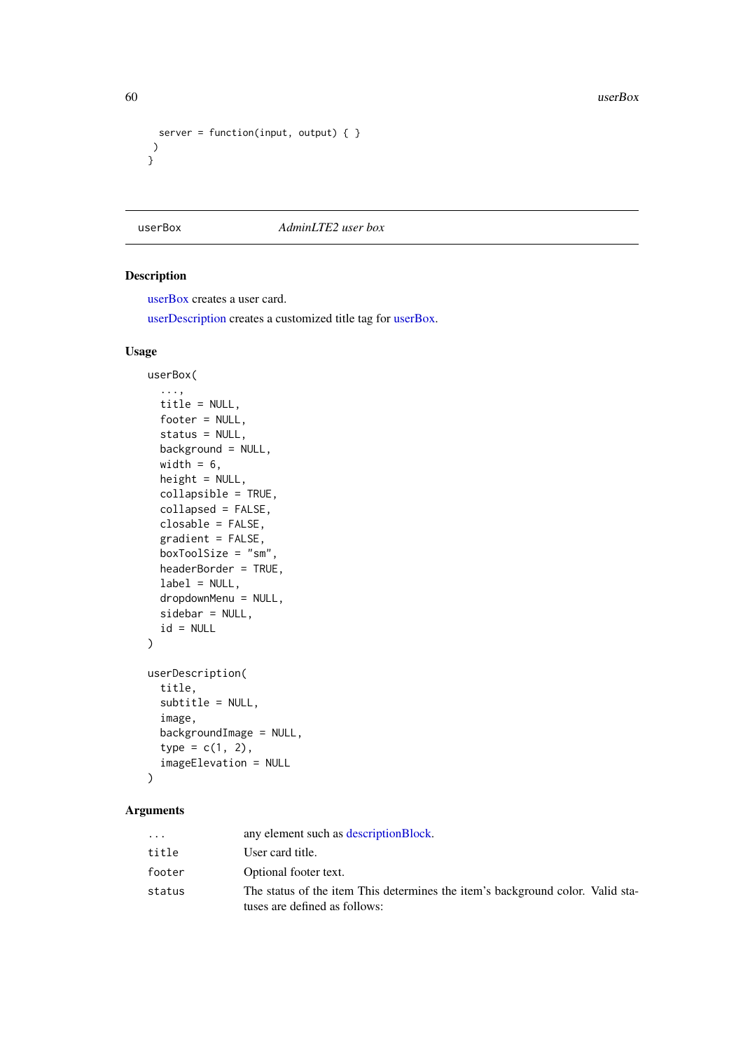```
    server = function(input, output) { }
  )
}
```

## userBox — AdminLTE2 user box

### Description

userBox creates a user card.

userDescription creates a customized title tag for userBox.

### Usage

```
userBox(
  ...,
  title = NULL,
  footer = NULL,
  status = NULL,
  background = NULL,
  width = 6,
  height = NULL,
  collapsible = TRUE,
  collapsed = FALSE,
  closable = FALSE,
  gradient = FALSE,
  boxToolSize = "sm",
  headerBorder = TRUE,
  label = NULL,
  dropdownMenu = NULL,
  sidebar = NULL,
  id = NULL
)

userDescription(
  title,
  subtitle = NULL,
  image,
  backgroundImage = NULL,
  type = c(1, 2),
  imageElevation = NULL
)
```

### Arguments

| | |
|---|---|
| `...` | any element such as descriptionBlock. |
| `title` | User card title. |
| `footer` | Optional footer text. |
| `status` | The status of the item This determines the item's background color. Valid statuses are defined as follows: |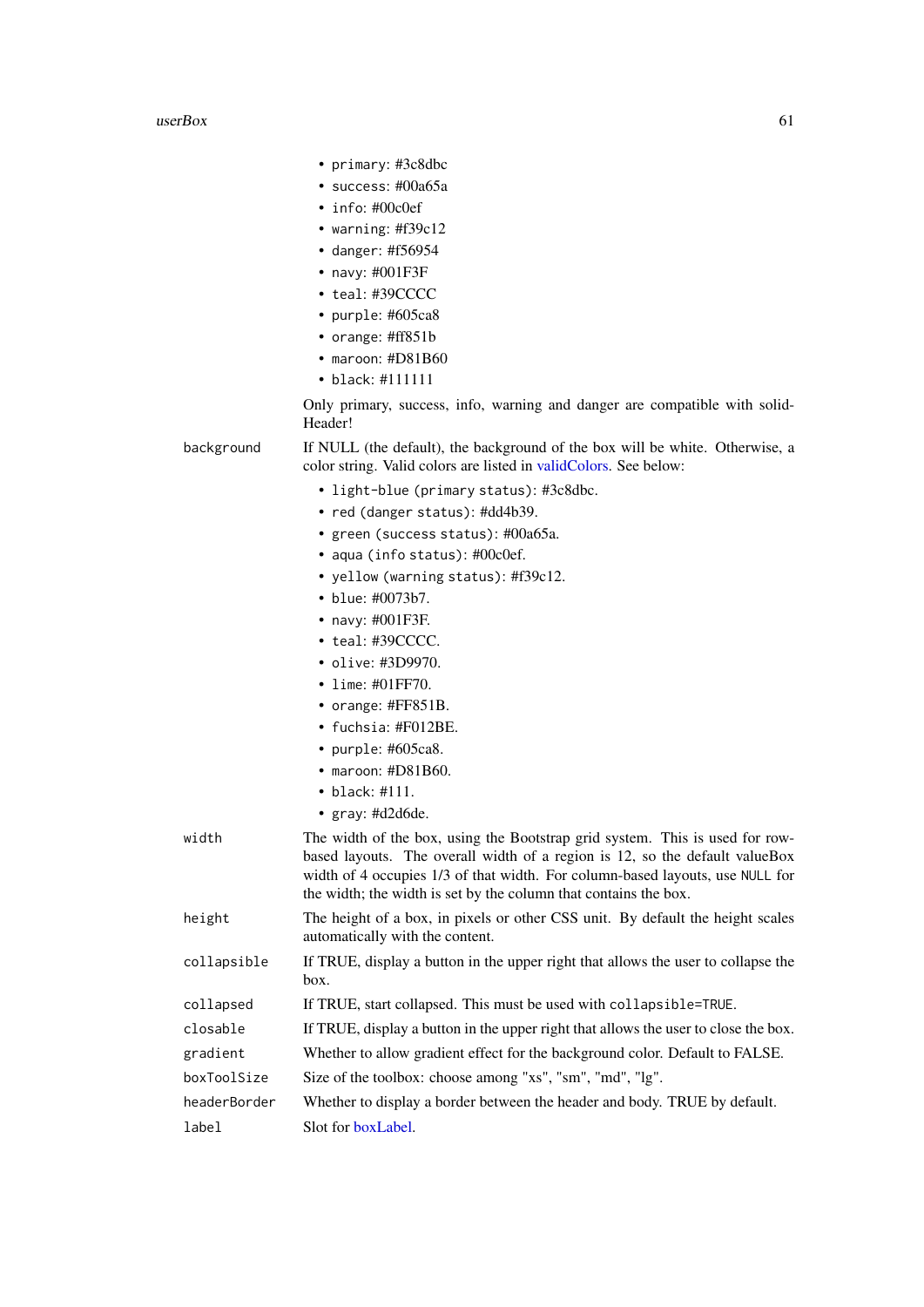- `primary`: #3c8dbc
- `success`: #00a65a
- `info`: #00c0ef
- `warning`: #f39c12
- `danger`: #f56954
- `navy`: #001F3F
- `teal`: #39CCCC
- `purple`: #605ca8
- `orange`: #ff851b
- `maroon`: #D81B60
- `black`: #111111

Only primary, success, info, warning and danger are compatible with solidHeader!

`background` If NULL (the default), the background of the box will be white. Otherwise, a color string. Valid colors are listed in validColors. See below:

- `light-blue (primary status)`: #3c8dbc.
- `red (danger status)`: #dd4b39.
- `green (success status)`: #00a65a.
- `aqua (info status)`: #00c0ef.
- `yellow (warning status)`: #f39c12.
- `blue`: #0073b7.
- `navy`: #001F3F.
- `teal`: #39CCCC.
- `olive`: #3D9970.
- `lime`: #01FF70.
- `orange`: #FF851B.
- `fuchsia`: #F012BE.
- `purple`: #605ca8.
- `maroon`: #D81B60.
- `black`: #111.
- `gray`: #d2d6de.

`width` The width of the box, using the Bootstrap grid system. This is used for row-based layouts. The overall width of a region is 12, so the default valueBox width of 4 occupies 1/3 of that width. For column-based layouts, use `NULL` for the width; the width is set by the column that contains the box.

`height` The height of a box, in pixels or other CSS unit. By default the height scales automatically with the content.

`collapsible` If TRUE, display a button in the upper right that allows the user to collapse the box.

`collapsed` If TRUE, start collapsed. This must be used with `collapsible=TRUE`.

`closable` If TRUE, display a button in the upper right that allows the user to close the box.

`gradient` Whether to allow gradient effect for the background color. Default to FALSE.

`boxToolSize` Size of the toolbox: choose among "xs", "sm", "md", "lg".

`headerBorder` Whether to display a border between the header and body. TRUE by default.

`label` Slot for boxLabel.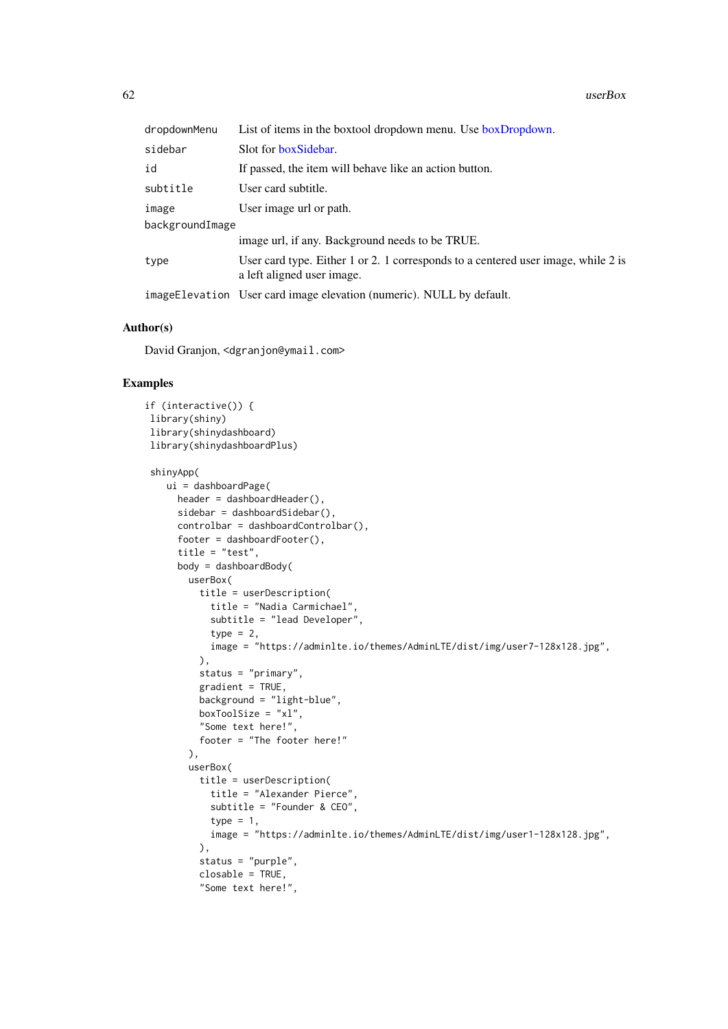| | |
|---|---|
| `dropdownMenu` | List of items in the boxtool dropdown menu. Use boxDropdown. |
| `sidebar` | Slot for boxSidebar. |
| `id` | If passed, the item will behave like an action button. |
| `subtitle` | User card subtitle. |
| `image` | User image url or path. |
| `backgroundImage` | image url, if any. Background needs to be TRUE. |
| `type` | User card type. Either 1 or 2. 1 corresponds to a centered user image, while 2 is a left aligned user image. |
| `imageElevation` | User card image elevation (numeric). NULL by default. |

## Author(s)

David Granjon, <dgranjon@ymail.com>

## Examples

```
if (interactive()) {
 library(shiny)
 library(shinydashboard)
 library(shinydashboardPlus)

 shinyApp(
    ui = dashboardPage(
      header = dashboardHeader(),
      sidebar = dashboardSidebar(),
      controlbar = dashboardControlbar(),
      footer = dashboardFooter(),
      title = "test",
      body = dashboardBody(
        userBox(
          title = userDescription(
            title = "Nadia Carmichael",
            subtitle = "lead Developer",
            type = 2,
            image = "https://adminlte.io/themes/AdminLTE/dist/img/user7-128x128.jpg",
          ),
          status = "primary",
          gradient = TRUE,
          background = "light-blue",
          boxToolSize = "xl",
          "Some text here!",
          footer = "The footer here!"
        ),
        userBox(
          title = userDescription(
            title = "Alexander Pierce",
            subtitle = "Founder & CEO",
            type = 1,
            image = "https://adminlte.io/themes/AdminLTE/dist/img/user1-128x128.jpg",
          ),
          status = "purple",
          closable = TRUE,
          "Some text here!",
```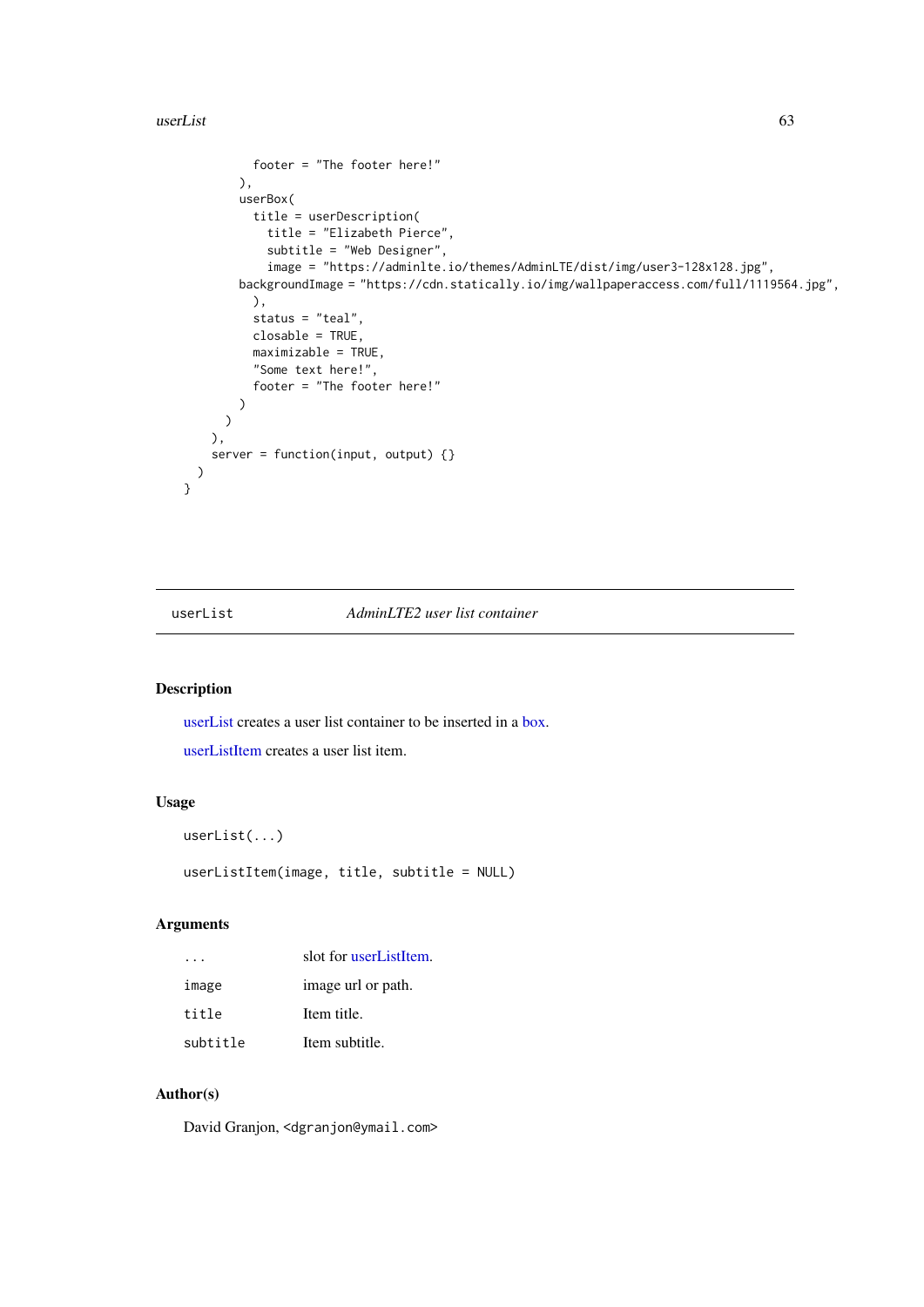```
      footer = "The footer here!"
    ),
    userBox(
      title = userDescription(
        title = "Elizabeth Pierce",
        subtitle = "Web Designer",
        image = "https://adminlte.io/themes/AdminLTE/dist/img/user3-128x128.jpg",
    backgroundImage = "https://cdn.statically.io/img/wallpaperaccess.com/full/1119564.jpg",
      ),
      status = "teal",
      closable = TRUE,
      maximizable = TRUE,
      "Some text here!",
      footer = "The footer here!"
    )
   )
  ),
  server = function(input, output) {}
 )
}
```

## userList — *AdminLTE2 user list container*

### Description

userList creates a user list container to be inserted in a box.

userListItem creates a user list item.

### Usage

```
userList(...)

userListItem(image, title, subtitle = NULL)
```

### Arguments

| | |
|---|---|
| `...` | slot for userListItem. |
| `image` | image url or path. |
| `title` | Item title. |
| `subtitle` | Item subtitle. |

### Author(s)

David Granjon, <dgranjon@ymail.com>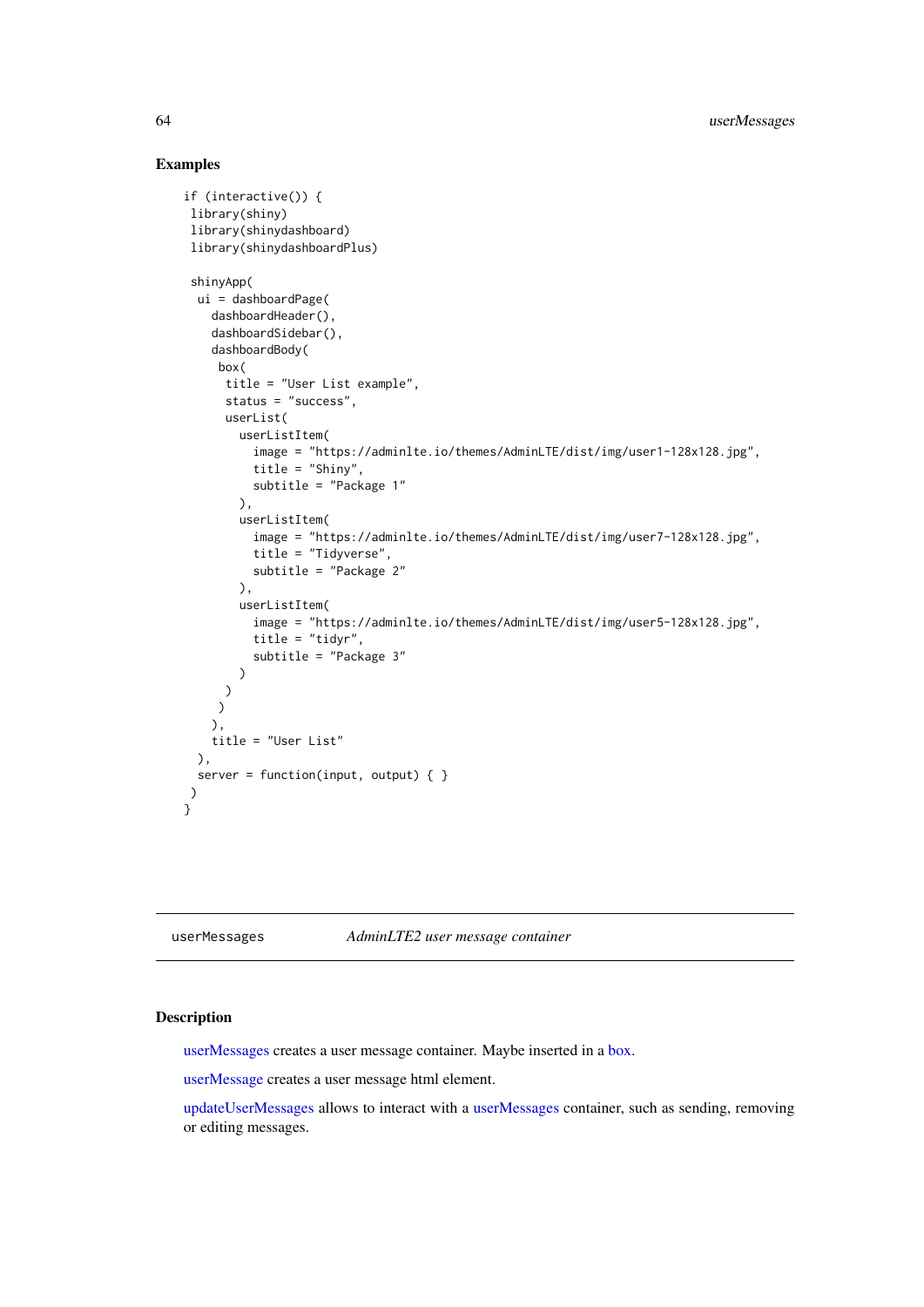## Examples

```
if (interactive()) {
 library(shiny)
 library(shinydashboard)
 library(shinydashboardPlus)

 shinyApp(
  ui = dashboardPage(
    dashboardHeader(),
    dashboardSidebar(),
    dashboardBody(
     box(
      title = "User List example",
      status = "success",
      userList(
        userListItem(
          image = "https://adminlte.io/themes/AdminLTE/dist/img/user1-128x128.jpg",
          title = "Shiny",
          subtitle = "Package 1"
        ),
        userListItem(
          image = "https://adminlte.io/themes/AdminLTE/dist/img/user7-128x128.jpg",
          title = "Tidyverse",
          subtitle = "Package 2"
        ),
        userListItem(
          image = "https://adminlte.io/themes/AdminLTE/dist/img/user5-128x128.jpg",
          title = "tidyr",
          subtitle = "Package 3"
        )
      )
     )
    ),
    title = "User List"
  ),
  server = function(input, output) { }
 )
}
```

---

userMessages *AdminLTE2 user message container*

---

## Description

userMessages creates a user message container. Maybe inserted in a box.

userMessage creates a user message html element.

updateUserMessages allows to interact with a userMessages container, such as sending, removing or editing messages.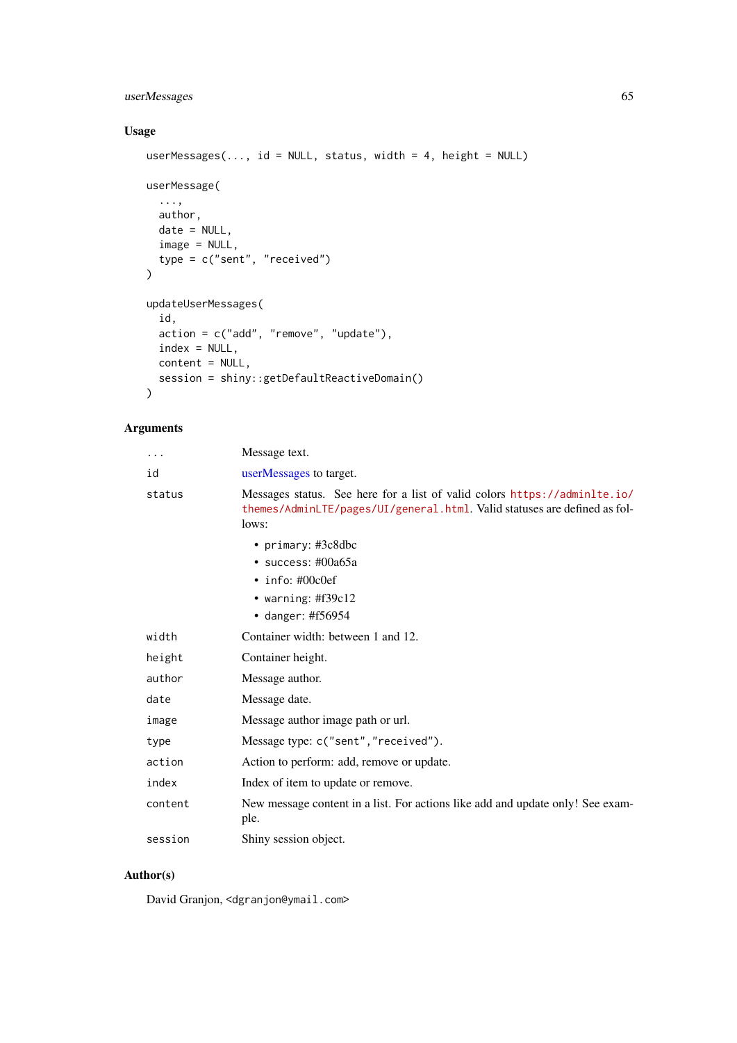### Usage

```
userMessages(..., id = NULL, status, width = 4, height = NULL)

userMessage(
  ...,
  author,
  date = NULL,
  image = NULL,
  type = c("sent", "received")
)

updateUserMessages(
  id,
  action = c("add", "remove", "update"),
  index = NULL,
  content = NULL,
  session = shiny::getDefaultReactiveDomain()
)
```

### Arguments

| | |
|---|---|
| `...` | Message text. |
| `id` | userMessages to target. |
| `status` | Messages status. See here for a list of valid colors https://adminlte.io/themes/AdminLTE/pages/UI/general.html. Valid statuses are defined as follows: <br>• `primary`: #3c8dbc<br>• `success`: #00a65a<br>• `info`: #00c0ef<br>• `warning`: #f39c12<br>• `danger`: #f56954 |
| `width` | Container width: between 1 and 12. |
| `height` | Container height. |
| `author` | Message author. |
| `date` | Message date. |
| `image` | Message author image path or url. |
| `type` | Message type: `c("sent","received")`. |
| `action` | Action to perform: add, remove or update. |
| `index` | Index of item to update or remove. |
| `content` | New message content in a list. For actions like add and update only! See example. |
| `session` | Shiny session object. |

### Author(s)

David Granjon, <dgranjon@ymail.com>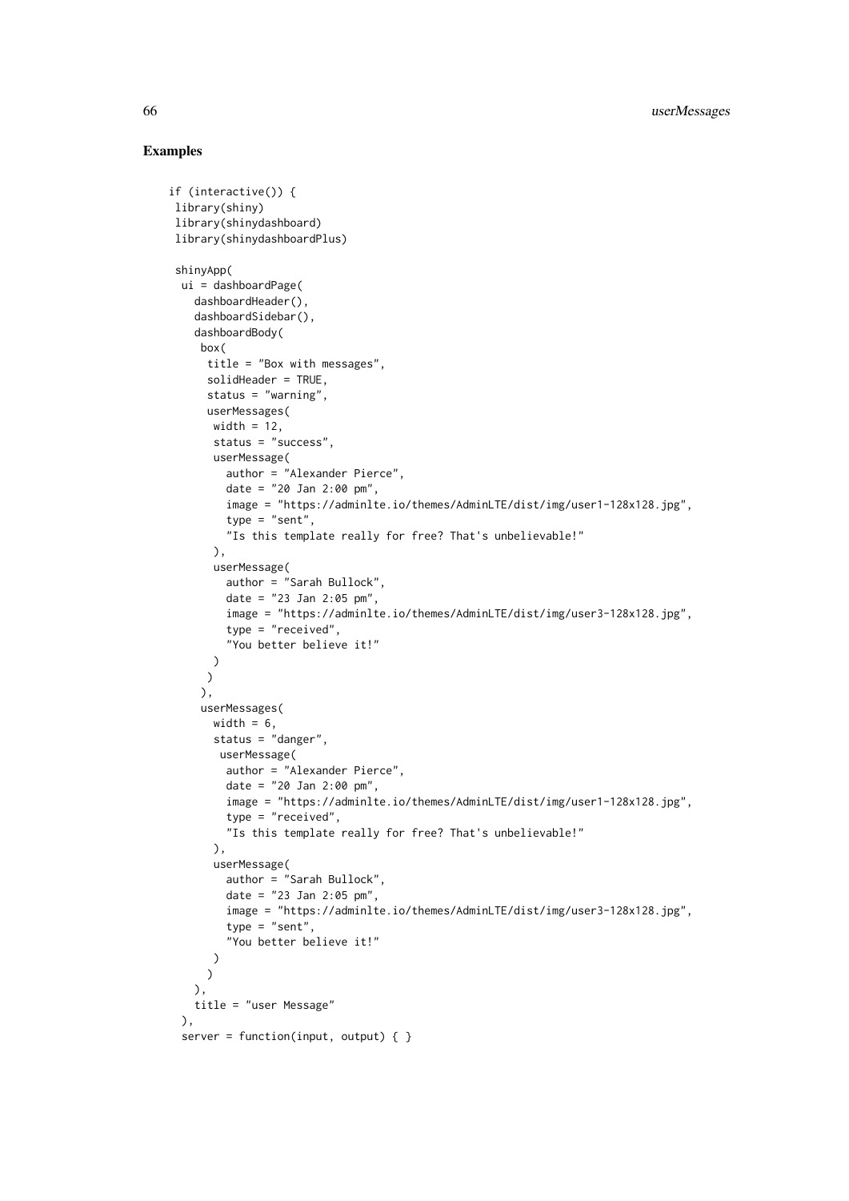## Examples

```
if (interactive()) {
 library(shiny)
 library(shinydashboard)
 library(shinydashboardPlus)

 shinyApp(
  ui = dashboardPage(
    dashboardHeader(),
    dashboardSidebar(),
    dashboardBody(
     box(
      title = "Box with messages",
      solidHeader = TRUE,
      status = "warning",
      userMessages(
       width = 12,
       status = "success",
       userMessage(
         author = "Alexander Pierce",
         date = "20 Jan 2:00 pm",
         image = "https://adminlte.io/themes/AdminLTE/dist/img/user1-128x128.jpg",
         type = "sent",
         "Is this template really for free? That's unbelievable!"
       ),
       userMessage(
         author = "Sarah Bullock",
         date = "23 Jan 2:05 pm",
         image = "https://adminlte.io/themes/AdminLTE/dist/img/user3-128x128.jpg",
         type = "received",
         "You better believe it!"
       )
      )
     ),
     userMessages(
       width = 6,
       status = "danger",
        userMessage(
         author = "Alexander Pierce",
         date = "20 Jan 2:00 pm",
         image = "https://adminlte.io/themes/AdminLTE/dist/img/user1-128x128.jpg",
         type = "received",
         "Is this template really for free? That's unbelievable!"
       ),
       userMessage(
         author = "Sarah Bullock",
         date = "23 Jan 2:05 pm",
         image = "https://adminlte.io/themes/AdminLTE/dist/img/user3-128x128.jpg",
         type = "sent",
         "You better believe it!"
       )
      )
    ),
    title = "user Message"
  ),
  server = function(input, output) { }
```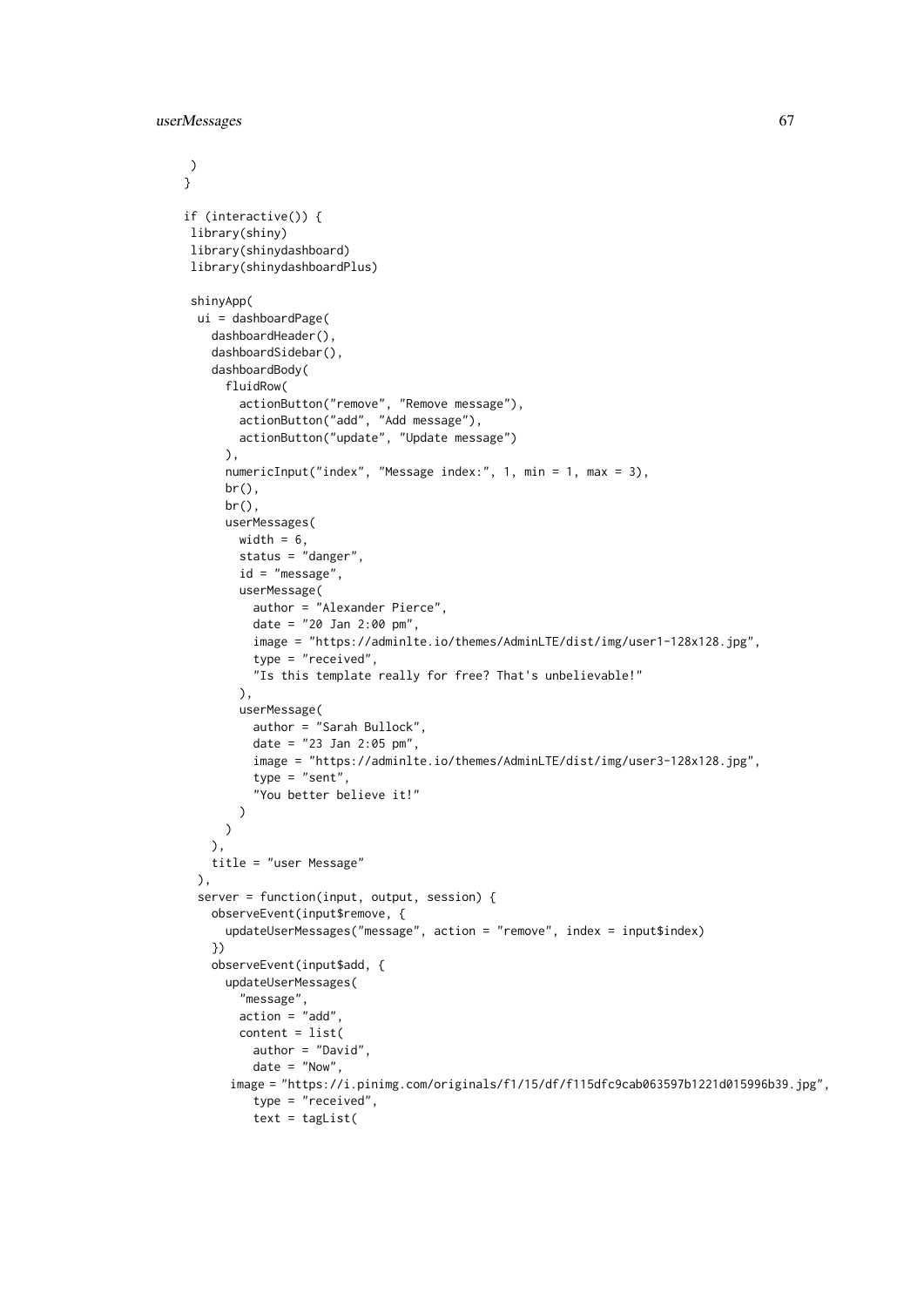```
 )
}

if (interactive()) {
 library(shiny)
 library(shinydashboard)
 library(shinydashboardPlus)

 shinyApp(
  ui = dashboardPage(
    dashboardHeader(),
    dashboardSidebar(),
    dashboardBody(
      fluidRow(
        actionButton("remove", "Remove message"),
        actionButton("add", "Add message"),
        actionButton("update", "Update message")
      ),
      numericInput("index", "Message index:", 1, min = 1, max = 3),
      br(),
      br(),
      userMessages(
        width = 6,
        status = "danger",
        id = "message",
        userMessage(
          author = "Alexander Pierce",
          date = "20 Jan 2:00 pm",
          image = "https://adminlte.io/themes/AdminLTE/dist/img/user1-128x128.jpg",
          type = "received",
          "Is this template really for free? That's unbelievable!"
        ),
        userMessage(
          author = "Sarah Bullock",
          date = "23 Jan 2:05 pm",
          image = "https://adminlte.io/themes/AdminLTE/dist/img/user3-128x128.jpg",
          type = "sent",
          "You better believe it!"
        )
      )
    ),
    title = "user Message"
  ),
  server = function(input, output, session) {
    observeEvent(input$remove, {
      updateUserMessages("message", action = "remove", index = input$index)
    })
    observeEvent(input$add, {
      updateUserMessages(
        "message",
        action = "add",
        content = list(
          author = "David",
          date = "Now",
       image = "https://i.pinimg.com/originals/f1/15/df/f115dfc9cab063597b1221d015996b39.jpg",
          type = "received",
          text = tagList(
```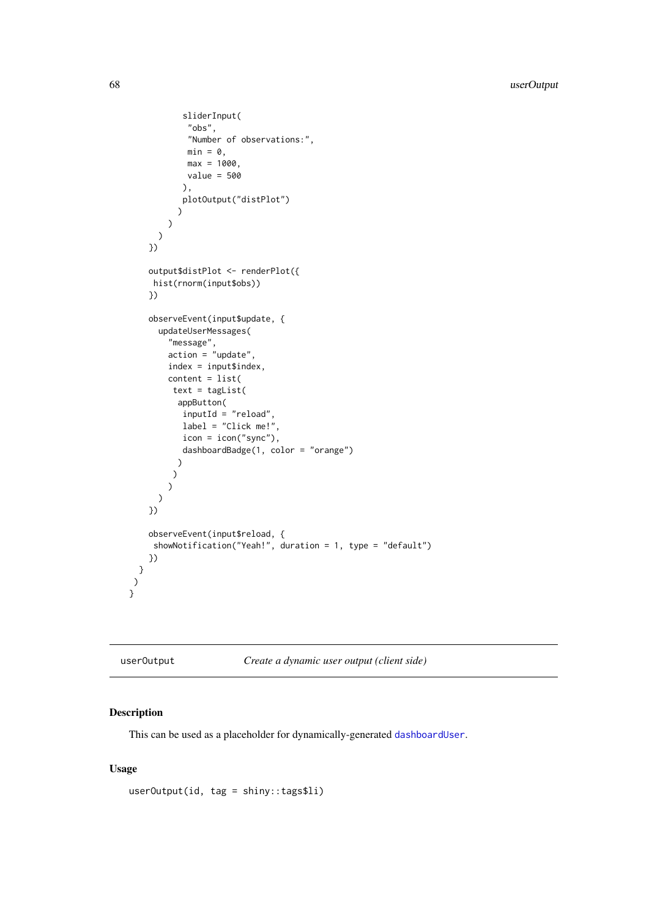```
          sliderInput(
            "obs",
            "Number of observations:",
            min = 0,
            max = 1000,
            value = 500
          ),
          plotOutput("distPlot")
        )
      )
    )
  })

  output$distPlot <- renderPlot({
   hist(rnorm(input$obs))
  })

  observeEvent(input$update, {
    updateUserMessages(
      "message",
      action = "update",
      index = input$index,
      content = list(
       text = tagList(
        appButton(
         inputId = "reload",
         label = "Click me!",
         icon = icon("sync"),
         dashboardBadge(1, color = "orange")
        )
       )
      )
    )
  })

  observeEvent(input$reload, {
   showNotification("Yeah!", duration = 1, type = "default")
  })
 }
)
}
```

## userOutput — *Create a dynamic user output (client side)*

### Description

This can be used as a placeholder for dynamically-generated dashboardUser.

### Usage

```
userOutput(id, tag = shiny::tags$li)
```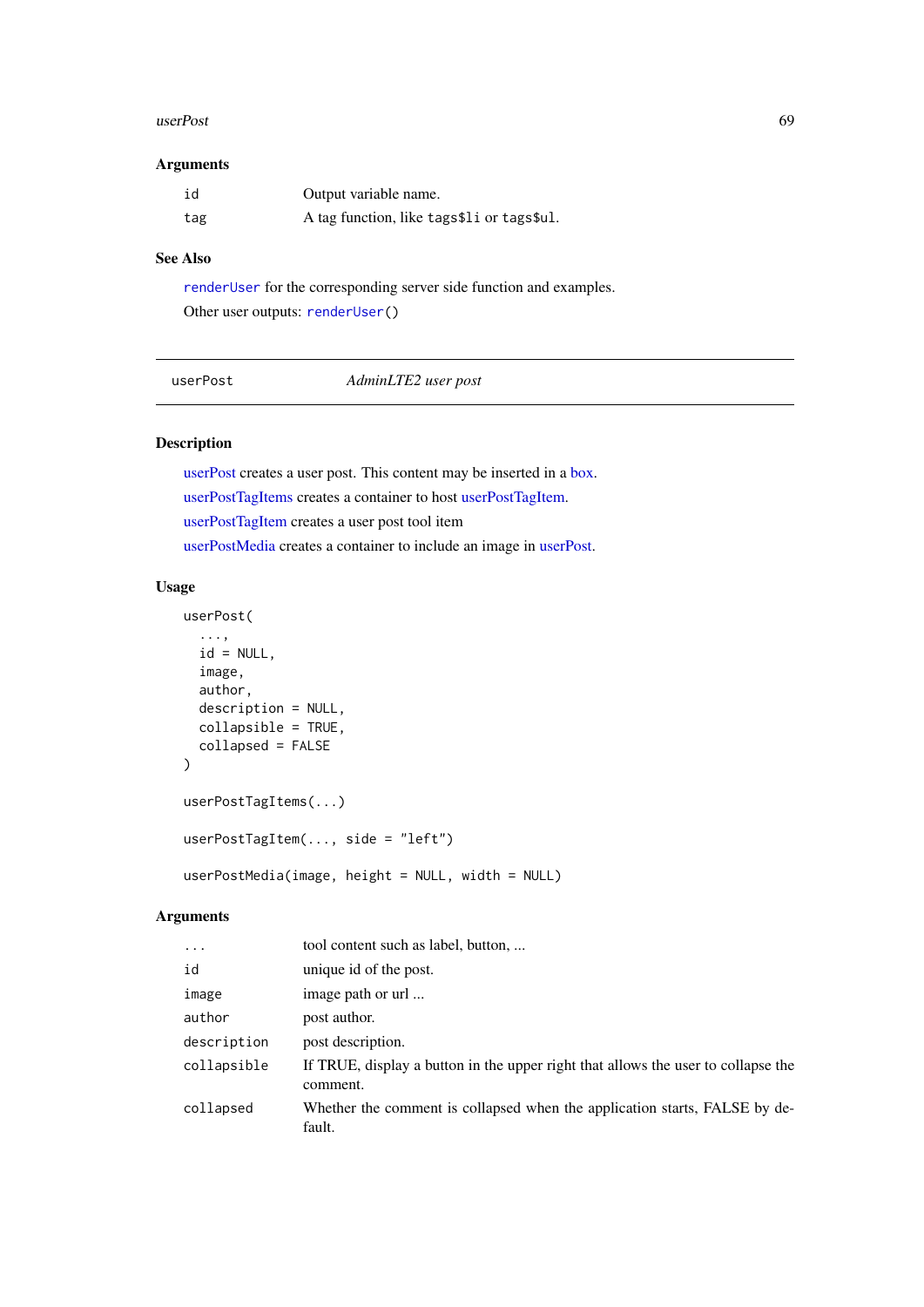## Arguments

| | |
|---|---|
| `id` | Output variable name. |
| `tag` | A tag function, like `tags$li` or `tags$ul`. |

## See Also

`renderUser` for the corresponding server side function and examples.

Other user outputs: `renderUser()`

---

`userPost` *AdminLTE2 user post*

---

## Description

userPost creates a user post. This content may be inserted in a box.

userPostTagItems creates a container to host userPostTagItem.

userPostTagItem creates a user post tool item

userPostMedia creates a container to include an image in userPost.

## Usage

```
userPost(
  ...,
  id = NULL,
  image,
  author,
  description = NULL,
  collapsible = TRUE,
  collapsed = FALSE
)

userPostTagItems(...)

userPostTagItem(..., side = "left")

userPostMedia(image, height = NULL, width = NULL)
```

## Arguments

| | |
|---|---|
| `...` | tool content such as label, button, ... |
| `id` | unique id of the post. |
| `image` | image path or url ... |
| `author` | post author. |
| `description` | post description. |
| `collapsible` | If TRUE, display a button in the upper right that allows the user to collapse the comment. |
| `collapsed` | Whether the comment is collapsed when the application starts, FALSE by default. |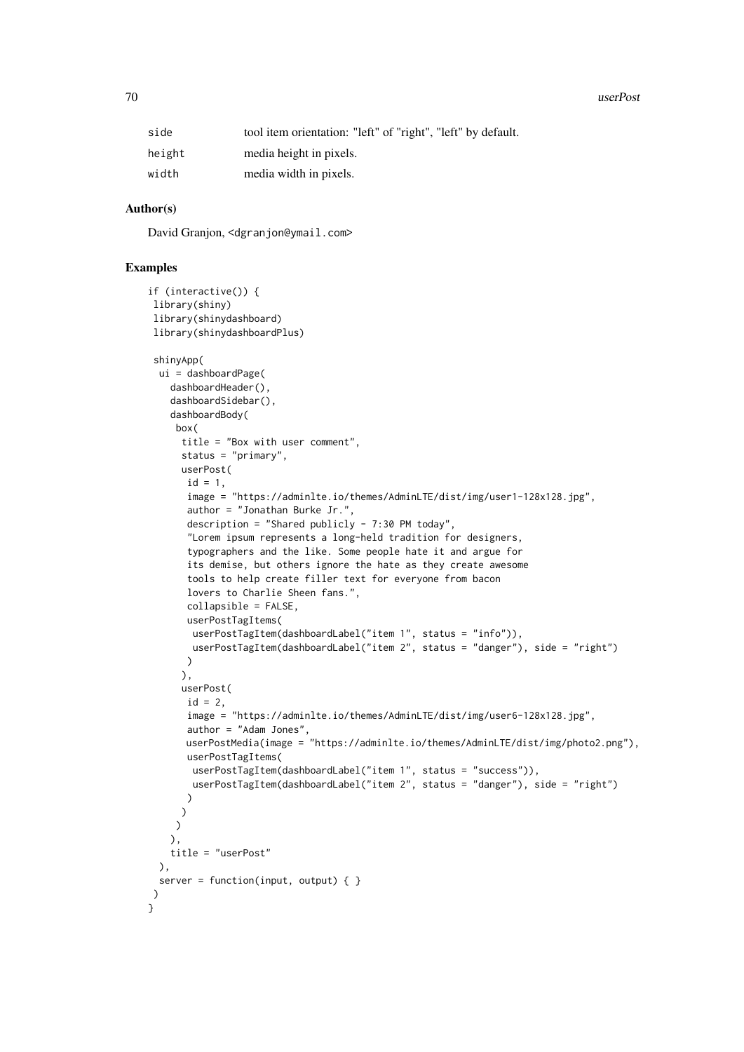| | |
|---|---|
| side | tool item orientation: "left" of "right", "left" by default. |
| height | media height in pixels. |
| width | media width in pixels. |

### Author(s)

David Granjon, <dgranjon@ymail.com>

### Examples

```
if (interactive()) {
 library(shiny)
 library(shinydashboard)
 library(shinydashboardPlus)

 shinyApp(
  ui = dashboardPage(
    dashboardHeader(),
    dashboardSidebar(),
    dashboardBody(
     box(
      title = "Box with user comment",
      status = "primary",
      userPost(
       id = 1,
       image = "https://adminlte.io/themes/AdminLTE/dist/img/user1-128x128.jpg",
       author = "Jonathan Burke Jr.",
       description = "Shared publicly - 7:30 PM today",
       "Lorem ipsum represents a long-held tradition for designers,
       typographers and the like. Some people hate it and argue for
       its demise, but others ignore the hate as they create awesome
       tools to help create filler text for everyone from bacon
       lovers to Charlie Sheen fans.",
       collapsible = FALSE,
       userPostTagItems(
        userPostTagItem(dashboardLabel("item 1", status = "info")),
        userPostTagItem(dashboardLabel("item 2", status = "danger"), side = "right")
       )
      ),
      userPost(
       id = 2,
       image = "https://adminlte.io/themes/AdminLTE/dist/img/user6-128x128.jpg",
       author = "Adam Jones",
       userPostMedia(image = "https://adminlte.io/themes/AdminLTE/dist/img/photo2.png"),
       userPostTagItems(
        userPostTagItem(dashboardLabel("item 1", status = "success")),
        userPostTagItem(dashboardLabel("item 2", status = "danger"), side = "right")
       )
      )
     )
    ),
    title = "userPost"
  ),
  server = function(input, output) { }
 )
}
```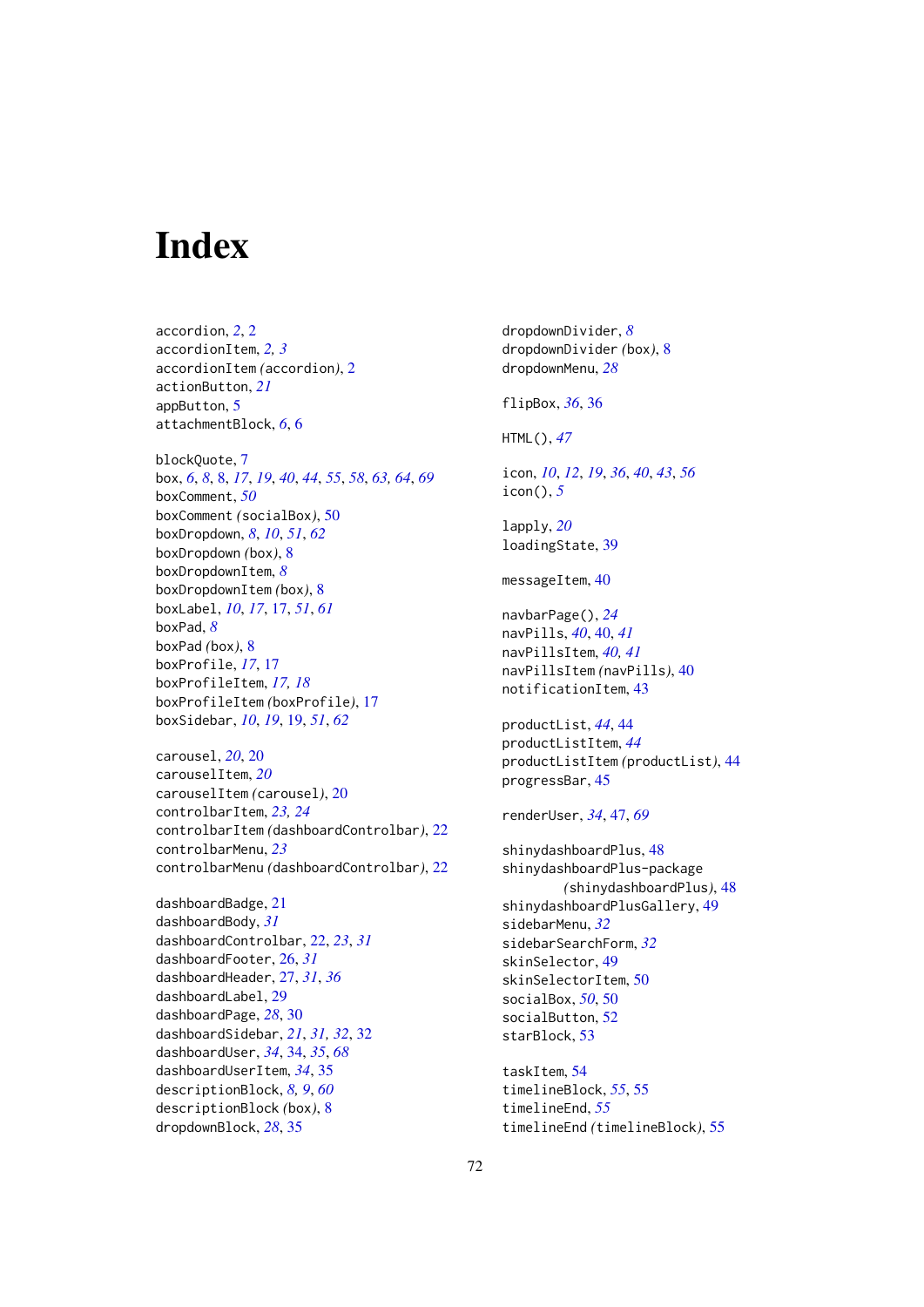# Index

accordion, *2*, 2
accordionItem, *2, 3*
accordionItem *(accordion)*, 2
actionButton, *21*
appButton, 5
attachmentBlock, *6*, 6

blockQuote, 7
box, *6*, *8*, 8, *17*, *19*, *40*, *44*, *55*, *58*, *63*, *64*, *69*
boxComment, *50*
boxComment *(socialBox)*, 50
boxDropdown, *8*, *10*, *51*, *62*
boxDropdown *(box)*, 8
boxDropdownItem, *8*
boxDropdownItem *(box)*, 8
boxLabel, *10*, *17*, 17, *51*, *61*
boxPad, *8*
boxPad *(box)*, 8
boxProfile, *17*, 17
boxProfileItem, *17, 18*
boxProfileItem *(boxProfile)*, 17
boxSidebar, *10*, *19*, 19, *51*, *62*

carousel, *20*, 20
carouselItem, *20*
carouselItem *(carousel)*, 20
controlbarItem, *23, 24*
controlbarItem *(dashboardControlbar)*, 22
controlbarMenu, *23*
controlbarMenu *(dashboardControlbar)*, 22

dashboardBadge, 21
dashboardBody, *31*
dashboardControlbar, 22, *23*, *31*
dashboardFooter, 26, *31*
dashboardHeader, 27, *31*, *36*
dashboardLabel, 29
dashboardPage, *28*, 30
dashboardSidebar, *21*, *31, 32*, 32
dashboardUser, *34*, 34, *35*, *68*
dashboardUserItem, *34*, 35
descriptionBlock, *8, 9*, *60*
descriptionBlock *(box)*, 8
dropdownBlock, *28*, 35

dropdownDivider, *8*
dropdownDivider *(box)*, 8
dropdownMenu, *28*

flipBox, *36*, 36

HTML(), *47*

icon, *10*, *12*, *19*, *36*, *40*, *43*, *56*
icon(), *5*

lapply, *20*
loadingState, 39

messageItem, 40

navbarPage(), *24*
navPills, *40*, 40, *41*
navPillsItem, *40, 41*
navPillsItem *(navPills)*, 40
notificationItem, 43

productList, *44*, 44
productListItem, *44*
productListItem *(productList)*, 44
progressBar, 45

renderUser, *34*, 47, *69*

shinydashboardPlus, 48
shinydashboardPlus-package *(shinydashboardPlus)*, 48
shinydashboardPlusGallery, 49
sidebarMenu, *32*
sidebarSearchForm, *32*
skinSelector, 49
skinSelectorItem, 50
socialBox, *50*, 50
socialButton, 52
starBlock, 53

taskItem, 54
timelineBlock, *55*, 55
timelineEnd, *55*
timelineEnd *(timelineBlock)*, 55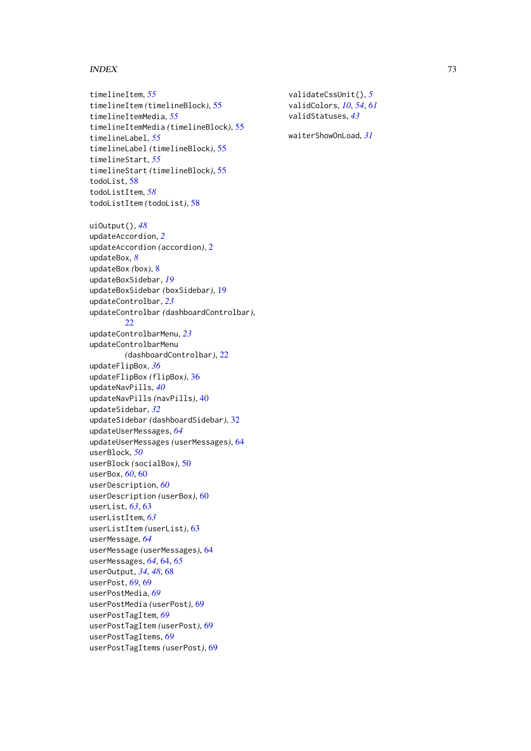timelineItem, *55*
timelineItem (timelineBlock), 55
timelineItemMedia, *55*
timelineItemMedia (timelineBlock), 55
timelineLabel, *55*
timelineLabel (timelineBlock), 55
timelineStart, *55*
timelineStart (timelineBlock), 55
todoList, 58
todoListItem, *58*
todoListItem (todoList), 58

uiOutput(), *48*
updateAccordion, *2*
updateAccordion (accordion), 2
updateBox, *8*
updateBox (box), 8
updateBoxSidebar, *19*
updateBoxSidebar (boxSidebar), 19
updateControlbar, *23*
updateControlbar (dashboardControlbar), 22
updateControlbarMenu, *23*
updateControlbarMenu (dashboardControlbar), 22
updateFlipBox, *36*
updateFlipBox (flipBox), 36
updateNavPills, *40*
updateNavPills (navPills), 40
updateSidebar, *32*
updateSidebar (dashboardSidebar), 32
updateUserMessages, *64*
updateUserMessages (userMessages), 64
userBlock, *50*
userBlock (socialBox), 50
userBox, *60*, 60
userDescription, *60*
userDescription (userBox), 60
userList, *63*, 63
userListItem, *63*
userListItem (userList), 63
userMessage, *64*
userMessage (userMessages), 64
userMessages, *64*, 64, *65*
userOutput, *34*, *48*, 68
userPost, *69*, 69
userPostMedia, *69*
userPostMedia (userPost), 69
userPostTagItem, *69*
userPostTagItem (userPost), 69
userPostTagItems, *69*
userPostTagItems (userPost), 69

validateCssUnit(), *5*
validColors, *10*, *54*, *61*
validStatuses, *43*

waiterShowOnLoad, *31*